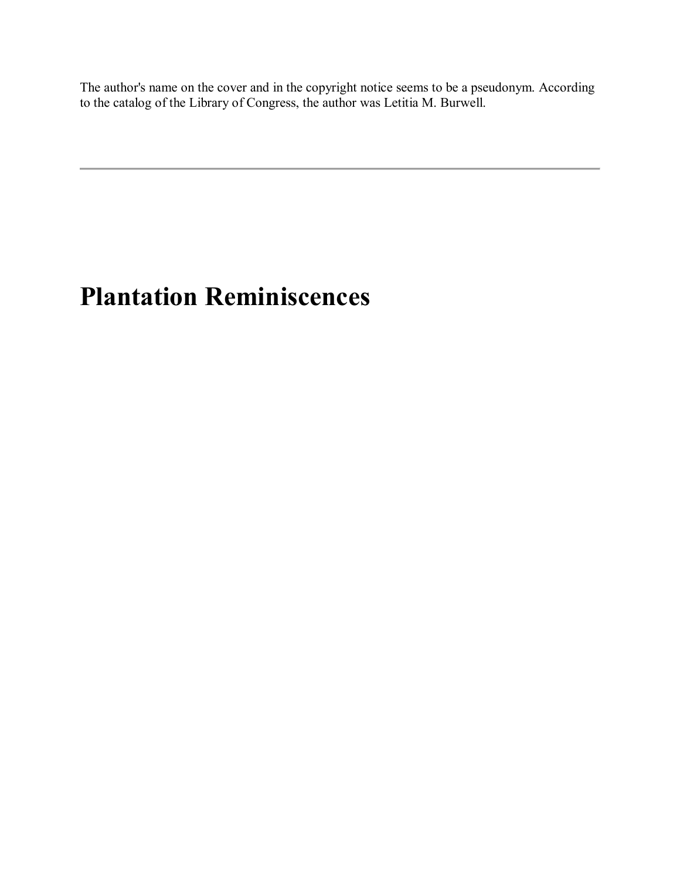The author's name on the cover and in the copyright notice seems to be a pseudonym. According to the catalog of the Library of Congress, the author was Letitia M. Burwell.

---

# Plantation Reminiscences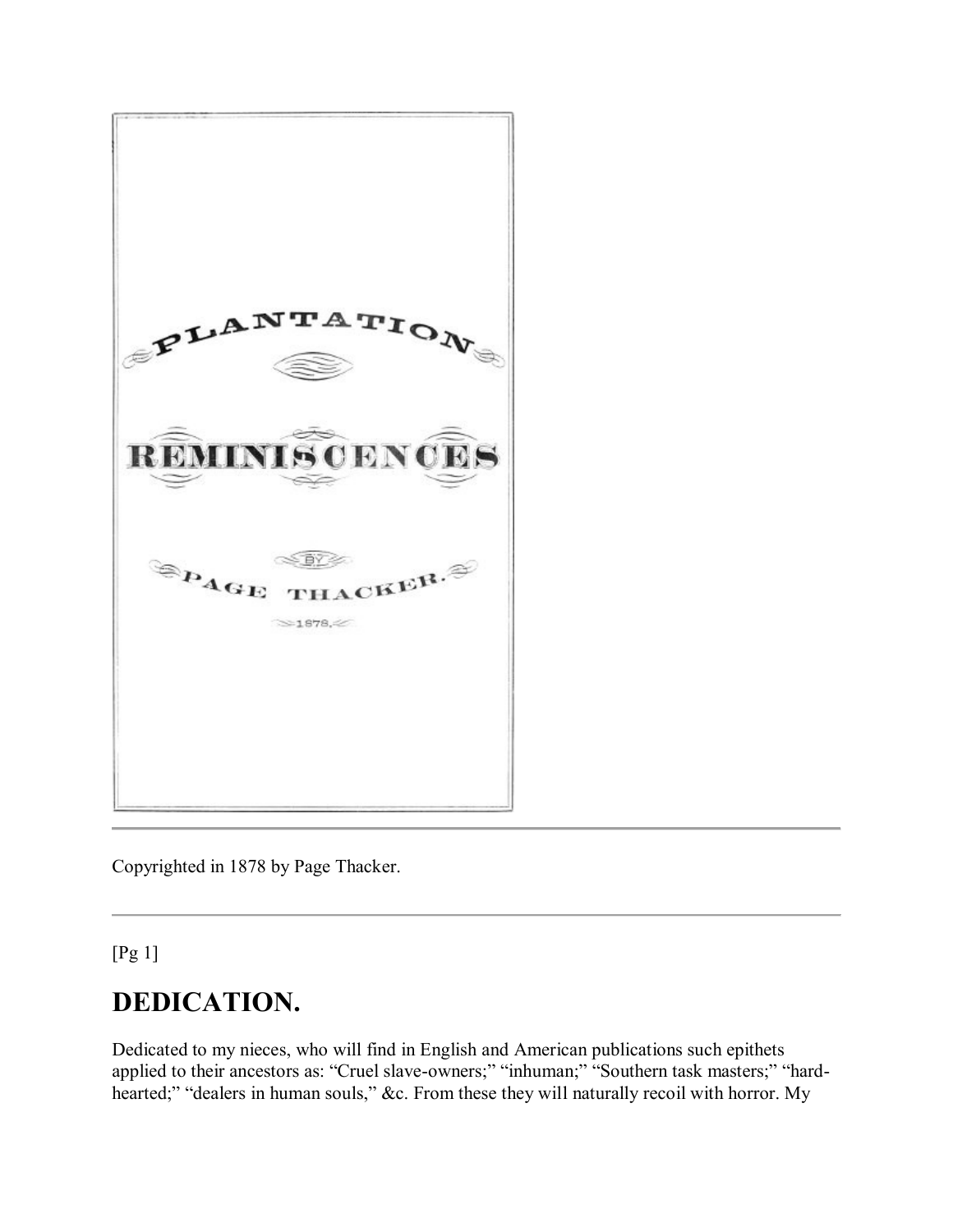PLANTATION

REMINISCENCES

BY

PAGE THACKER.

1878.

---

Copyrighted in 1878 by Page Thacker.

---

[Pg 1]

## DEDICATION.

Dedicated to my nieces, who will find in English and American publications such epithets applied to their ancestors as: "Cruel slave-owners;" "inhuman;" "Southern task masters;" "hard-hearted;" "dealers in human souls," &c. From these they will naturally recoil with horror. My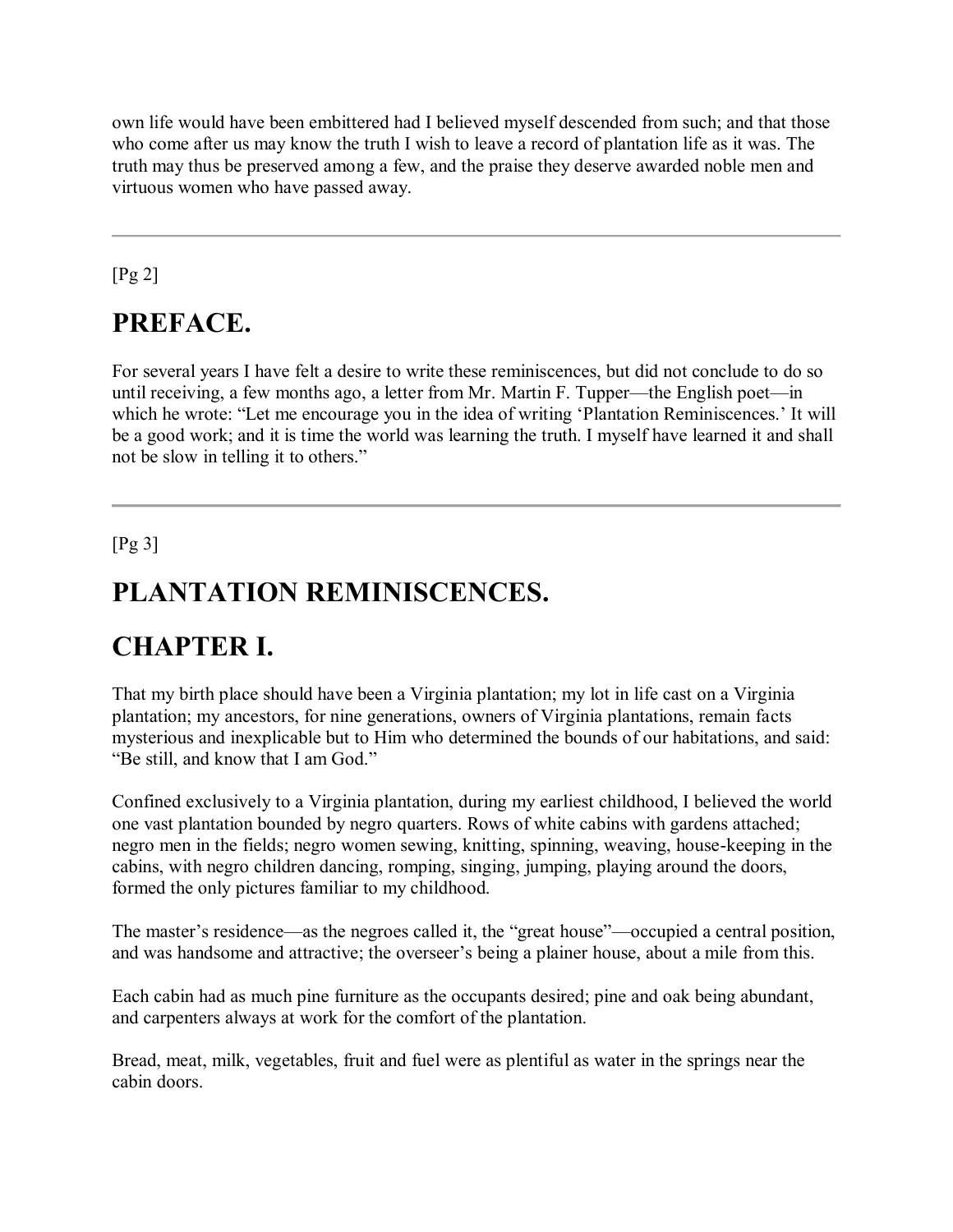own life would have been embittered had I believed myself descended from such; and that those who come after us may know the truth I wish to leave a record of plantation life as it was. The truth may thus be preserved among a few, and the praise they deserve awarded noble men and virtuous women who have passed away.

---

## PREFACE.

For several years I have felt a desire to write these reminiscences, but did not conclude to do so until receiving, a few months ago, a letter from Mr. Martin F. Tupper—the English poet—in which he wrote: "Let me encourage you in the idea of writing 'Plantation Reminiscences.' It will be a good work; and it is time the world was learning the truth. I myself have learned it and shall not be slow in telling it to others."

---

# PLANTATION REMINISCENCES.

## CHAPTER I.

That my birth place should have been a Virginia plantation; my lot in life cast on a Virginia plantation; my ancestors, for nine generations, owners of Virginia plantations, remain facts mysterious and inexplicable but to Him who determined the bounds of our habitations, and said: "Be still, and know that I am God."

Confined exclusively to a Virginia plantation, during my earliest childhood, I believed the world one vast plantation bounded by negro quarters. Rows of white cabins with gardens attached; negro men in the fields; negro women sewing, knitting, spinning, weaving, house-keeping in the cabins, with negro children dancing, romping, singing, jumping, playing around the doors, formed the only pictures familiar to my childhood.

The master's residence—as the negroes called it, the "great house"—occupied a central position, and was handsome and attractive; the overseer's being a plainer house, about a mile from this.

Each cabin had as much pine furniture as the occupants desired; pine and oak being abundant, and carpenters always at work for the comfort of the plantation.

Bread, meat, milk, vegetables, fruit and fuel were as plentiful as water in the springs near the cabin doors.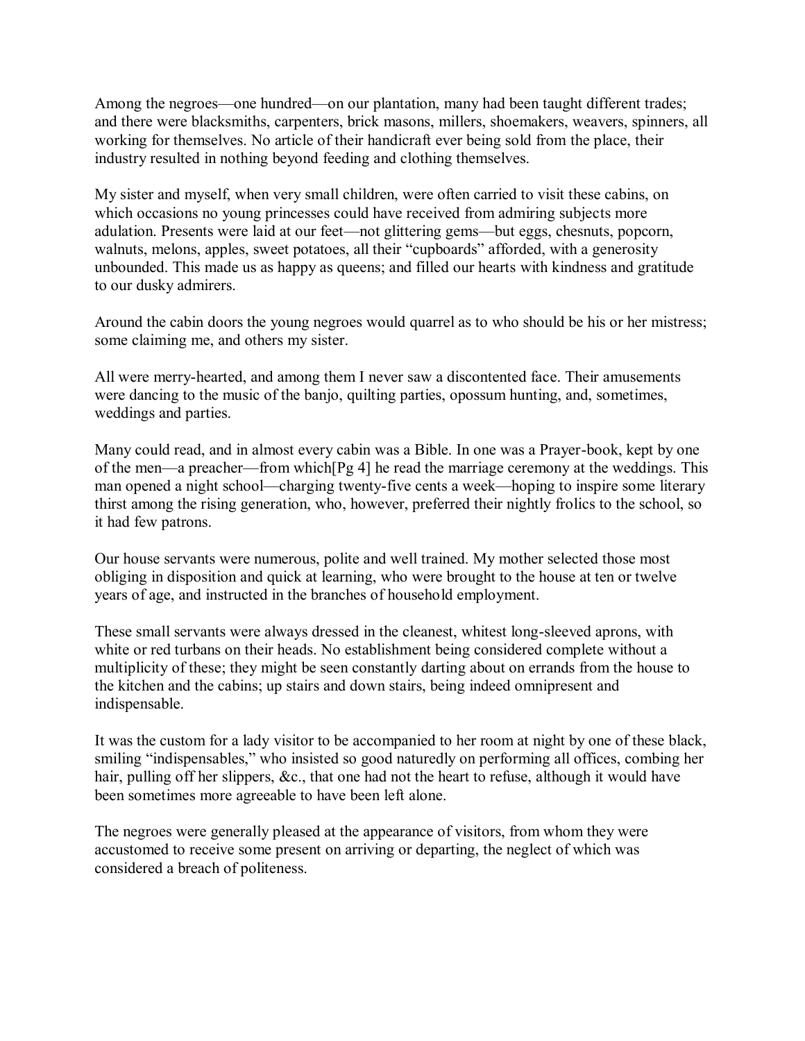Among the negroes—one hundred—on our plantation, many had been taught different trades; and there were blacksmiths, carpenters, brick masons, millers, shoemakers, weavers, spinners, all working for themselves. No article of their handicraft ever being sold from the place, their industry resulted in nothing beyond feeding and clothing themselves.

My sister and myself, when very small children, were often carried to visit these cabins, on which occasions no young princesses could have received from admiring subjects more adulation. Presents were laid at our feet—not glittering gems—but eggs, chesnuts, popcorn, walnuts, melons, apples, sweet potatoes, all their "cupboards" afforded, with a generosity unbounded. This made us as happy as queens; and filled our hearts with kindness and gratitude to our dusky admirers.

Around the cabin doors the young negroes would quarrel as to who should be his or her mistress; some claiming me, and others my sister.

All were merry-hearted, and among them I never saw a discontented face. Their amusements were dancing to the music of the banjo, quilting parties, opossum hunting, and, sometimes, weddings and parties.

Many could read, and in almost every cabin was a Bible. In one was a Prayer-book, kept by one of the men—a preacher—from which[Pg 4] he read the marriage ceremony at the weddings. This man opened a night school—charging twenty-five cents a week—hoping to inspire some literary thirst among the rising generation, who, however, preferred their nightly frolics to the school, so it had few patrons.

Our house servants were numerous, polite and well trained. My mother selected those most obliging in disposition and quick at learning, who were brought to the house at ten or twelve years of age, and instructed in the branches of household employment.

These small servants were always dressed in the cleanest, whitest long-sleeved aprons, with white or red turbans on their heads. No establishment being considered complete without a multiplicity of these; they might be seen constantly darting about on errands from the house to the kitchen and the cabins; up stairs and down stairs, being indeed omnipresent and indispensable.

It was the custom for a lady visitor to be accompanied to her room at night by one of these black, smiling "indispensables," who insisted so good naturedly on performing all offices, combing her hair, pulling off her slippers, &c., that one had not the heart to refuse, although it would have been sometimes more agreeable to have been left alone.

The negroes were generally pleased at the appearance of visitors, from whom they were accustomed to receive some present on arriving or departing, the neglect of which was considered a breach of politeness.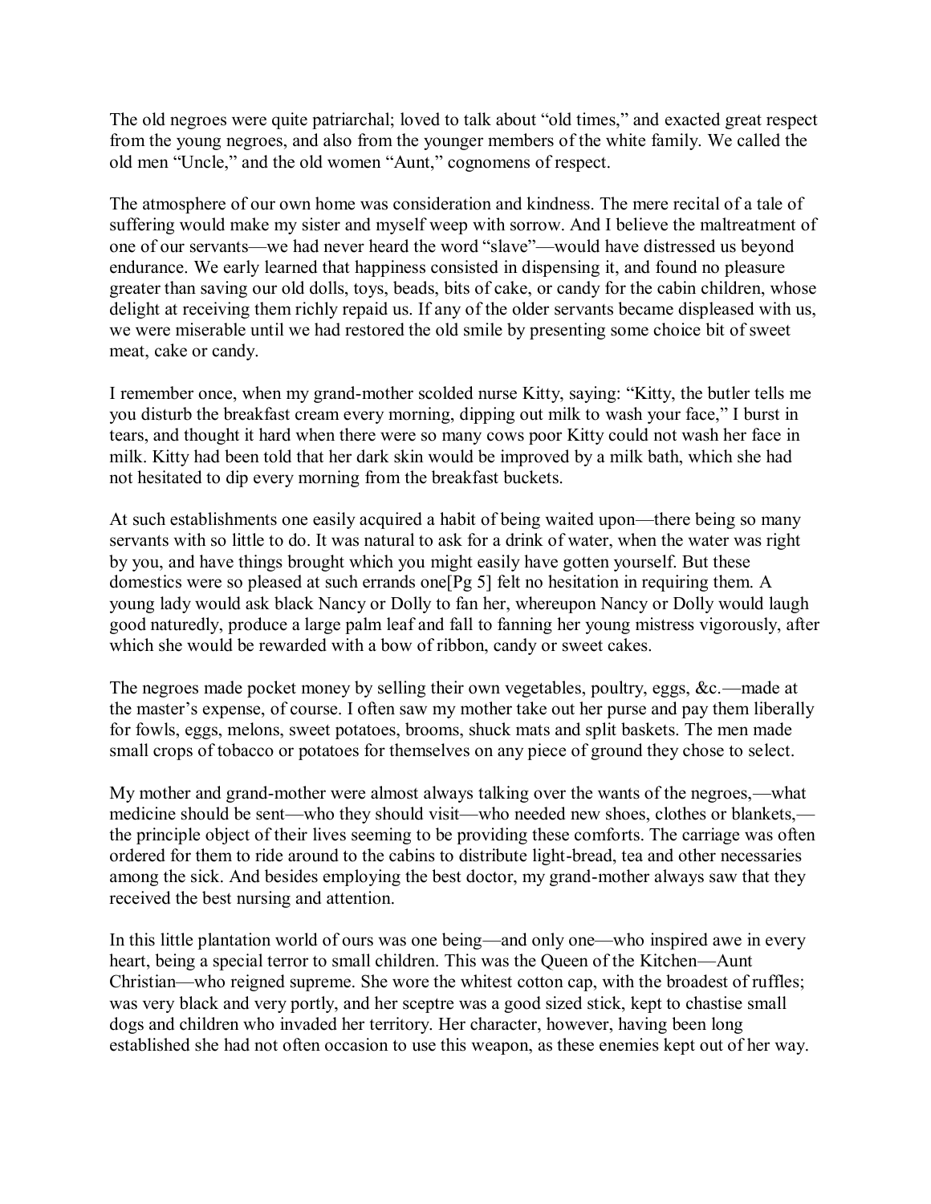The old negroes were quite patriarchal; loved to talk about "old times," and exacted great respect from the young negroes, and also from the younger members of the white family. We called the old men "Uncle," and the old women "Aunt," cognomens of respect.

The atmosphere of our own home was consideration and kindness. The mere recital of a tale of suffering would make my sister and myself weep with sorrow. And I believe the maltreatment of one of our servants—we had never heard the word "slave"—would have distressed us beyond endurance. We early learned that happiness consisted in dispensing it, and found no pleasure greater than saving our old dolls, toys, beads, bits of cake, or candy for the cabin children, whose delight at receiving them richly repaid us. If any of the older servants became displeased with us, we were miserable until we had restored the old smile by presenting some choice bit of sweet meat, cake or candy.

I remember once, when my grand-mother scolded nurse Kitty, saying: "Kitty, the butler tells me you disturb the breakfast cream every morning, dipping out milk to wash your face," I burst in tears, and thought it hard when there were so many cows poor Kitty could not wash her face in milk. Kitty had been told that her dark skin would be improved by a milk bath, which she had not hesitated to dip every morning from the breakfast buckets.

At such establishments one easily acquired a habit of being waited upon—there being so many servants with so little to do. It was natural to ask for a drink of water, when the water was right by you, and have things brought which you might easily have gotten yourself. But these domestics were so pleased at such errands one[Pg 5] felt no hesitation in requiring them. A young lady would ask black Nancy or Dolly to fan her, whereupon Nancy or Dolly would laugh good naturedly, produce a large palm leaf and fall to fanning her young mistress vigorously, after which she would be rewarded with a bow of ribbon, candy or sweet cakes.

The negroes made pocket money by selling their own vegetables, poultry, eggs, &c.—made at the master's expense, of course. I often saw my mother take out her purse and pay them liberally for fowls, eggs, melons, sweet potatoes, brooms, shuck mats and split baskets. The men made small crops of tobacco or potatoes for themselves on any piece of ground they chose to select.

My mother and grand-mother were almost always talking over the wants of the negroes,—what medicine should be sent—who they should visit—who needed new shoes, clothes or blankets,—the principle object of their lives seeming to be providing these comforts. The carriage was often ordered for them to ride around to the cabins to distribute light-bread, tea and other necessaries among the sick. And besides employing the best doctor, my grand-mother always saw that they received the best nursing and attention.

In this little plantation world of ours was one being—and only one—who inspired awe in every heart, being a special terror to small children. This was the Queen of the Kitchen—Aunt Christian—who reigned supreme. She wore the whitest cotton cap, with the broadest of ruffles; was very black and very portly, and her sceptre was a good sized stick, kept to chastise small dogs and children who invaded her territory. Her character, however, having been long established she had not often occasion to use this weapon, as these enemies kept out of her way.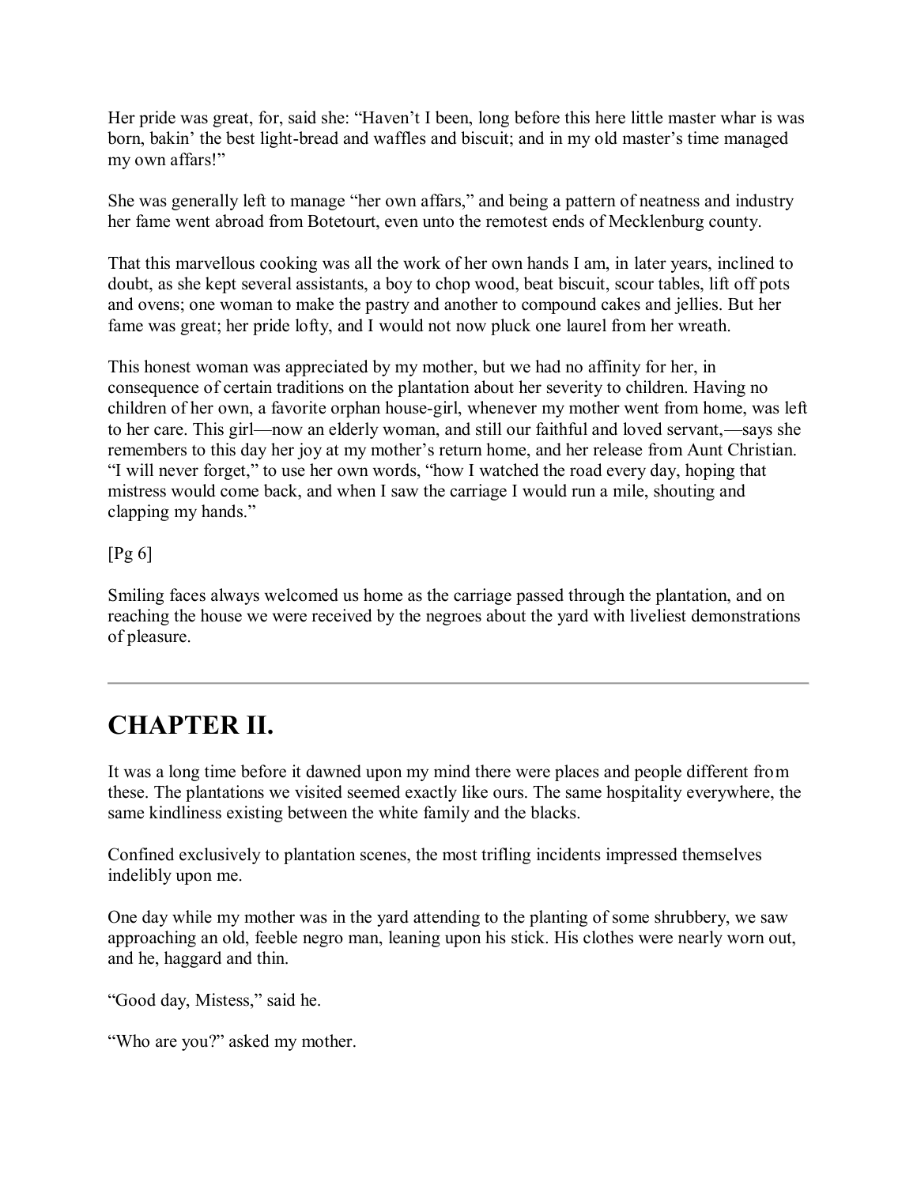Her pride was great, for, said she: “Haven’t I been, long before this here little master whar is was born, bakin’ the best light-bread and waffles and biscuit; and in my old master’s time managed my own affars!”

She was generally left to manage “her own affars,” and being a pattern of neatness and industry her fame went abroad from Botetourt, even unto the remotest ends of Mecklenburg county.

That this marvellous cooking was all the work of her own hands I am, in later years, inclined to doubt, as she kept several assistants, a boy to chop wood, beat biscuit, scour tables, lift off pots and ovens; one woman to make the pastry and another to compound cakes and jellies. But her fame was great; her pride lofty, and I would not now pluck one laurel from her wreath.

This honest woman was appreciated by my mother, but we had no affinity for her, in consequence of certain traditions on the plantation about her severity to children. Having no children of her own, a favorite orphan house-girl, whenever my mother went from home, was left to her care. This girl—now an elderly woman, and still our faithful and loved servant,—says she remembers to this day her joy at my mother’s return home, and her release from Aunt Christian. “I will never forget,” to use her own words, “how I watched the road every day, hoping that mistress would come back, and when I saw the carriage I would run a mile, shouting and clapping my hands.”

[Pg 6]

Smiling faces always welcomed us home as the carriage passed through the plantation, and on reaching the house we were received by the negroes about the yard with liveliest demonstrations of pleasure.

---

## CHAPTER II.

It was a long time before it dawned upon my mind there were places and people different from these. The plantations we visited seemed exactly like ours. The same hospitality everywhere, the same kindliness existing between the white family and the blacks.

Confined exclusively to plantation scenes, the most trifling incidents impressed themselves indelibly upon me.

One day while my mother was in the yard attending to the planting of some shrubbery, we saw approaching an old, feeble negro man, leaning upon his stick. His clothes were nearly worn out, and he, haggard and thin.

“Good day, Mistess,” said he.

“Who are you?” asked my mother.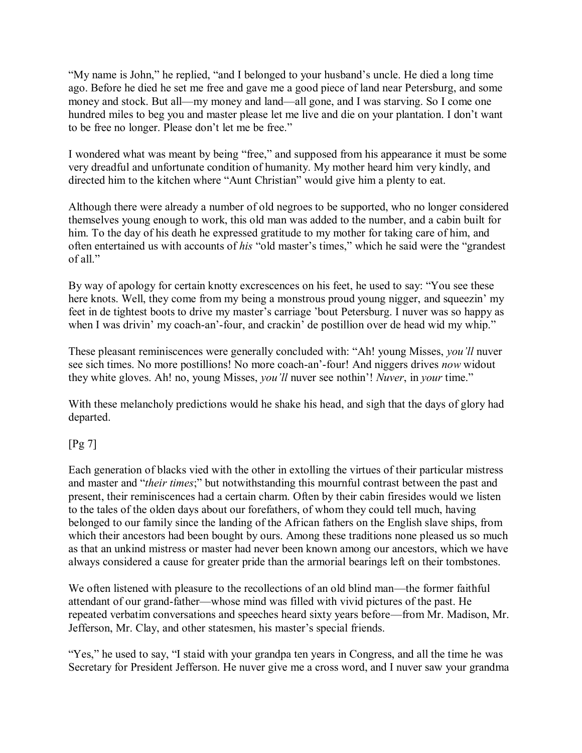"My name is John," he replied, "and I belonged to your husband's uncle. He died a long time ago. Before he died he set me free and gave me a good piece of land near Petersburg, and some money and stock. But all—my money and land—all gone, and I was starving. So I come one hundred miles to beg you and master please let me live and die on your plantation. I don't want to be free no longer. Please don't let me be free."

I wondered what was meant by being "free," and supposed from his appearance it must be some very dreadful and unfortunate condition of humanity. My mother heard him very kindly, and directed him to the kitchen where "Aunt Christian" would give him a plenty to eat.

Although there were already a number of old negroes to be supported, who no longer considered themselves young enough to work, this old man was added to the number, and a cabin built for him. To the day of his death he expressed gratitude to my mother for taking care of him, and often entertained us with accounts of *his* "old master's times," which he said were the "grandest of all."

By way of apology for certain knotty excrescences on his feet, he used to say: "You see these here knots. Well, they come from my being a monstrous proud young nigger, and squeezin' my feet in de tightest boots to drive my master's carriage 'bout Petersburg. I nuver was so happy as when I was drivin' my coach-an'-four, and crackin' de postillion over de head wid my whip."

These pleasant reminiscences were generally concluded with: "Ah! young Misses, *you'll* nuver see sich times. No more postillions! No more coach-an'-four! And niggers drives *now* widout they white gloves. Ah! no, young Misses, *you'll* nuver see nothin'! *Nuver*, in *your* time."

With these melancholy predictions would he shake his head, and sigh that the days of glory had departed.

[Pg 7]

Each generation of blacks vied with the other in extolling the virtues of their particular mistress and master and "*their times*;" but notwithstanding this mournful contrast between the past and present, their reminiscences had a certain charm. Often by their cabin firesides would we listen to the tales of the olden days about our forefathers, of whom they could tell much, having belonged to our family since the landing of the African fathers on the English slave ships, from which their ancestors had been bought by ours. Among these traditions none pleased us so much as that an unkind mistress or master had never been known among our ancestors, which we have always considered a cause for greater pride than the armorial bearings left on their tombstones.

We often listened with pleasure to the recollections of an old blind man—the former faithful attendant of our grand-father—whose mind was filled with vivid pictures of the past. He repeated verbatim conversations and speeches heard sixty years before—from Mr. Madison, Mr. Jefferson, Mr. Clay, and other statesmen, his master's special friends.

"Yes," he used to say, "I staid with your grandpa ten years in Congress, and all the time he was Secretary for President Jefferson. He nuver give me a cross word, and I nuver saw your grandma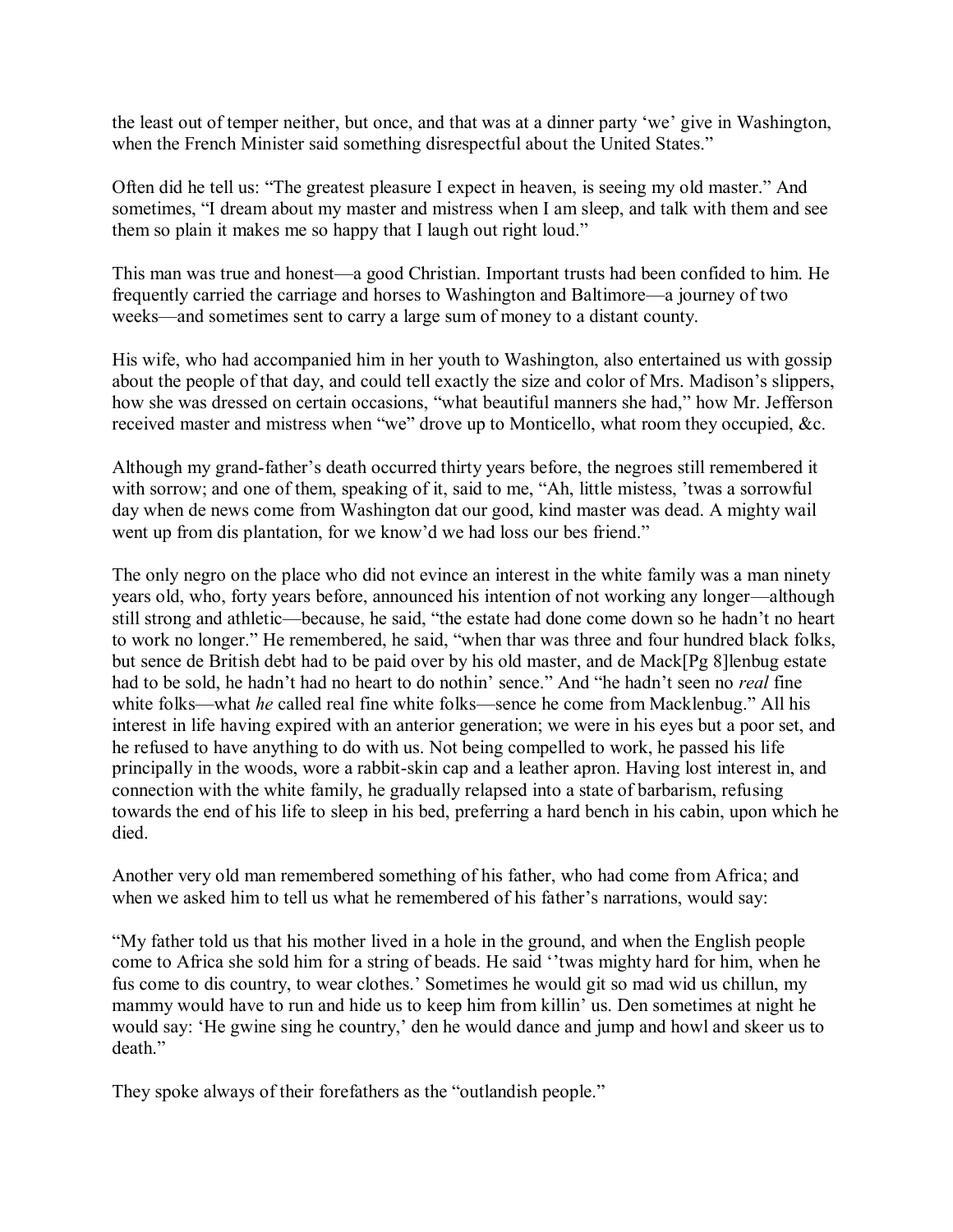the least out of temper neither, but once, and that was at a dinner party 'we' give in Washington, when the French Minister said something disrespectful about the United States."

Often did he tell us: "The greatest pleasure I expect in heaven, is seeing my old master." And sometimes, "I dream about my master and mistress when I am sleep, and talk with them and see them so plain it makes me so happy that I laugh out right loud."

This man was true and honest—a good Christian. Important trusts had been confided to him. He frequently carried the carriage and horses to Washington and Baltimore—a journey of two weeks—and sometimes sent to carry a large sum of money to a distant county.

His wife, who had accompanied him in her youth to Washington, also entertained us with gossip about the people of that day, and could tell exactly the size and color of Mrs. Madison's slippers, how she was dressed on certain occasions, "what beautiful manners she had," how Mr. Jefferson received master and mistress when "we" drove up to Monticello, what room they occupied, &c.

Although my grand-father's death occurred thirty years before, the negroes still remembered it with sorrow; and one of them, speaking of it, said to me, "Ah, little mistess, 'twas a sorrowful day when de news come from Washington dat our good, kind master was dead. A mighty wail went up from dis plantation, for we know'd we had loss our bes friend."

The only negro on the place who did not evince an interest in the white family was a man ninety years old, who, forty years before, announced his intention of not working any longer—although still strong and athletic—because, he said, "the estate had done come down so he hadn't no heart to work no longer." He remembered, he said, "when thar was three and four hundred black folks, but sence de British debt had to be paid over by his old master, and de Mack[Pg 8]lenbug estate had to be sold, he hadn't had no heart to do nothin' sence." And "he hadn't seen no *real* fine white folks—what *he* called real fine white folks—sence he come from Macklenbug." All his interest in life having expired with an anterior generation; we were in his eyes but a poor set, and he refused to have anything to do with us. Not being compelled to work, he passed his life principally in the woods, wore a rabbit-skin cap and a leather apron. Having lost interest in, and connection with the white family, he gradually relapsed into a state of barbarism, refusing towards the end of his life to sleep in his bed, preferring a hard bench in his cabin, upon which he died.

Another very old man remembered something of his father, who had come from Africa; and when we asked him to tell us what he remembered of his father's narrations, would say:

"My father told us that his mother lived in a hole in the ground, and when the English people come to Africa she sold him for a string of beads. He said ''twas mighty hard for him, when he fus come to dis country, to wear clothes.' Sometimes he would git so mad wid us chillun, my mammy would have to run and hide us to keep him from killin' us. Den sometimes at night he would say: 'He gwine sing he country,' den he would dance and jump and howl and skeer us to death."

They spoke always of their forefathers as the "outlandish people."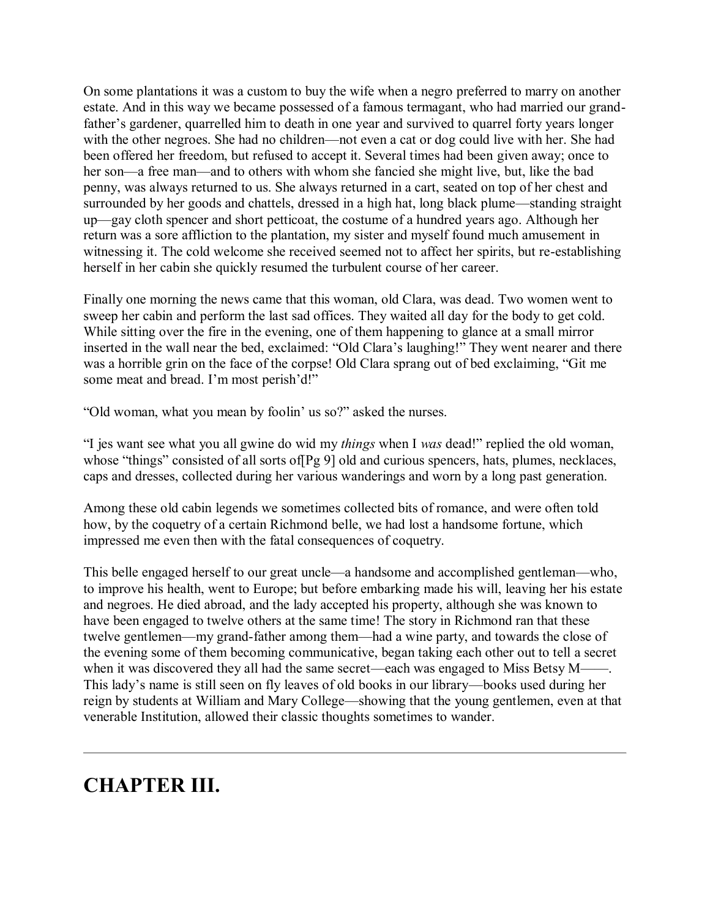On some plantations it was a custom to buy the wife when a negro preferred to marry on another estate. And in this way we became possessed of a famous termagant, who had married our grand-father's gardener, quarrelled him to death in one year and survived to quarrel forty years longer with the other negroes. She had no children—not even a cat or dog could live with her. She had been offered her freedom, but refused to accept it. Several times had been given away; once to her son—a free man—and to others with whom she fancied she might live, but, like the bad penny, was always returned to us. She always returned in a cart, seated on top of her chest and surrounded by her goods and chattels, dressed in a high hat, long black plume—standing straight up—gay cloth spencer and short petticoat, the costume of a hundred years ago. Although her return was a sore affliction to the plantation, my sister and myself found much amusement in witnessing it. The cold welcome she received seemed not to affect her spirits, but re-establishing herself in her cabin she quickly resumed the turbulent course of her career.

Finally one morning the news came that this woman, old Clara, was dead. Two women went to sweep her cabin and perform the last sad offices. They waited all day for the body to get cold. While sitting over the fire in the evening, one of them happening to glance at a small mirror inserted in the wall near the bed, exclaimed: "Old Clara's laughing!" They went nearer and there was a horrible grin on the face of the corpse! Old Clara sprang out of bed exclaiming, "Git me some meat and bread. I'm most perish'd!"

"Old woman, what you mean by foolin' us so?" asked the nurses.

"I jes want see what you all gwine do wid my *things* when I *was* dead!" replied the old woman, whose "things" consisted of all sorts of[Pg 9] old and curious spencers, hats, plumes, necklaces, caps and dresses, collected during her various wanderings and worn by a long past generation.

Among these old cabin legends we sometimes collected bits of romance, and were often told how, by the coquetry of a certain Richmond belle, we had lost a handsome fortune, which impressed me even then with the fatal consequences of coquetry.

This belle engaged herself to our great uncle—a handsome and accomplished gentleman—who, to improve his health, went to Europe; but before embarking made his will, leaving her his estate and negroes. He died abroad, and the lady accepted his property, although she was known to have been engaged to twelve others at the same time! The story in Richmond ran that these twelve gentlemen—my grand-father among them—had a wine party, and towards the close of the evening some of them becoming communicative, began taking each other out to tell a secret when it was discovered they all had the same secret—each was engaged to Miss Betsy M——. This lady's name is still seen on fly leaves of old books in our library—books used during her reign by students at William and Mary College—showing that the young gentlemen, even at that venerable Institution, allowed their classic thoughts sometimes to wander.

---

## CHAPTER III.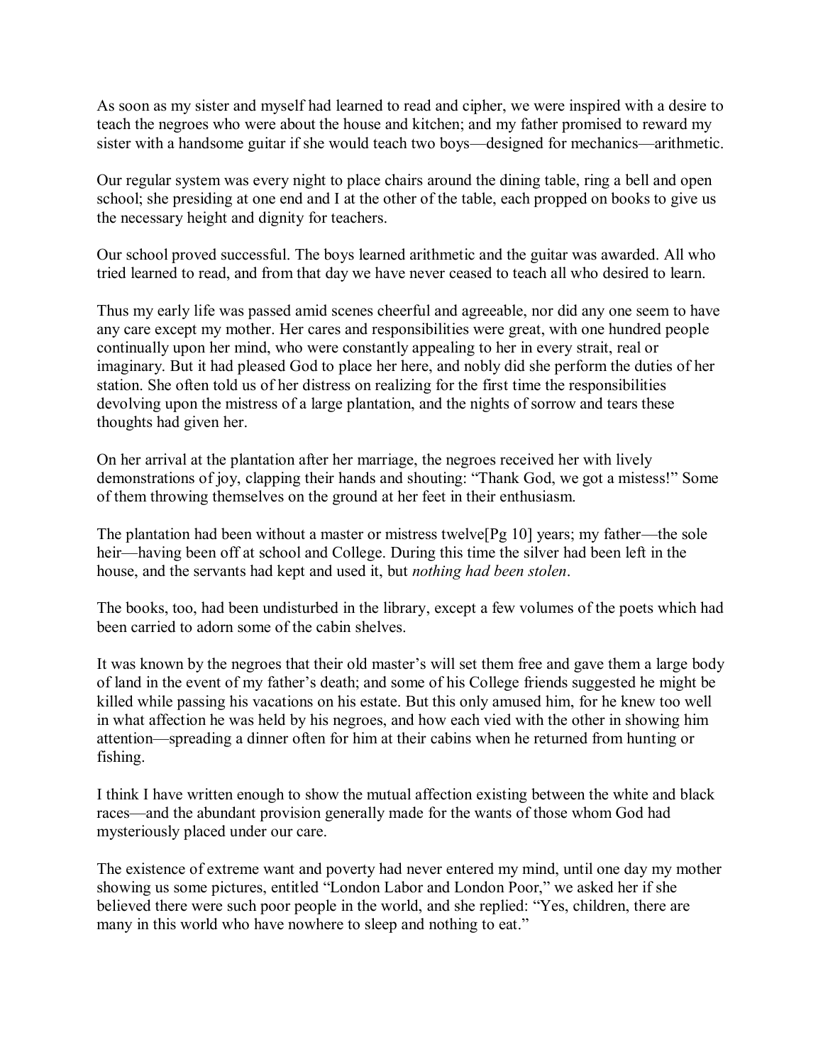As soon as my sister and myself had learned to read and cipher, we were inspired with a desire to teach the negroes who were about the house and kitchen; and my father promised to reward my sister with a handsome guitar if she would teach two boys—designed for mechanics—arithmetic.

Our regular system was every night to place chairs around the dining table, ring a bell and open school; she presiding at one end and I at the other of the table, each propped on books to give us the necessary height and dignity for teachers.

Our school proved successful. The boys learned arithmetic and the guitar was awarded. All who tried learned to read, and from that day we have never ceased to teach all who desired to learn.

Thus my early life was passed amid scenes cheerful and agreeable, nor did any one seem to have any care except my mother. Her cares and responsibilities were great, with one hundred people continually upon her mind, who were constantly appealing to her in every strait, real or imaginary. But it had pleased God to place her here, and nobly did she perform the duties of her station. She often told us of her distress on realizing for the first time the responsibilities devolving upon the mistress of a large plantation, and the nights of sorrow and tears these thoughts had given her.

On her arrival at the plantation after her marriage, the negroes received her with lively demonstrations of joy, clapping their hands and shouting: "Thank God, we got a mistess!" Some of them throwing themselves on the ground at her feet in their enthusiasm.

The plantation had been without a master or mistress twelve[Pg 10] years; my father—the sole heir—having been off at school and College. During this time the silver had been left in the house, and the servants had kept and used it, but *nothing had been stolen*.

The books, too, had been undisturbed in the library, except a few volumes of the poets which had been carried to adorn some of the cabin shelves.

It was known by the negroes that their old master's will set them free and gave them a large body of land in the event of my father's death; and some of his College friends suggested he might be killed while passing his vacations on his estate. But this only amused him, for he knew too well in what affection he was held by his negroes, and how each vied with the other in showing him attention—spreading a dinner often for him at their cabins when he returned from hunting or fishing.

I think I have written enough to show the mutual affection existing between the white and black races—and the abundant provision generally made for the wants of those whom God had mysteriously placed under our care.

The existence of extreme want and poverty had never entered my mind, until one day my mother showing us some pictures, entitled "London Labor and London Poor," we asked her if she believed there were such poor people in the world, and she replied: "Yes, children, there are many in this world who have nowhere to sleep and nothing to eat."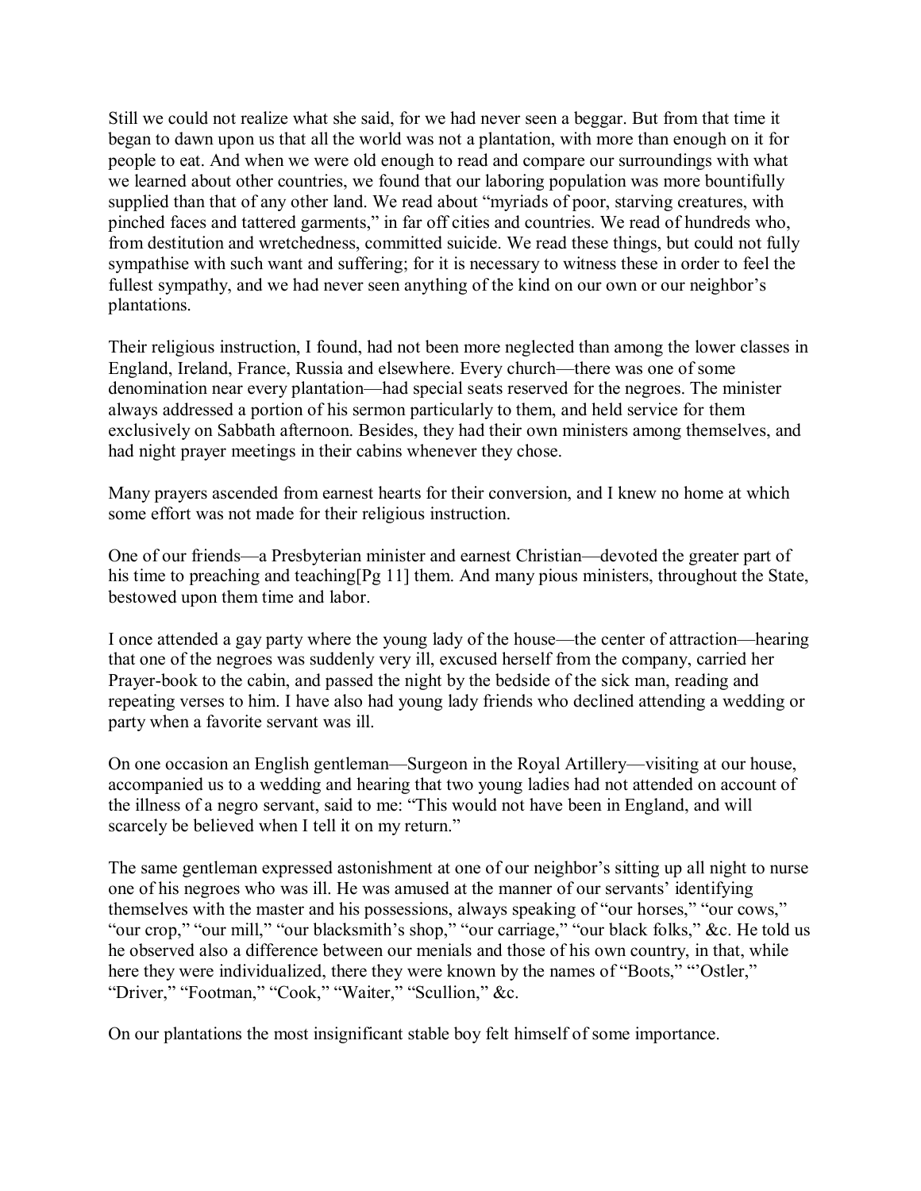Still we could not realize what she said, for we had never seen a beggar. But from that time it began to dawn upon us that all the world was not a plantation, with more than enough on it for people to eat. And when we were old enough to read and compare our surroundings with what we learned about other countries, we found that our laboring population was more bountifully supplied than that of any other land. We read about "myriads of poor, starving creatures, with pinched faces and tattered garments," in far off cities and countries. We read of hundreds who, from destitution and wretchedness, committed suicide. We read these things, but could not fully sympathise with such want and suffering; for it is necessary to witness these in order to feel the fullest sympathy, and we had never seen anything of the kind on our own or our neighbor's plantations.

Their religious instruction, I found, had not been more neglected than among the lower classes in England, Ireland, France, Russia and elsewhere. Every church—there was one of some denomination near every plantation—had special seats reserved for the negroes. The minister always addressed a portion of his sermon particularly to them, and held service for them exclusively on Sabbath afternoon. Besides, they had their own ministers among themselves, and had night prayer meetings in their cabins whenever they chose.

Many prayers ascended from earnest hearts for their conversion, and I knew no home at which some effort was not made for their religious instruction.

One of our friends—a Presbyterian minister and earnest Christian—devoted the greater part of his time to preaching and teaching[Pg 11] them. And many pious ministers, throughout the State, bestowed upon them time and labor.

I once attended a gay party where the young lady of the house—the center of attraction—hearing that one of the negroes was suddenly very ill, excused herself from the company, carried her Prayer-book to the cabin, and passed the night by the bedside of the sick man, reading and repeating verses to him. I have also had young lady friends who declined attending a wedding or party when a favorite servant was ill.

On one occasion an English gentleman—Surgeon in the Royal Artillery—visiting at our house, accompanied us to a wedding and hearing that two young ladies had not attended on account of the illness of a negro servant, said to me: "This would not have been in England, and will scarcely be believed when I tell it on my return."

The same gentleman expressed astonishment at one of our neighbor's sitting up all night to nurse one of his negroes who was ill. He was amused at the manner of our servants' identifying themselves with the master and his possessions, always speaking of "our horses," "our cows," "our crop," "our mill," "our blacksmith's shop," "our carriage," "our black folks," &c. He told us he observed also a difference between our menials and those of his own country, in that, while here they were individualized, there they were known by the names of "Boots," "'Ostler," "Driver," "Footman," "Cook," "Waiter," "Scullion," &c.

On our plantations the most insignificant stable boy felt himself of some importance.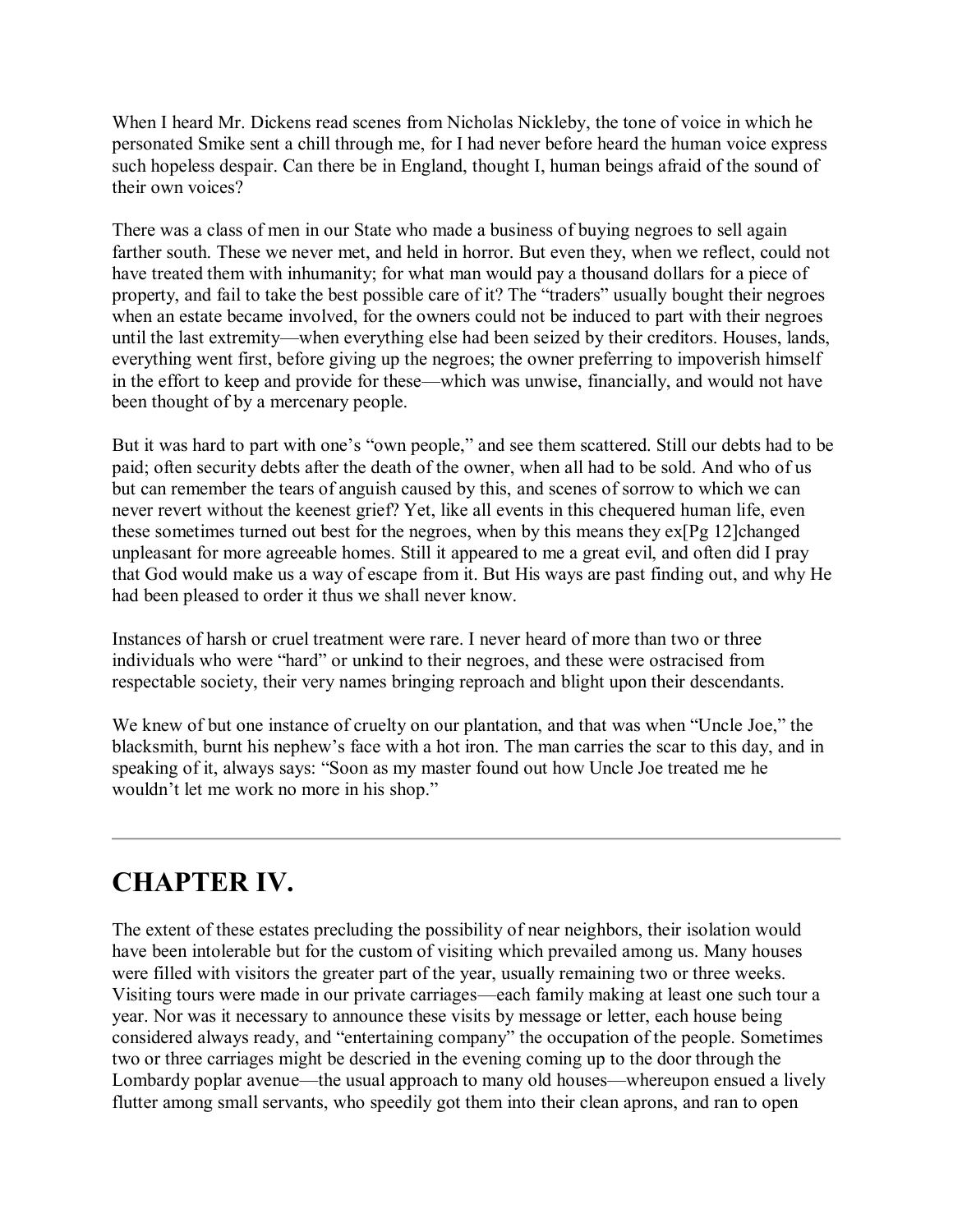When I heard Mr. Dickens read scenes from Nicholas Nickleby, the tone of voice in which he personated Smike sent a chill through me, for I had never before heard the human voice express such hopeless despair. Can there be in England, thought I, human beings afraid of the sound of their own voices?

There was a class of men in our State who made a business of buying negroes to sell again farther south. These we never met, and held in horror. But even they, when we reflect, could not have treated them with inhumanity; for what man would pay a thousand dollars for a piece of property, and fail to take the best possible care of it? The "traders" usually bought their negroes when an estate became involved, for the owners could not be induced to part with their negroes until the last extremity—when everything else had been seized by their creditors. Houses, lands, everything went first, before giving up the negroes; the owner preferring to impoverish himself in the effort to keep and provide for these—which was unwise, financially, and would not have been thought of by a mercenary people.

But it was hard to part with one's "own people," and see them scattered. Still our debts had to be paid; often security debts after the death of the owner, when all had to be sold. And who of us but can remember the tears of anguish caused by this, and scenes of sorrow to which we can never revert without the keenest grief? Yet, like all events in this chequered human life, even these sometimes turned out best for the negroes, when by this means they ex[Pg 12]changed unpleasant for more agreeable homes. Still it appeared to me a great evil, and often did I pray that God would make us a way of escape from it. But His ways are past finding out, and why He had been pleased to order it thus we shall never know.

Instances of harsh or cruel treatment were rare. I never heard of more than two or three individuals who were "hard" or unkind to their negroes, and these were ostracised from respectable society, their very names bringing reproach and blight upon their descendants.

We knew of but one instance of cruelty on our plantation, and that was when "Uncle Joe," the blacksmith, burnt his nephew's face with a hot iron. The man carries the scar to this day, and in speaking of it, always says: "Soon as my master found out how Uncle Joe treated me he wouldn't let me work no more in his shop."

---

## CHAPTER IV.

The extent of these estates precluding the possibility of near neighbors, their isolation would have been intolerable but for the custom of visiting which prevailed among us. Many houses were filled with visitors the greater part of the year, usually remaining two or three weeks. Visiting tours were made in our private carriages—each family making at least one such tour a year. Nor was it necessary to announce these visits by message or letter, each house being considered always ready, and "entertaining company" the occupation of the people. Sometimes two or three carriages might be descried in the evening coming up to the door through the Lombardy poplar avenue—the usual approach to many old houses—whereupon ensued a lively flutter among small servants, who speedily got them into their clean aprons, and ran to open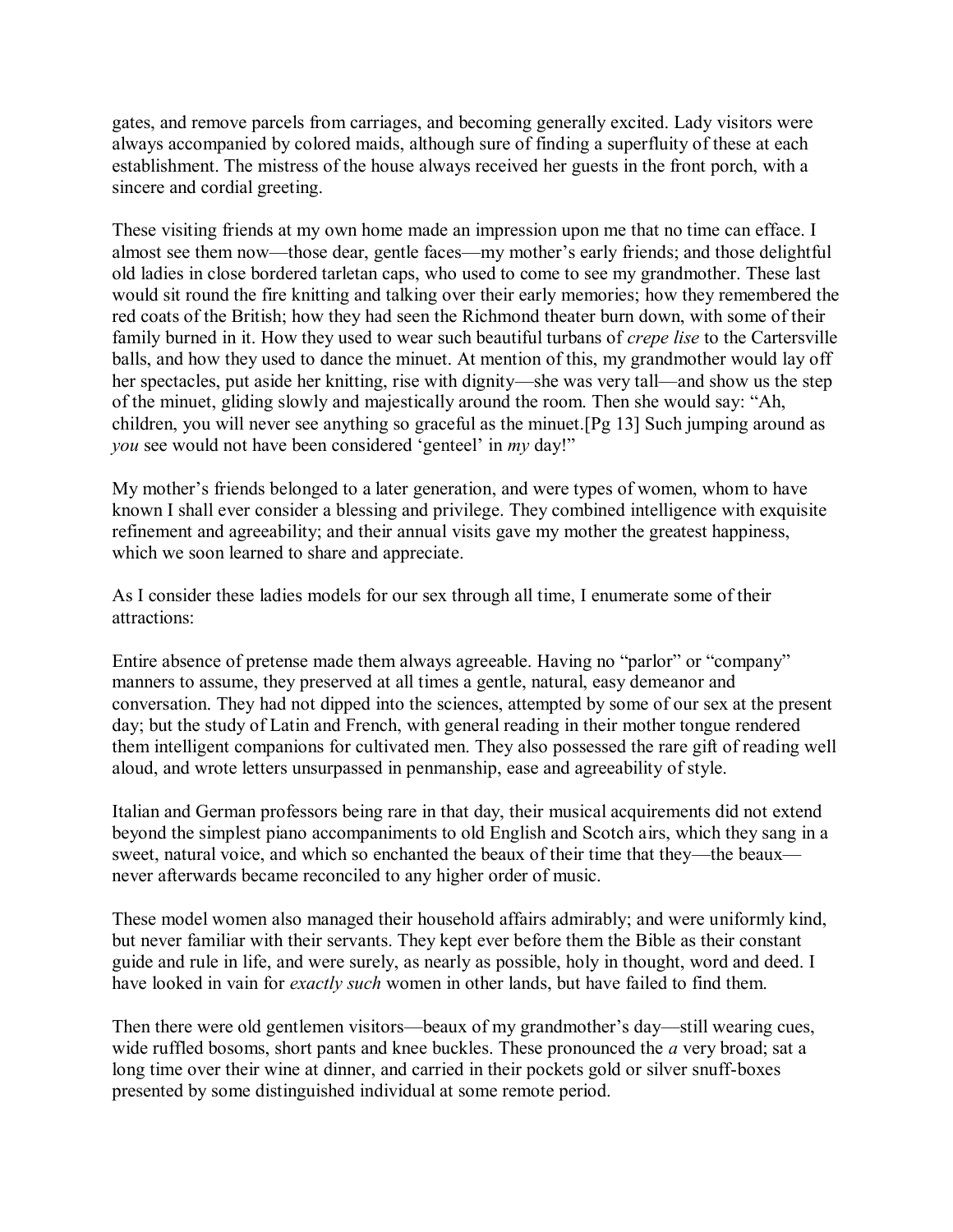gates, and remove parcels from carriages, and becoming generally excited. Lady visitors were always accompanied by colored maids, although sure of finding a superfluity of these at each establishment. The mistress of the house always received her guests in the front porch, with a sincere and cordial greeting.

These visiting friends at my own home made an impression upon me that no time can efface. I almost see them now—those dear, gentle faces—my mother's early friends; and those delightful old ladies in close bordered tarletan caps, who used to come to see my grandmother. These last would sit round the fire knitting and talking over their early memories; how they remembered the red coats of the British; how they had seen the Richmond theater burn down, with some of their family burned in it. How they used to wear such beautiful turbans of *crepe lise* to the Cartersville balls, and how they used to dance the minuet. At mention of this, my grandmother would lay off her spectacles, put aside her knitting, rise with dignity—she was very tall—and show us the step of the minuet, gliding slowly and majestically around the room. Then she would say: "Ah, children, you will never see anything so graceful as the minuet.[Pg 13] Such jumping around as *you* see would not have been considered 'genteel' in *my* day!"

My mother's friends belonged to a later generation, and were types of women, whom to have known I shall ever consider a blessing and privilege. They combined intelligence with exquisite refinement and agreeability; and their annual visits gave my mother the greatest happiness, which we soon learned to share and appreciate.

As I consider these ladies models for our sex through all time, I enumerate some of their attractions:

Entire absence of pretense made them always agreeable. Having no "parlor" or "company" manners to assume, they preserved at all times a gentle, natural, easy demeanor and conversation. They had not dipped into the sciences, attempted by some of our sex at the present day; but the study of Latin and French, with general reading in their mother tongue rendered them intelligent companions for cultivated men. They also possessed the rare gift of reading well aloud, and wrote letters unsurpassed in penmanship, ease and agreeability of style.

Italian and German professors being rare in that day, their musical acquirements did not extend beyond the simplest piano accompaniments to old English and Scotch airs, which they sang in a sweet, natural voice, and which so enchanted the beaux of their time that they—the beaux—never afterwards became reconciled to any higher order of music.

These model women also managed their household affairs admirably; and were uniformly kind, but never familiar with their servants. They kept ever before them the Bible as their constant guide and rule in life, and were surely, as nearly as possible, holy in thought, word and deed. I have looked in vain for *exactly such* women in other lands, but have failed to find them.

Then there were old gentlemen visitors—beaux of my grandmother's day—still wearing cues, wide ruffled bosoms, short pants and knee buckles. These pronounced the *a* very broad; sat a long time over their wine at dinner, and carried in their pockets gold or silver snuff-boxes presented by some distinguished individual at some remote period.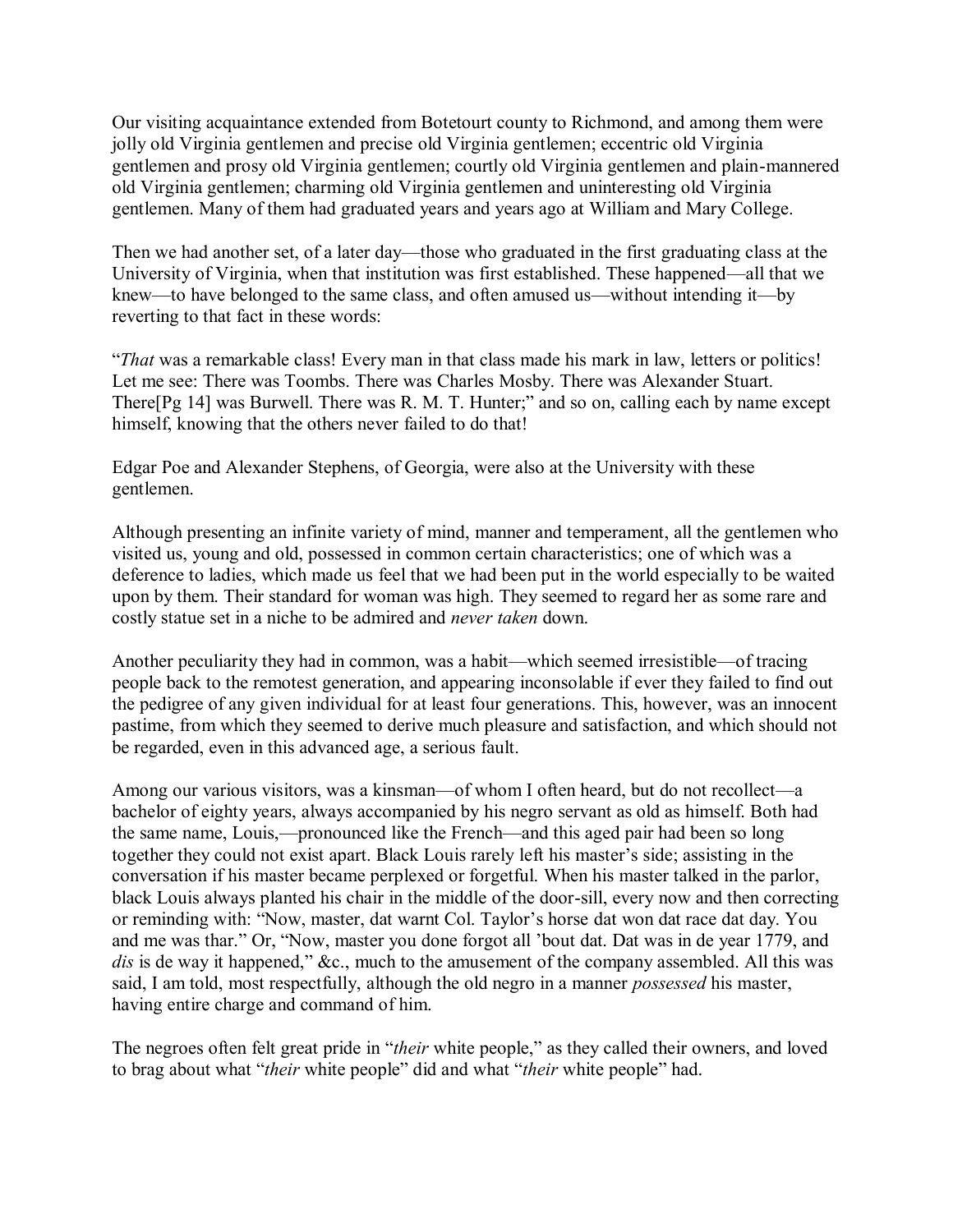Our visiting acquaintance extended from Botetourt county to Richmond, and among them were jolly old Virginia gentlemen and precise old Virginia gentlemen; eccentric old Virginia gentlemen and prosy old Virginia gentlemen; courtly old Virginia gentlemen and plain-mannered old Virginia gentlemen; charming old Virginia gentlemen and uninteresting old Virginia gentlemen. Many of them had graduated years and years ago at William and Mary College.

Then we had another set, of a later day—those who graduated in the first graduating class at the University of Virginia, when that institution was first established. These happened—all that we knew—to have belonged to the same class, and often amused us—without intending it—by reverting to that fact in these words:

"*That* was a remarkable class! Every man in that class made his mark in law, letters or politics! Let me see: There was Toombs. There was Charles Mosby. There was Alexander Stuart. There[Pg 14] was Burwell. There was R. M. T. Hunter;" and so on, calling each by name except himself, knowing that the others never failed to do that!

Edgar Poe and Alexander Stephens, of Georgia, were also at the University with these gentlemen.

Although presenting an infinite variety of mind, manner and temperament, all the gentlemen who visited us, young and old, possessed in common certain characteristics; one of which was a deference to ladies, which made us feel that we had been put in the world especially to be waited upon by them. Their standard for woman was high. They seemed to regard her as some rare and costly statue set in a niche to be admired and *never taken* down.

Another peculiarity they had in common, was a habit—which seemed irresistible—of tracing people back to the remotest generation, and appearing inconsolable if ever they failed to find out the pedigree of any given individual for at least four generations. This, however, was an innocent pastime, from which they seemed to derive much pleasure and satisfaction, and which should not be regarded, even in this advanced age, a serious fault.

Among our various visitors, was a kinsman—of whom I often heard, but do not recollect—a bachelor of eighty years, always accompanied by his negro servant as old as himself. Both had the same name, Louis,—pronounced like the French—and this aged pair had been so long together they could not exist apart. Black Louis rarely left his master's side; assisting in the conversation if his master became perplexed or forgetful. When his master talked in the parlor, black Louis always planted his chair in the middle of the door-sill, every now and then correcting or reminding with: "Now, master, dat warnt Col. Taylor's horse dat won dat race dat day. You and me was thar." Or, "Now, master you done forgot all 'bout dat. Dat was in de year 1779, and *dis* is de way it happened," &c., much to the amusement of the company assembled. All this was said, I am told, most respectfully, although the old negro in a manner *possessed* his master, having entire charge and command of him.

The negroes often felt great pride in "*their* white people," as they called their owners, and loved to brag about what "*their* white people" did and what "*their* white people" had.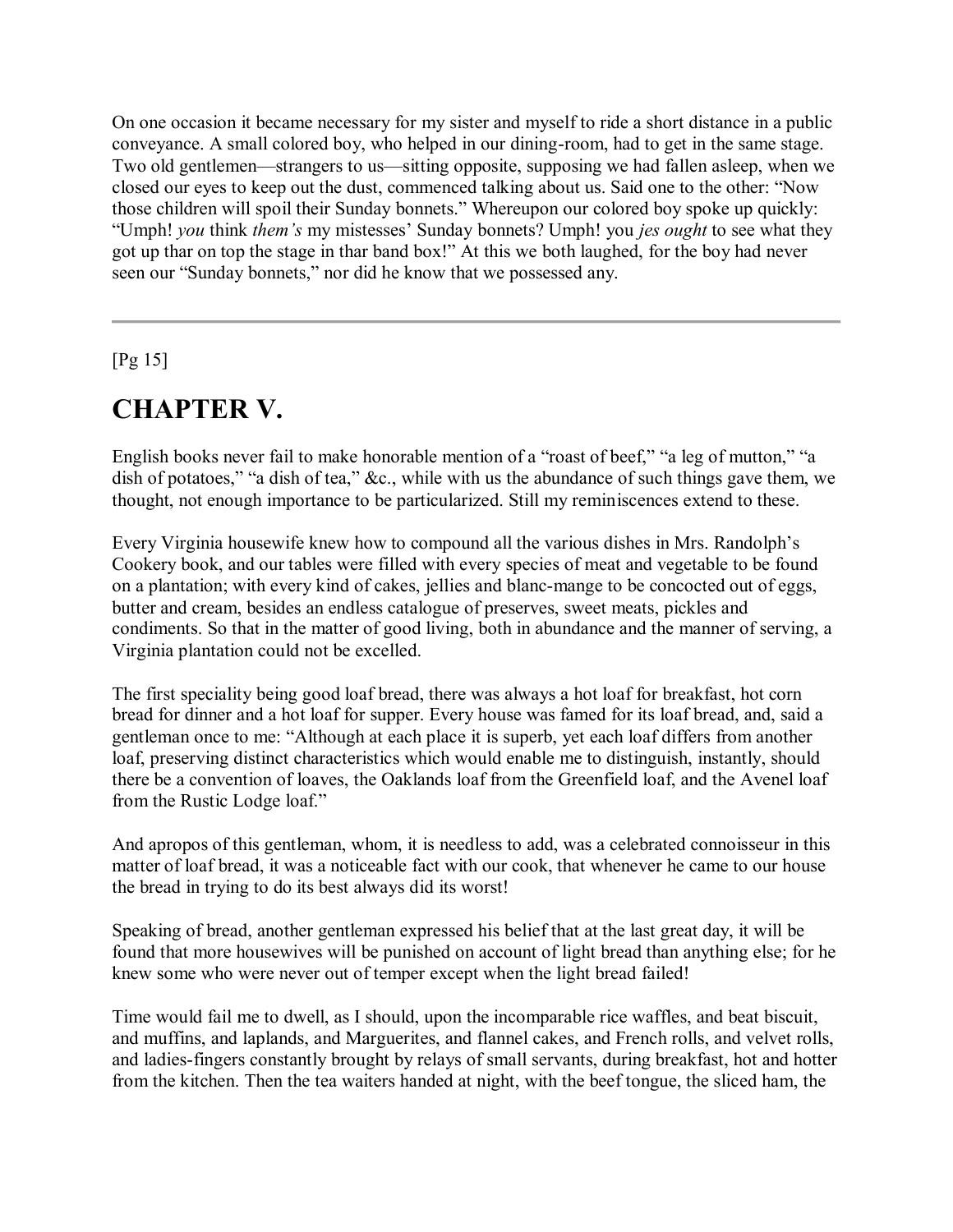On one occasion it became necessary for my sister and myself to ride a short distance in a public conveyance. A small colored boy, who helped in our dining-room, had to get in the same stage. Two old gentlemen—strangers to us—sitting opposite, supposing we had fallen asleep, when we closed our eyes to keep out the dust, commenced talking about us. Said one to the other: "Now those children will spoil their Sunday bonnets." Whereupon our colored boy spoke up quickly: "Umph! *you* think *them's* my mistesses' Sunday bonnets? Umph! you *jes ought* to see what they got up thar on top the stage in thar band box!" At this we both laughed, for the boy had never seen our "Sunday bonnets," nor did he know that we possessed any.

---

# CHAPTER V.

English books never fail to make honorable mention of a "roast of beef," "a leg of mutton," "a dish of potatoes," "a dish of tea," &c., while with us the abundance of such things gave them, we thought, not enough importance to be particularized. Still my reminiscences extend to these.

Every Virginia housewife knew how to compound all the various dishes in Mrs. Randolph's Cookery book, and our tables were filled with every species of meat and vegetable to be found on a plantation; with every kind of cakes, jellies and blanc-mange to be concocted out of eggs, butter and cream, besides an endless catalogue of preserves, sweet meats, pickles and condiments. So that in the matter of good living, both in abundance and the manner of serving, a Virginia plantation could not be excelled.

The first speciality being good loaf bread, there was always a hot loaf for breakfast, hot corn bread for dinner and a hot loaf for supper. Every house was famed for its loaf bread, and, said a gentleman once to me: "Although at each place it is superb, yet each loaf differs from another loaf, preserving distinct characteristics which would enable me to distinguish, instantly, should there be a convention of loaves, the Oaklands loaf from the Greenfield loaf, and the Avenel loaf from the Rustic Lodge loaf."

And apropos of this gentleman, whom, it is needless to add, was a celebrated connoisseur in this matter of loaf bread, it was a noticeable fact with our cook, that whenever he came to our house the bread in trying to do its best always did its worst!

Speaking of bread, another gentleman expressed his belief that at the last great day, it will be found that more housewives will be punished on account of light bread than anything else; for he knew some who were never out of temper except when the light bread failed!

Time would fail me to dwell, as I should, upon the incomparable rice waffles, and beat biscuit, and muffins, and laplands, and Marguerites, and flannel cakes, and French rolls, and velvet rolls, and ladies-fingers constantly brought by relays of small servants, during breakfast, hot and hotter from the kitchen. Then the tea waiters handed at night, with the beef tongue, the sliced ham, the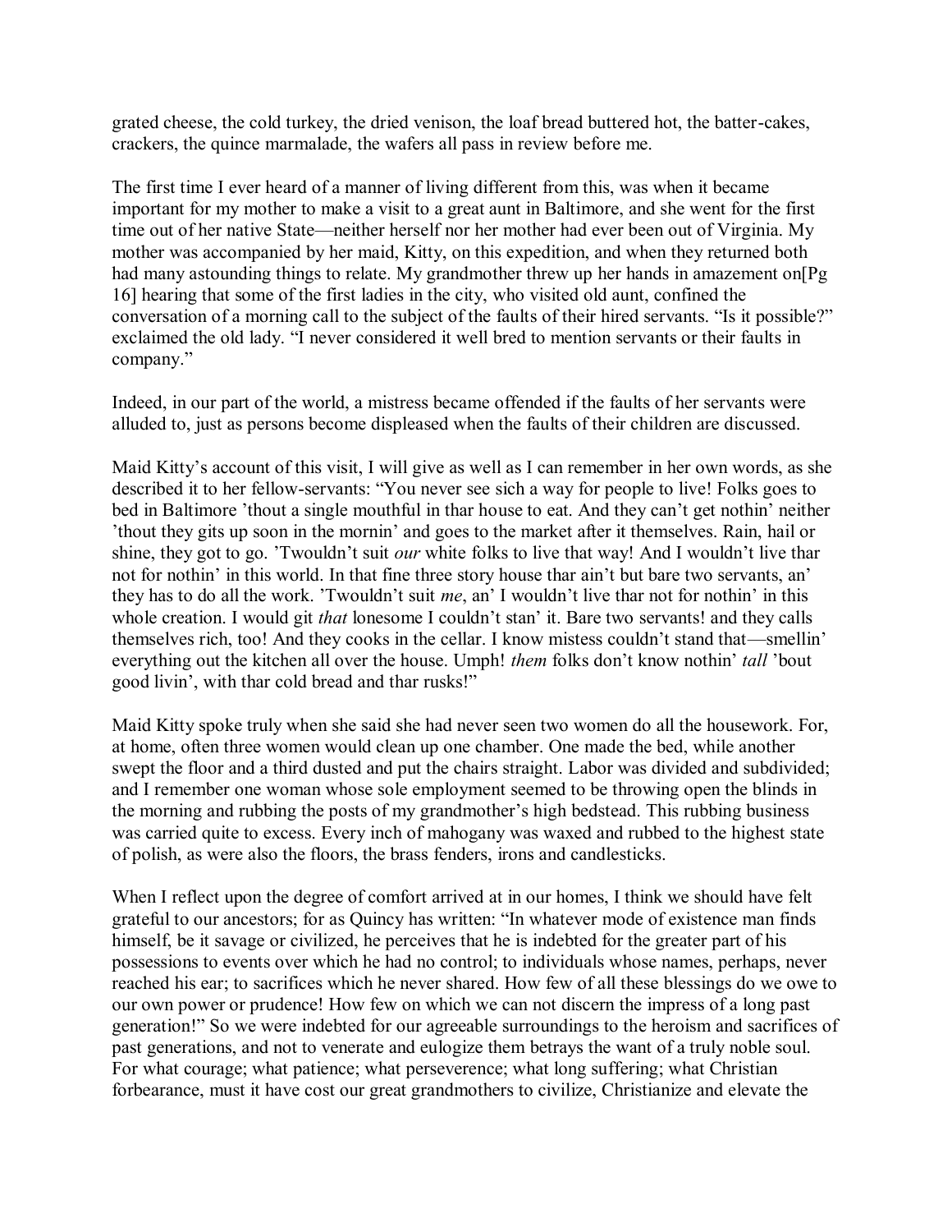grated cheese, the cold turkey, the dried venison, the loaf bread buttered hot, the batter-cakes, crackers, the quince marmalade, the wafers all pass in review before me.

The first time I ever heard of a manner of living different from this, was when it became important for my mother to make a visit to a great aunt in Baltimore, and she went for the first time out of her native State—neither herself nor her mother had ever been out of Virginia. My mother was accompanied by her maid, Kitty, on this expedition, and when they returned both had many astounding things to relate. My grandmother threw up her hands in amazement on[Pg 16] hearing that some of the first ladies in the city, who visited old aunt, confined the conversation of a morning call to the subject of the faults of their hired servants. "Is it possible?" exclaimed the old lady. "I never considered it well bred to mention servants or their faults in company."

Indeed, in our part of the world, a mistress became offended if the faults of her servants were alluded to, just as persons become displeased when the faults of their children are discussed.

Maid Kitty's account of this visit, I will give as well as I can remember in her own words, as she described it to her fellow-servants: "You never see sich a way for people to live! Folks goes to bed in Baltimore 'thout a single mouthful in thar house to eat. And they can't get nothin' neither 'thout they gits up soon in the mornin' and goes to the market after it themselves. Rain, hail or shine, they got to go. 'Twouldn't suit *our* white folks to live that way! And I wouldn't live thar not for nothin' in this world. In that fine three story house thar ain't but bare two servants, an' they has to do all the work. 'Twouldn't suit *me*, an' I wouldn't live thar not for nothin' in this whole creation. I would git *that* lonesome I couldn't stan' it. Bare two servants! and they calls themselves rich, too! And they cooks in the cellar. I know mistess couldn't stand that—smellin' everything out the kitchen all over the house. Umph! *them* folks don't know nothin' *tall* 'bout good livin', with thar cold bread and thar rusks!"

Maid Kitty spoke truly when she said she had never seen two women do all the housework. For, at home, often three women would clean up one chamber. One made the bed, while another swept the floor and a third dusted and put the chairs straight. Labor was divided and subdivided; and I remember one woman whose sole employment seemed to be throwing open the blinds in the morning and rubbing the posts of my grandmother's high bedstead. This rubbing business was carried quite to excess. Every inch of mahogany was waxed and rubbed to the highest state of polish, as were also the floors, the brass fenders, irons and candlesticks.

When I reflect upon the degree of comfort arrived at in our homes, I think we should have felt grateful to our ancestors; for as Quincy has written: "In whatever mode of existence man finds himself, be it savage or civilized, he perceives that he is indebted for the greater part of his possessions to events over which he had no control; to individuals whose names, perhaps, never reached his ear; to sacrifices which he never shared. How few of all these blessings do we owe to our own power or prudence! How few on which we can not discern the impress of a long past generation!" So we were indebted for our agreeable surroundings to the heroism and sacrifices of past generations, and not to venerate and eulogize them betrays the want of a truly noble soul. For what courage; what patience; what perseverence; what long suffering; what Christian forbearance, must it have cost our great grandmothers to civilize, Christianize and elevate the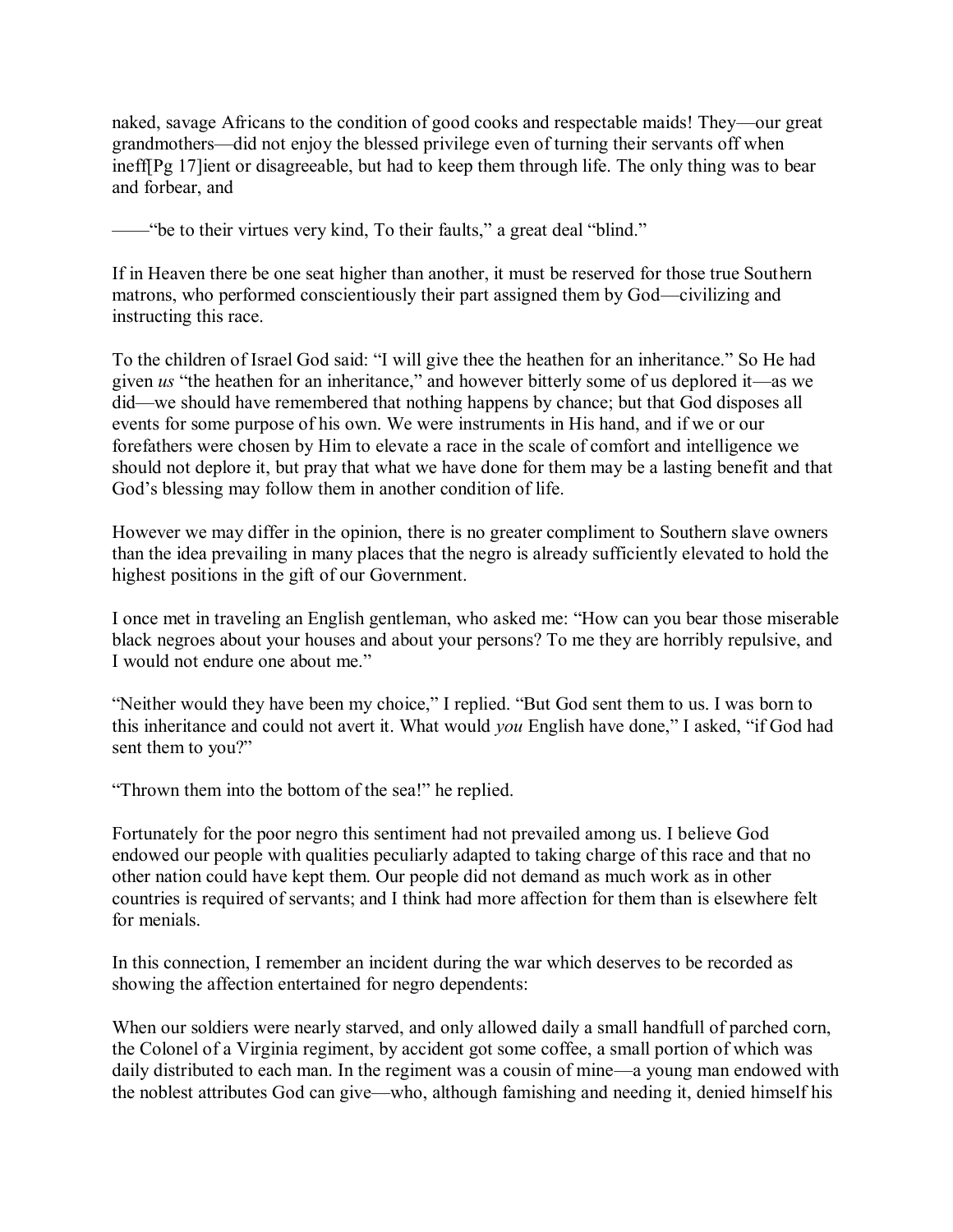naked, savage Africans to the condition of good cooks and respectable maids! They—our great grandmothers—did not enjoy the blessed privilege even of turning their servants off when ineff[Pg 17]ient or disagreeable, but had to keep them through life. The only thing was to bear and forbear, and

——"be to their virtues very kind, To their faults," a great deal "blind."

If in Heaven there be one seat higher than another, it must be reserved for those true Southern matrons, who performed conscientiously their part assigned them by God—civilizing and instructing this race.

To the children of Israel God said: "I will give thee the heathen for an inheritance." So He had given *us* "the heathen for an inheritance," and however bitterly some of us deplored it—as we did—we should have remembered that nothing happens by chance; but that God disposes all events for some purpose of his own. We were instruments in His hand, and if we or our forefathers were chosen by Him to elevate a race in the scale of comfort and intelligence we should not deplore it, but pray that what we have done for them may be a lasting benefit and that God's blessing may follow them in another condition of life.

However we may differ in the opinion, there is no greater compliment to Southern slave owners than the idea prevailing in many places that the negro is already sufficiently elevated to hold the highest positions in the gift of our Government.

I once met in traveling an English gentleman, who asked me: "How can you bear those miserable black negroes about your houses and about your persons? To me they are horribly repulsive, and I would not endure one about me."

"Neither would they have been my choice," I replied. "But God sent them to us. I was born to this inheritance and could not avert it. What would *you* English have done," I asked, "if God had sent them to you?"

"Thrown them into the bottom of the sea!" he replied.

Fortunately for the poor negro this sentiment had not prevailed among us. I believe God endowed our people with qualities peculiarly adapted to taking charge of this race and that no other nation could have kept them. Our people did not demand as much work as in other countries is required of servants; and I think had more affection for them than is elsewhere felt for menials.

In this connection, I remember an incident during the war which deserves to be recorded as showing the affection entertained for negro dependents:

When our soldiers were nearly starved, and only allowed daily a small handfull of parched corn, the Colonel of a Virginia regiment, by accident got some coffee, a small portion of which was daily distributed to each man. In the regiment was a cousin of mine—a young man endowed with the noblest attributes God can give—who, although famishing and needing it, denied himself his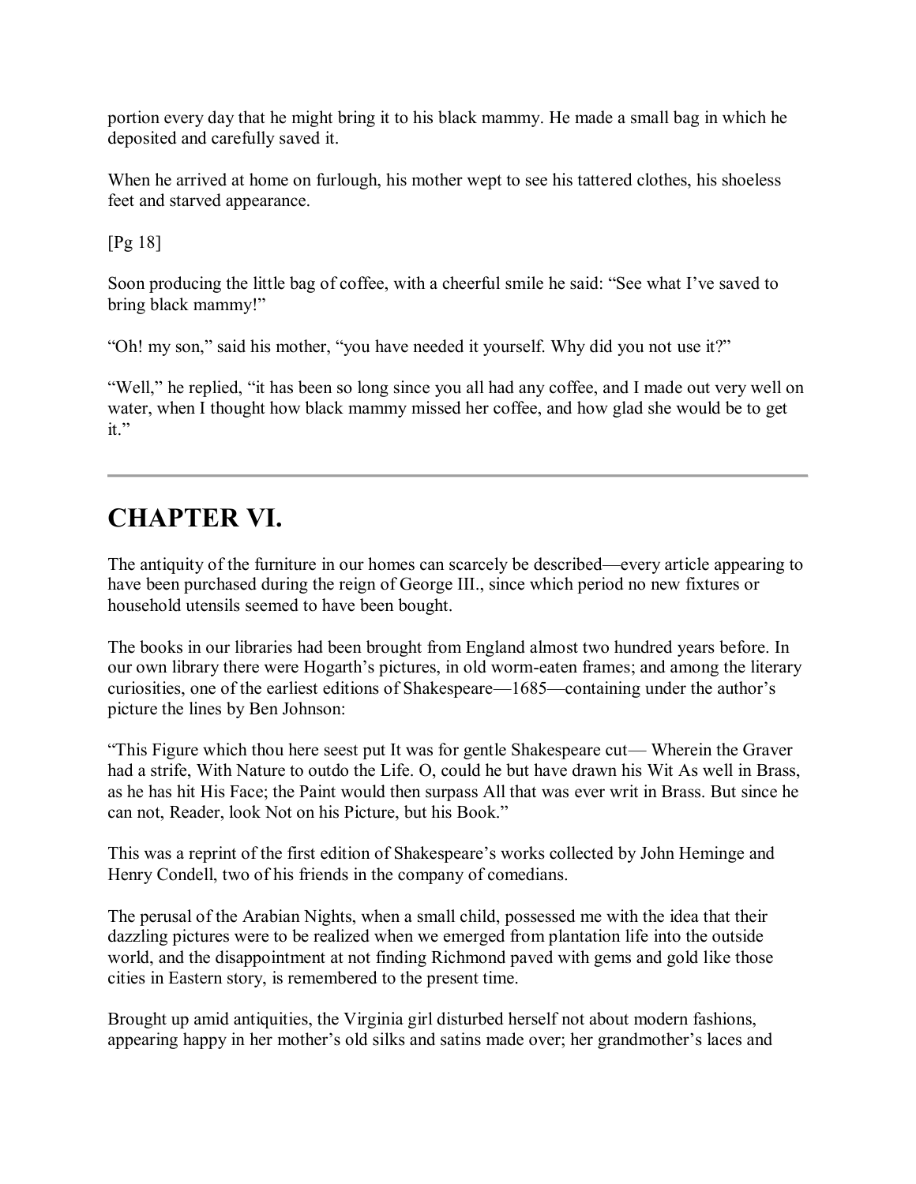portion every day that he might bring it to his black mammy. He made a small bag in which he deposited and carefully saved it.

When he arrived at home on furlough, his mother wept to see his tattered clothes, his shoeless feet and starved appearance.

Soon producing the little bag of coffee, with a cheerful smile he said: “See what I’ve saved to bring black mammy!”

“Oh! my son,” said his mother, “you have needed it yourself. Why did you not use it?”

“Well,” he replied, “it has been so long since you all had any coffee, and I made out very well on water, when I thought how black mammy missed her coffee, and how glad she would be to get it.”

---

## CHAPTER VI.

The antiquity of the furniture in our homes can scarcely be described—every article appearing to have been purchased during the reign of George III., since which period no new fixtures or household utensils seemed to have been bought.

The books in our libraries had been brought from England almost two hundred years before. In our own library there were Hogarth’s pictures, in old worm-eaten frames; and among the literary curiosities, one of the earliest editions of Shakespeare—1685—containing under the author’s picture the lines by Ben Johnson:

“This Figure which thou here seest put It was for gentle Shakespeare cut— Wherein the Graver had a strife, With Nature to outdo the Life. O, could he but have drawn his Wit As well in Brass, as he has hit His Face; the Paint would then surpass All that was ever writ in Brass. But since he can not, Reader, look Not on his Picture, but his Book.”

This was a reprint of the first edition of Shakespeare’s works collected by John Heminge and Henry Condell, two of his friends in the company of comedians.

The perusal of the Arabian Nights, when a small child, possessed me with the idea that their dazzling pictures were to be realized when we emerged from plantation life into the outside world, and the disappointment at not finding Richmond paved with gems and gold like those cities in Eastern story, is remembered to the present time.

Brought up amid antiquities, the Virginia girl disturbed herself not about modern fashions, appearing happy in her mother’s old silks and satins made over; her grandmother’s laces and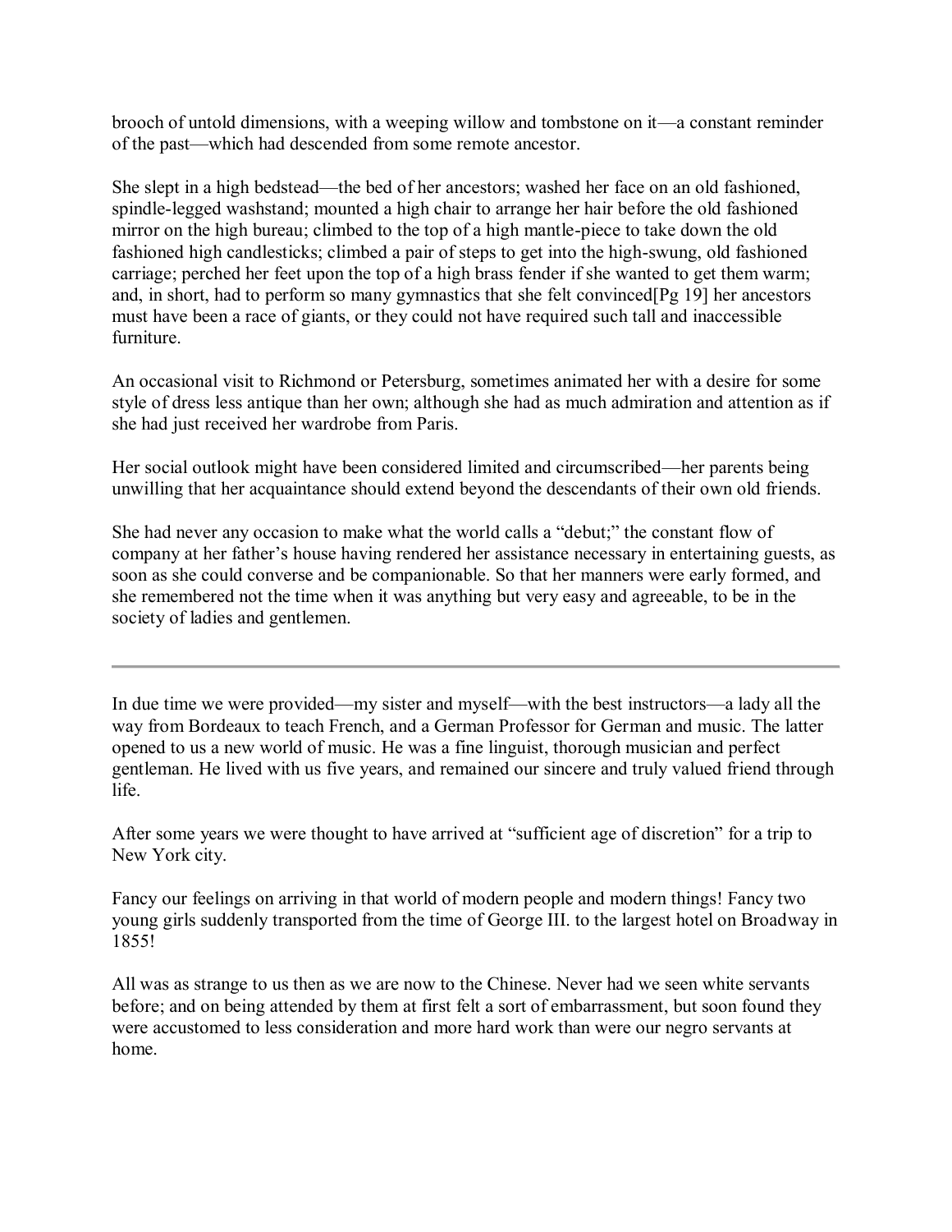brooch of untold dimensions, with a weeping willow and tombstone on it—a constant reminder of the past—which had descended from some remote ancestor.

She slept in a high bedstead—the bed of her ancestors; washed her face on an old fashioned, spindle-legged washstand; mounted a high chair to arrange her hair before the old fashioned mirror on the high bureau; climbed to the top of a high mantle-piece to take down the old fashioned high candlesticks; climbed a pair of steps to get into the high-swung, old fashioned carriage; perched her feet upon the top of a high brass fender if she wanted to get them warm; and, in short, had to perform so many gymnastics that she felt convinced[Pg 19] her ancestors must have been a race of giants, or they could not have required such tall and inaccessible furniture.

An occasional visit to Richmond or Petersburg, sometimes animated her with a desire for some style of dress less antique than her own; although she had as much admiration and attention as if she had just received her wardrobe from Paris.

Her social outlook might have been considered limited and circumscribed—her parents being unwilling that her acquaintance should extend beyond the descendants of their own old friends.

She had never any occasion to make what the world calls a "debut;" the constant flow of company at her father's house having rendered her assistance necessary in entertaining guests, as soon as she could converse and be companionable. So that her manners were early formed, and she remembered not the time when it was anything but very easy and agreeable, to be in the society of ladies and gentlemen.

---

In due time we were provided—my sister and myself—with the best instructors—a lady all the way from Bordeaux to teach French, and a German Professor for German and music. The latter opened to us a new world of music. He was a fine linguist, thorough musician and perfect gentleman. He lived with us five years, and remained our sincere and truly valued friend through life.

After some years we were thought to have arrived at "sufficient age of discretion" for a trip to New York city.

Fancy our feelings on arriving in that world of modern people and modern things! Fancy two young girls suddenly transported from the time of George III. to the largest hotel on Broadway in 1855!

All was as strange to us then as we are now to the Chinese. Never had we seen white servants before; and on being attended by them at first felt a sort of embarrassment, but soon found they were accustomed to less consideration and more hard work than were our negro servants at home.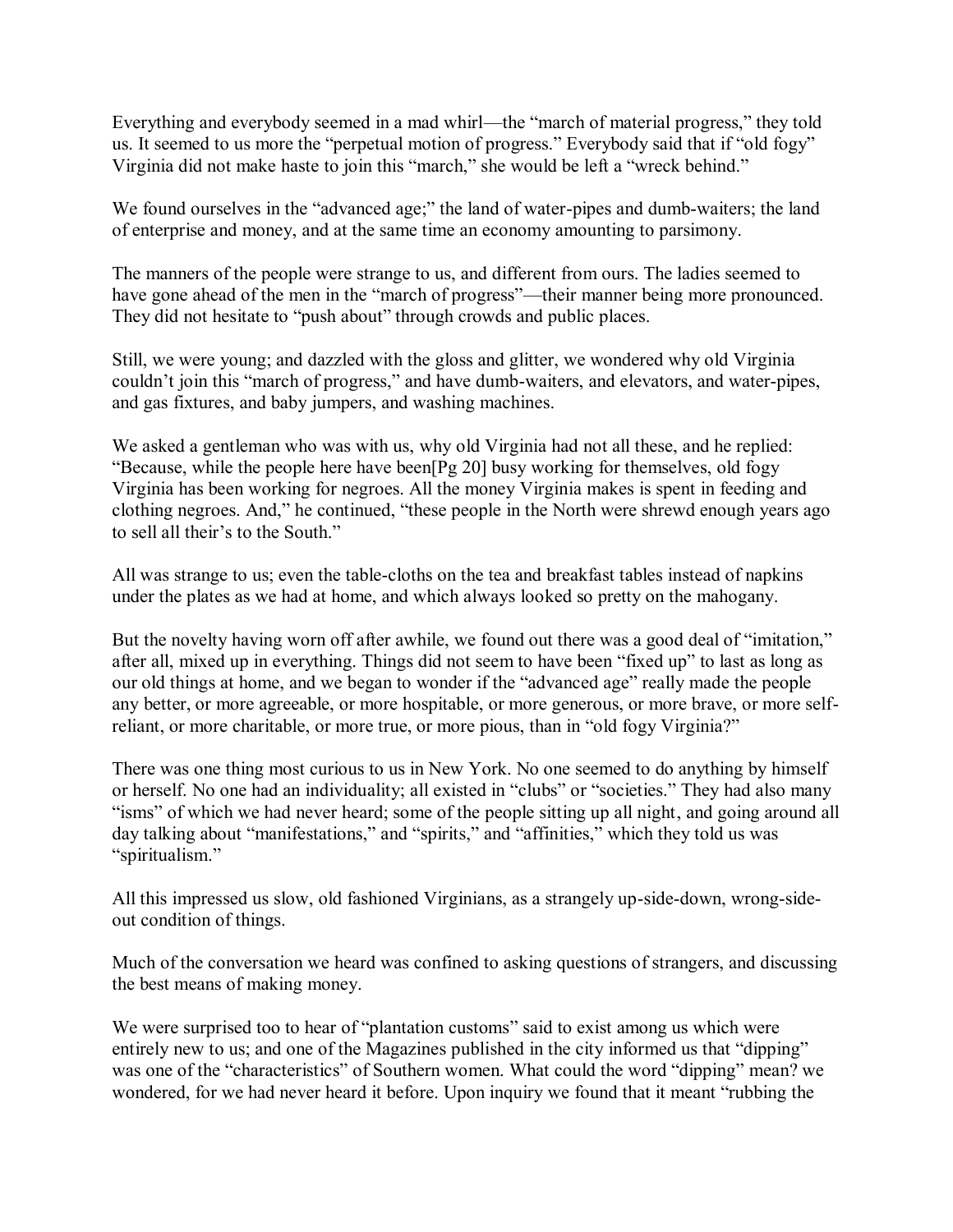Everything and everybody seemed in a mad whirl—the "march of material progress," they told us. It seemed to us more the "perpetual motion of progress." Everybody said that if "old fogy" Virginia did not make haste to join this "march," she would be left a "wreck behind."

We found ourselves in the "advanced age;" the land of water-pipes and dumb-waiters; the land of enterprise and money, and at the same time an economy amounting to parsimony.

The manners of the people were strange to us, and different from ours. The ladies seemed to have gone ahead of the men in the "march of progress"—their manner being more pronounced. They did not hesitate to "push about" through crowds and public places.

Still, we were young; and dazzled with the gloss and glitter, we wondered why old Virginia couldn't join this "march of progress," and have dumb-waiters, and elevators, and water-pipes, and gas fixtures, and baby jumpers, and washing machines.

We asked a gentleman who was with us, why old Virginia had not all these, and he replied: "Because, while the people here have been[Pg 20] busy working for themselves, old fogy Virginia has been working for negroes. All the money Virginia makes is spent in feeding and clothing negroes. And," he continued, "these people in the North were shrewd enough years ago to sell all their's to the South."

All was strange to us; even the table-cloths on the tea and breakfast tables instead of napkins under the plates as we had at home, and which always looked so pretty on the mahogany.

But the novelty having worn off after awhile, we found out there was a good deal of "imitation," after all, mixed up in everything. Things did not seem to have been "fixed up" to last as long as our old things at home, and we began to wonder if the "advanced age" really made the people any better, or more agreeable, or more hospitable, or more generous, or more brave, or more self-reliant, or more charitable, or more true, or more pious, than in "old fogy Virginia?"

There was one thing most curious to us in New York. No one seemed to do anything by himself or herself. No one had an individuality; all existed in "clubs" or "societies." They had also many "isms" of which we had never heard; some of the people sitting up all night, and going around all day talking about "manifestations," and "spirits," and "affinities," which they told us was "spiritualism."

All this impressed us slow, old fashioned Virginians, as a strangely up-side-down, wrong-side-out condition of things.

Much of the conversation we heard was confined to asking questions of strangers, and discussing the best means of making money.

We were surprised too to hear of "plantation customs" said to exist among us which were entirely new to us; and one of the Magazines published in the city informed us that "dipping" was one of the "characteristics" of Southern women. What could the word "dipping" mean? we wondered, for we had never heard it before. Upon inquiry we found that it meant "rubbing the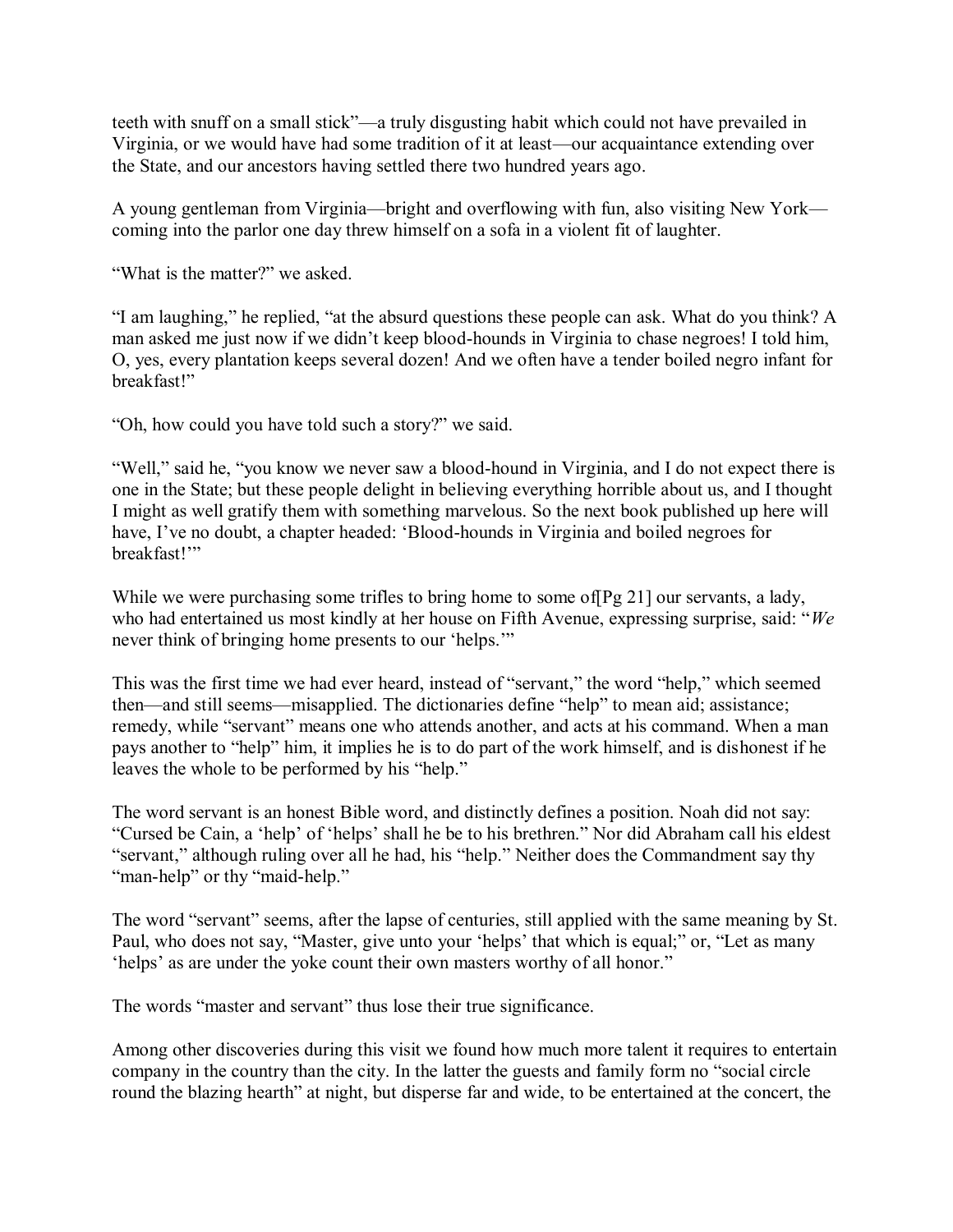teeth with snuff on a small stick"—a truly disgusting habit which could not have prevailed in Virginia, or we would have had some tradition of it at least—our acquaintance extending over the State, and our ancestors having settled there two hundred years ago.

A young gentleman from Virginia—bright and overflowing with fun, also visiting New York—coming into the parlor one day threw himself on a sofa in a violent fit of laughter.

"What is the matter?" we asked.

"I am laughing," he replied, "at the absurd questions these people can ask. What do you think? A man asked me just now if we didn't keep blood-hounds in Virginia to chase negroes! I told him, O, yes, every plantation keeps several dozen! And we often have a tender boiled negro infant for breakfast!"

"Oh, how could you have told such a story?" we said.

"Well," said he, "you know we never saw a blood-hound in Virginia, and I do not expect there is one in the State; but these people delight in believing everything horrible about us, and I thought I might as well gratify them with something marvelous. So the next book published up here will have, I've no doubt, a chapter headed: 'Blood-hounds in Virginia and boiled negroes for breakfast!'"

While we were purchasing some trifles to bring home to some of[Pg 21] our servants, a lady, who had entertained us most kindly at her house on Fifth Avenue, expressing surprise, said: "*We* never think of bringing home presents to our 'helps.'"

This was the first time we had ever heard, instead of "servant," the word "help," which seemed then—and still seems—misapplied. The dictionaries define "help" to mean aid; assistance; remedy, while "servant" means one who attends another, and acts at his command. When a man pays another to "help" him, it implies he is to do part of the work himself, and is dishonest if he leaves the whole to be performed by his "help."

The word servant is an honest Bible word, and distinctly defines a position. Noah did not say: "Cursed be Cain, a 'help' of 'helps' shall he be to his brethren." Nor did Abraham call his eldest "servant," although ruling over all he had, his "help." Neither does the Commandment say thy "man-help" or thy "maid-help."

The word "servant" seems, after the lapse of centuries, still applied with the same meaning by St. Paul, who does not say, "Master, give unto your 'helps' that which is equal;" or, "Let as many 'helps' as are under the yoke count their own masters worthy of all honor."

The words "master and servant" thus lose their true significance.

Among other discoveries during this visit we found how much more talent it requires to entertain company in the country than the city. In the latter the guests and family form no "social circle round the blazing hearth" at night, but disperse far and wide, to be entertained at the concert, the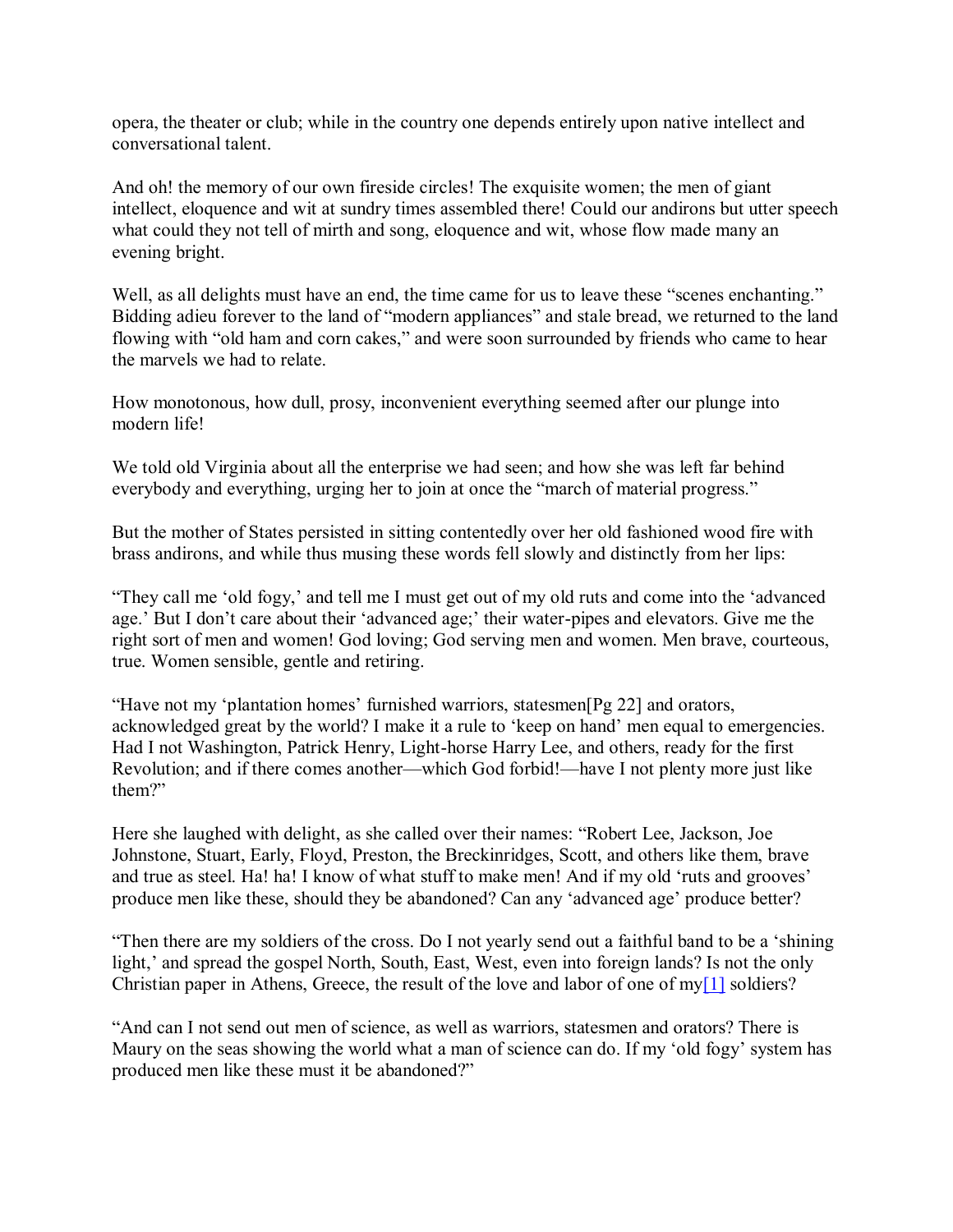opera, the theater or club; while in the country one depends entirely upon native intellect and conversational talent.

And oh! the memory of our own fireside circles! The exquisite women; the men of giant intellect, eloquence and wit at sundry times assembled there! Could our andirons but utter speech what could they not tell of mirth and song, eloquence and wit, whose flow made many an evening bright.

Well, as all delights must have an end, the time came for us to leave these "scenes enchanting." Bidding adieu forever to the land of "modern appliances" and stale bread, we returned to the land flowing with "old ham and corn cakes," and were soon surrounded by friends who came to hear the marvels we had to relate.

How monotonous, how dull, prosy, inconvenient everything seemed after our plunge into modern life!

We told old Virginia about all the enterprise we had seen; and how she was left far behind everybody and everything, urging her to join at once the "march of material progress."

But the mother of States persisted in sitting contentedly over her old fashioned wood fire with brass andirons, and while thus musing these words fell slowly and distinctly from her lips:

"They call me 'old fogy,' and tell me I must get out of my old ruts and come into the 'advanced age.' But I don't care about their 'advanced age;' their water-pipes and elevators. Give me the right sort of men and women! God loving; God serving men and women. Men brave, courteous, true. Women sensible, gentle and retiring.

"Have not my 'plantation homes' furnished warriors, statesmen[Pg 22] and orators, acknowledged great by the world? I make it a rule to 'keep on hand' men equal to emergencies. Had I not Washington, Patrick Henry, Light-horse Harry Lee, and others, ready for the first Revolution; and if there comes another—which God forbid!—have I not plenty more just like them?"

Here she laughed with delight, as she called over their names: "Robert Lee, Jackson, Joe Johnstone, Stuart, Early, Floyd, Preston, the Breckinridges, Scott, and others like them, brave and true as steel. Ha! ha! I know of what stuff to make men! And if my old 'ruts and grooves' produce men like these, should they be abandoned? Can any 'advanced age' produce better?

"Then there are my soldiers of the cross. Do I not yearly send out a faithful band to be a 'shining light,' and spread the gospel North, South, East, West, even into foreign lands? Is not the only Christian paper in Athens, Greece, the result of the love and labor of one of my[1] soldiers?

"And can I not send out men of science, as well as warriors, statesmen and orators? There is Maury on the seas showing the world what a man of science can do. If my 'old fogy' system has produced men like these must it be abandoned?"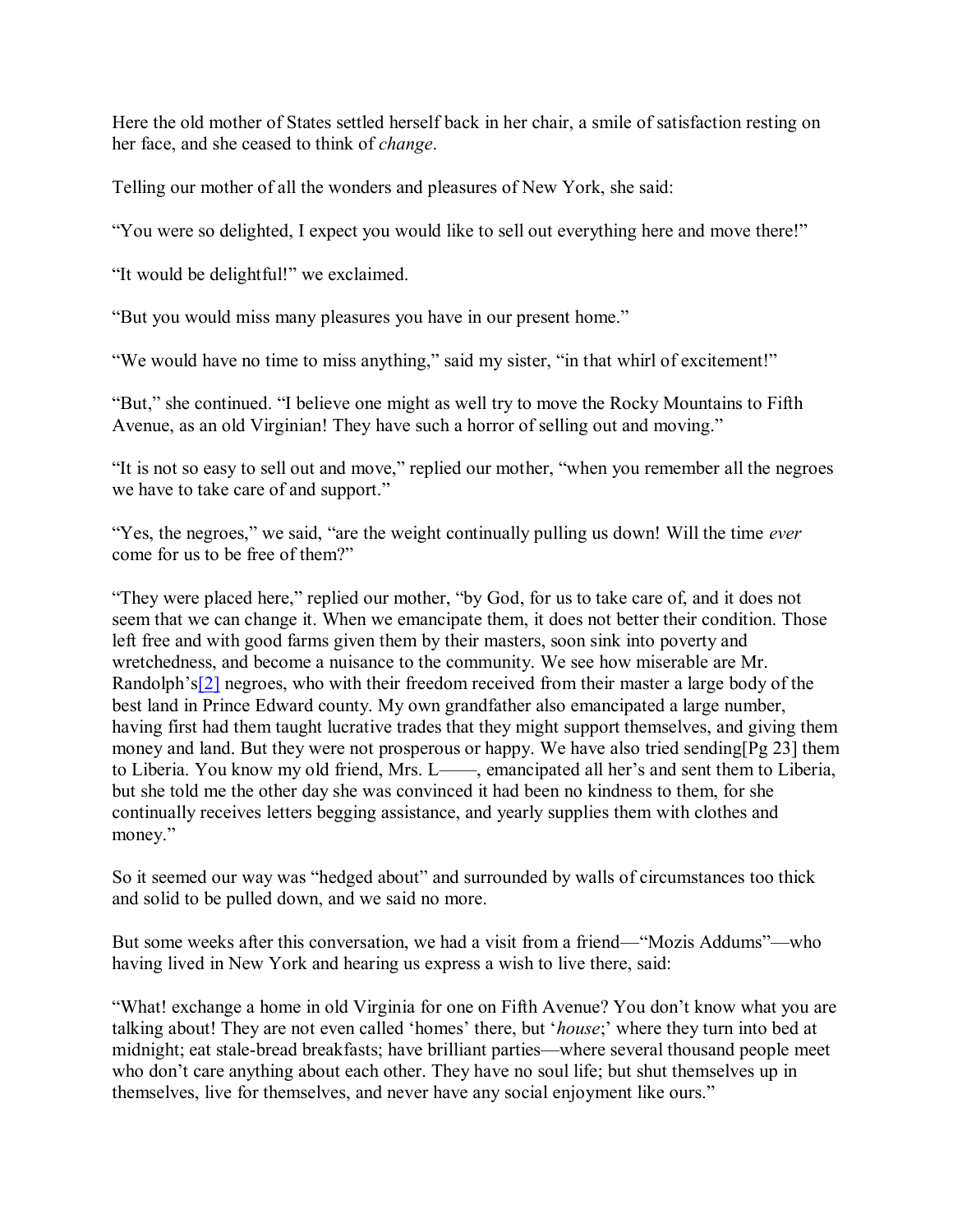Here the old mother of States settled herself back in her chair, a smile of satisfaction resting on her face, and she ceased to think of *change*.

Telling our mother of all the wonders and pleasures of New York, she said:

"You were so delighted, I expect you would like to sell out everything here and move there!"

"It would be delightful!" we exclaimed.

"But you would miss many pleasures you have in our present home."

"We would have no time to miss anything," said my sister, "in that whirl of excitement!"

"But," she continued. "I believe one might as well try to move the Rocky Mountains to Fifth Avenue, as an old Virginian! They have such a horror of selling out and moving."

"It is not so easy to sell out and move," replied our mother, "when you remember all the negroes we have to take care of and support."

"Yes, the negroes," we said, "are the weight continually pulling us down! Will the time *ever* come for us to be free of them?"

"They were placed here," replied our mother, "by God, for us to take care of, and it does not seem that we can change it. When we emancipate them, it does not better their condition. Those left free and with good farms given them by their masters, soon sink into poverty and wretchedness, and become a nuisance to the community. We see how miserable are Mr. Randolph's[2] negroes, who with their freedom received from their master a large body of the best land in Prince Edward county. My own grandfather also emancipated a large number, having first had them taught lucrative trades that they might support themselves, and giving them money and land. But they were not prosperous or happy. We have also tried sending[Pg 23] them to Liberia. You know my old friend, Mrs. L——, emancipated all her's and sent them to Liberia, but she told me the other day she was convinced it had been no kindness to them, for she continually receives letters begging assistance, and yearly supplies them with clothes and money."

So it seemed our way was "hedged about" and surrounded by walls of circumstances too thick and solid to be pulled down, and we said no more.

But some weeks after this conversation, we had a visit from a friend—"Mozis Addums"—who having lived in New York and hearing us express a wish to live there, said:

"What! exchange a home in old Virginia for one on Fifth Avenue? You don't know what you are talking about! They are not even called 'homes' there, but '*house*;' where they turn into bed at midnight; eat stale-bread breakfasts; have brilliant parties—where several thousand people meet who don't care anything about each other. They have no soul life; but shut themselves up in themselves, live for themselves, and never have any social enjoyment like ours."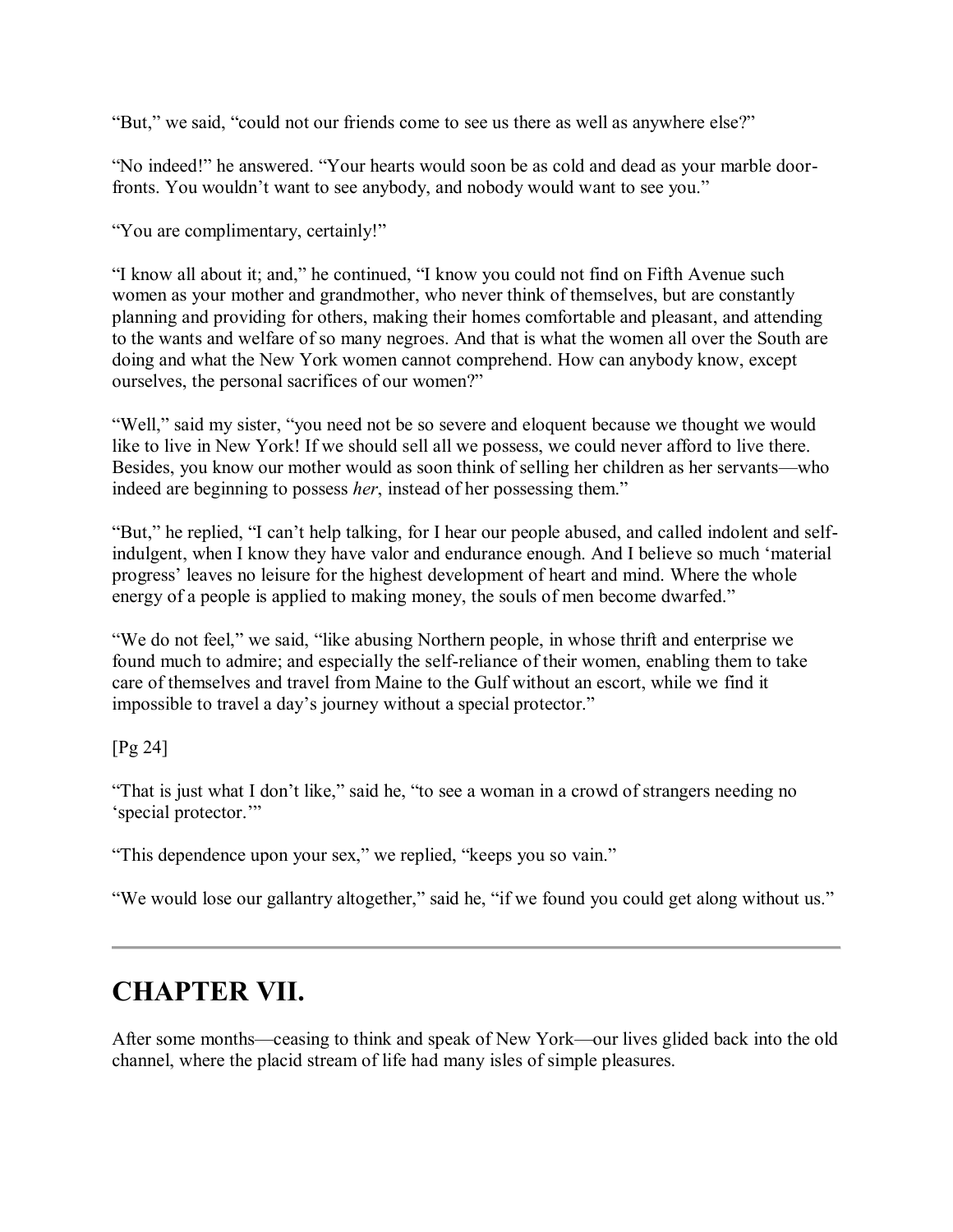"But," we said, "could not our friends come to see us there as well as anywhere else?"

"No indeed!" he answered. "Your hearts would soon be as cold and dead as your marble door-fronts. You wouldn't want to see anybody, and nobody would want to see you."

"You are complimentary, certainly!"

"I know all about it; and," he continued, "I know you could not find on Fifth Avenue such women as your mother and grandmother, who never think of themselves, but are constantly planning and providing for others, making their homes comfortable and pleasant, and attending to the wants and welfare of so many negroes. And that is what the women all over the South are doing and what the New York women cannot comprehend. How can anybody know, except ourselves, the personal sacrifices of our women?"

"Well," said my sister, "you need not be so severe and eloquent because we thought we would like to live in New York! If we should sell all we possess, we could never afford to live there. Besides, you know our mother would as soon think of selling her children as her servants—who indeed are beginning to possess *her*, instead of her possessing them."

"But," he replied, "I can't help talking, for I hear our people abused, and called indolent and self-indulgent, when I know they have valor and endurance enough. And I believe so much 'material progress' leaves no leisure for the highest development of heart and mind. Where the whole energy of a people is applied to making money, the souls of men become dwarfed."

"We do not feel," we said, "like abusing Northern people, in whose thrift and enterprise we found much to admire; and especially the self-reliance of their women, enabling them to take care of themselves and travel from Maine to the Gulf without an escort, while we find it impossible to travel a day's journey without a special protector."

[Pg 24]

"That is just what I don't like," said he, "to see a woman in a crowd of strangers needing no 'special protector.'"

"This dependence upon your sex," we replied, "keeps you so vain."

"We would lose our gallantry altogether," said he, "if we found you could get along without us."

---

## CHAPTER VII.

After some months—ceasing to think and speak of New York—our lives glided back into the old channel, where the placid stream of life had many isles of simple pleasures.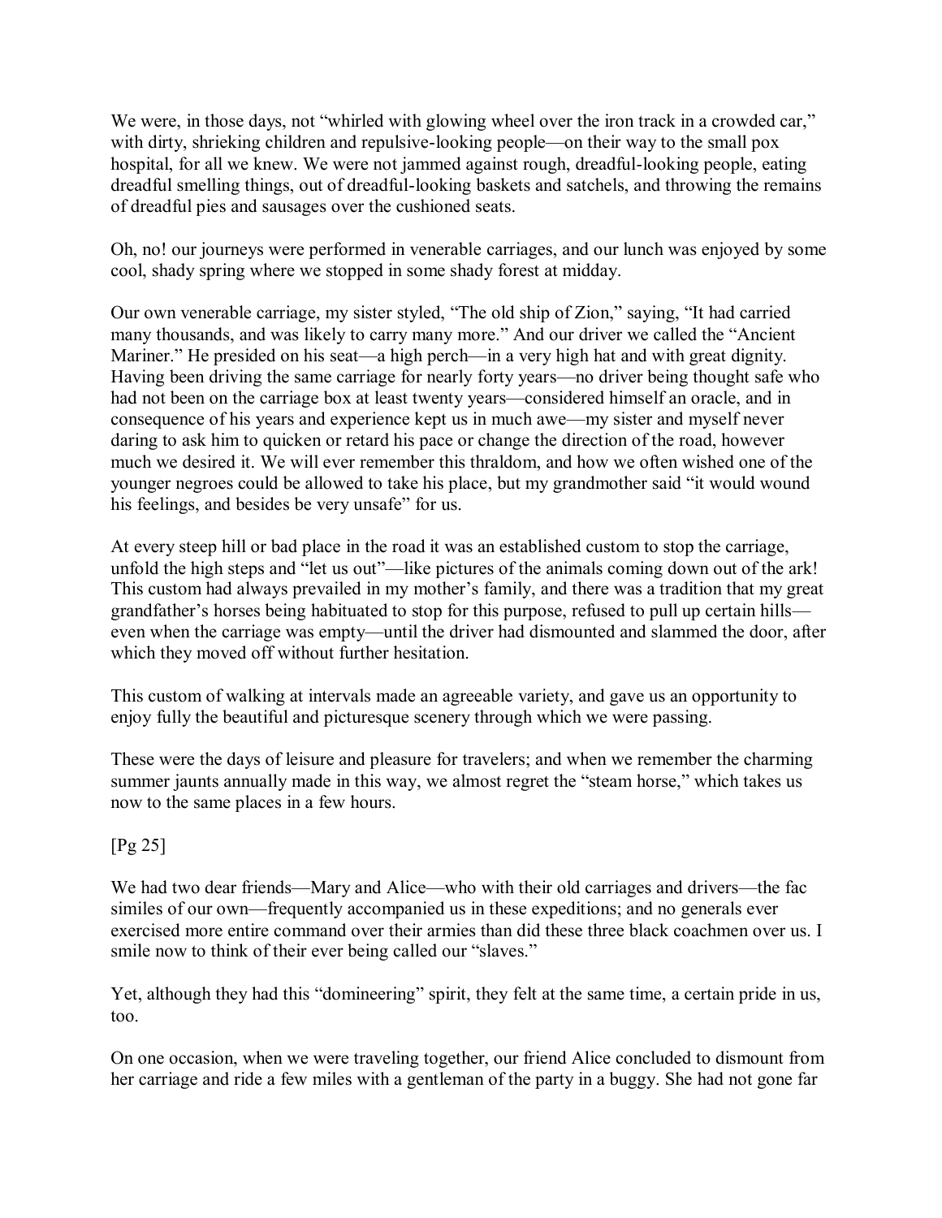We were, in those days, not "whirled with glowing wheel over the iron track in a crowded car," with dirty, shrieking children and repulsive-looking people—on their way to the small pox hospital, for all we knew. We were not jammed against rough, dreadful-looking people, eating dreadful smelling things, out of dreadful-looking baskets and satchels, and throwing the remains of dreadful pies and sausages over the cushioned seats.

Oh, no! our journeys were performed in venerable carriages, and our lunch was enjoyed by some cool, shady spring where we stopped in some shady forest at midday.

Our own venerable carriage, my sister styled, "The old ship of Zion," saying, "It had carried many thousands, and was likely to carry many more." And our driver we called the "Ancient Mariner." He presided on his seat—a high perch—in a very high hat and with great dignity. Having been driving the same carriage for nearly forty years—no driver being thought safe who had not been on the carriage box at least twenty years—considered himself an oracle, and in consequence of his years and experience kept us in much awe—my sister and myself never daring to ask him to quicken or retard his pace or change the direction of the road, however much we desired it. We will ever remember this thraldom, and how we often wished one of the younger negroes could be allowed to take his place, but my grandmother said "it would wound his feelings, and besides be very unsafe" for us.

At every steep hill or bad place in the road it was an established custom to stop the carriage, unfold the high steps and "let us out"—like pictures of the animals coming down out of the ark! This custom had always prevailed in my mother's family, and there was a tradition that my great grandfather's horses being habituated to stop for this purpose, refused to pull up certain hills—even when the carriage was empty—until the driver had dismounted and slammed the door, after which they moved off without further hesitation.

This custom of walking at intervals made an agreeable variety, and gave us an opportunity to enjoy fully the beautiful and picturesque scenery through which we were passing.

These were the days of leisure and pleasure for travelers; and when we remember the charming summer jaunts annually made in this way, we almost regret the "steam horse," which takes us now to the same places in a few hours.

We had two dear friends—Mary and Alice—who with their old carriages and drivers—the fac similes of our own—frequently accompanied us in these expeditions; and no generals ever exercised more entire command over their armies than did these three black coachmen over us. I smile now to think of their ever being called our "slaves."

Yet, although they had this "domineering" spirit, they felt at the same time, a certain pride in us, too.

On one occasion, when we were traveling together, our friend Alice concluded to dismount from her carriage and ride a few miles with a gentleman of the party in a buggy. She had not gone far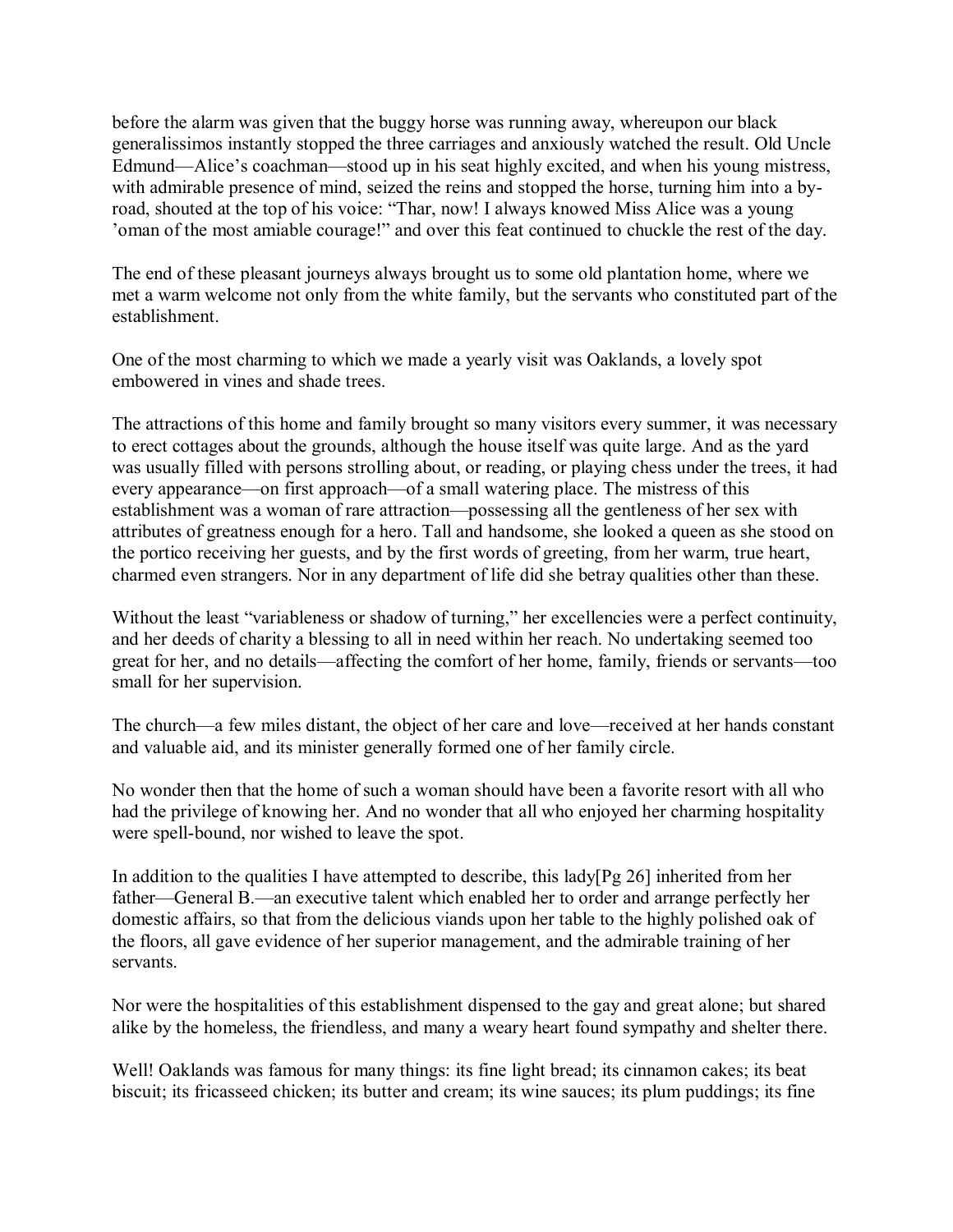before the alarm was given that the buggy horse was running away, whereupon our black generalissimos instantly stopped the three carriages and anxiously watched the result. Old Uncle Edmund—Alice's coachman—stood up in his seat highly excited, and when his young mistress, with admirable presence of mind, seized the reins and stopped the horse, turning him into a by-road, shouted at the top of his voice: "Thar, now! I always knowed Miss Alice was a young 'oman of the most amiable courage!" and over this feat continued to chuckle the rest of the day.

The end of these pleasant journeys always brought us to some old plantation home, where we met a warm welcome not only from the white family, but the servants who constituted part of the establishment.

One of the most charming to which we made a yearly visit was Oaklands, a lovely spot embowered in vines and shade trees.

The attractions of this home and family brought so many visitors every summer, it was necessary to erect cottages about the grounds, although the house itself was quite large. And as the yard was usually filled with persons strolling about, or reading, or playing chess under the trees, it had every appearance—on first approach—of a small watering place. The mistress of this establishment was a woman of rare attraction—possessing all the gentleness of her sex with attributes of greatness enough for a hero. Tall and handsome, she looked a queen as she stood on the portico receiving her guests, and by the first words of greeting, from her warm, true heart, charmed even strangers. Nor in any department of life did she betray qualities other than these.

Without the least "variableness or shadow of turning," her excellencies were a perfect continuity, and her deeds of charity a blessing to all in need within her reach. No undertaking seemed too great for her, and no details—affecting the comfort of her home, family, friends or servants—too small for her supervision.

The church—a few miles distant, the object of her care and love—received at her hands constant and valuable aid, and its minister generally formed one of her family circle.

No wonder then that the home of such a woman should have been a favorite resort with all who had the privilege of knowing her. And no wonder that all who enjoyed her charming hospitality were spell-bound, nor wished to leave the spot.

In addition to the qualities I have attempted to describe, this lady[Pg 26] inherited from her father—General B.—an executive talent which enabled her to order and arrange perfectly her domestic affairs, so that from the delicious viands upon her table to the highly polished oak of the floors, all gave evidence of her superior management, and the admirable training of her servants.

Nor were the hospitalities of this establishment dispensed to the gay and great alone; but shared alike by the homeless, the friendless, and many a weary heart found sympathy and shelter there.

Well! Oaklands was famous for many things: its fine light bread; its cinnamon cakes; its beat biscuit; its fricasseed chicken; its butter and cream; its wine sauces; its plum puddings; its fine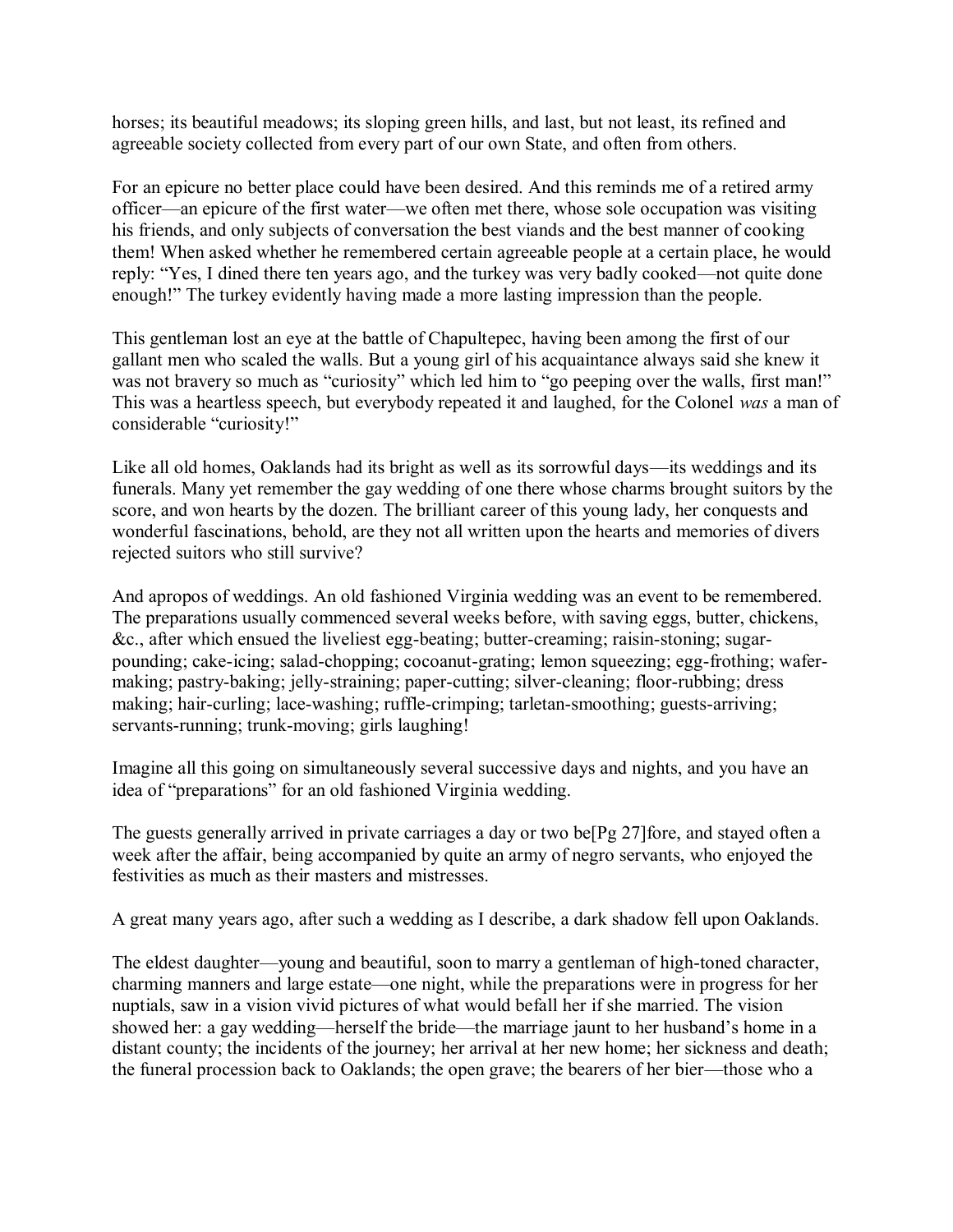horses; its beautiful meadows; its sloping green hills, and last, but not least, its refined and agreeable society collected from every part of our own State, and often from others.

For an epicure no better place could have been desired. And this reminds me of a retired army officer—an epicure of the first water—we often met there, whose sole occupation was visiting his friends, and only subjects of conversation the best viands and the best manner of cooking them! When asked whether he remembered certain agreeable people at a certain place, he would reply: "Yes, I dined there ten years ago, and the turkey was very badly cooked—not quite done enough!" The turkey evidently having made a more lasting impression than the people.

This gentleman lost an eye at the battle of Chapultepec, having been among the first of our gallant men who scaled the walls. But a young girl of his acquaintance always said she knew it was not bravery so much as "curiosity" which led him to "go peeping over the walls, first man!" This was a heartless speech, but everybody repeated it and laughed, for the Colonel *was* a man of considerable "curiosity!"

Like all old homes, Oaklands had its bright as well as its sorrowful days—its weddings and its funerals. Many yet remember the gay wedding of one there whose charms brought suitors by the score, and won hearts by the dozen. The brilliant career of this young lady, her conquests and wonderful fascinations, behold, are they not all written upon the hearts and memories of divers rejected suitors who still survive?

And apropos of weddings. An old fashioned Virginia wedding was an event to be remembered. The preparations usually commenced several weeks before, with saving eggs, butter, chickens, &c., after which ensued the liveliest egg-beating; butter-creaming; raisin-stoning; sugar-pounding; cake-icing; salad-chopping; cocoanut-grating; lemon squeezing; egg-frothing; wafer-making; pastry-baking; jelly-straining; paper-cutting; silver-cleaning; floor-rubbing; dress making; hair-curling; lace-washing; ruffle-crimping; tarletan-smoothing; guests-arriving; servants-running; trunk-moving; girls laughing!

Imagine all this going on simultaneously several successive days and nights, and you have an idea of "preparations" for an old fashioned Virginia wedding.

The guests generally arrived in private carriages a day or two be[Pg 27]fore, and stayed often a week after the affair, being accompanied by quite an army of negro servants, who enjoyed the festivities as much as their masters and mistresses.

A great many years ago, after such a wedding as I describe, a dark shadow fell upon Oaklands.

The eldest daughter—young and beautiful, soon to marry a gentleman of high-toned character, charming manners and large estate—one night, while the preparations were in progress for her nuptials, saw in a vision vivid pictures of what would befall her if she married. The vision showed her: a gay wedding—herself the bride—the marriage jaunt to her husband's home in a distant county; the incidents of the journey; her arrival at her new home; her sickness and death; the funeral procession back to Oaklands; the open grave; the bearers of her bier—those who a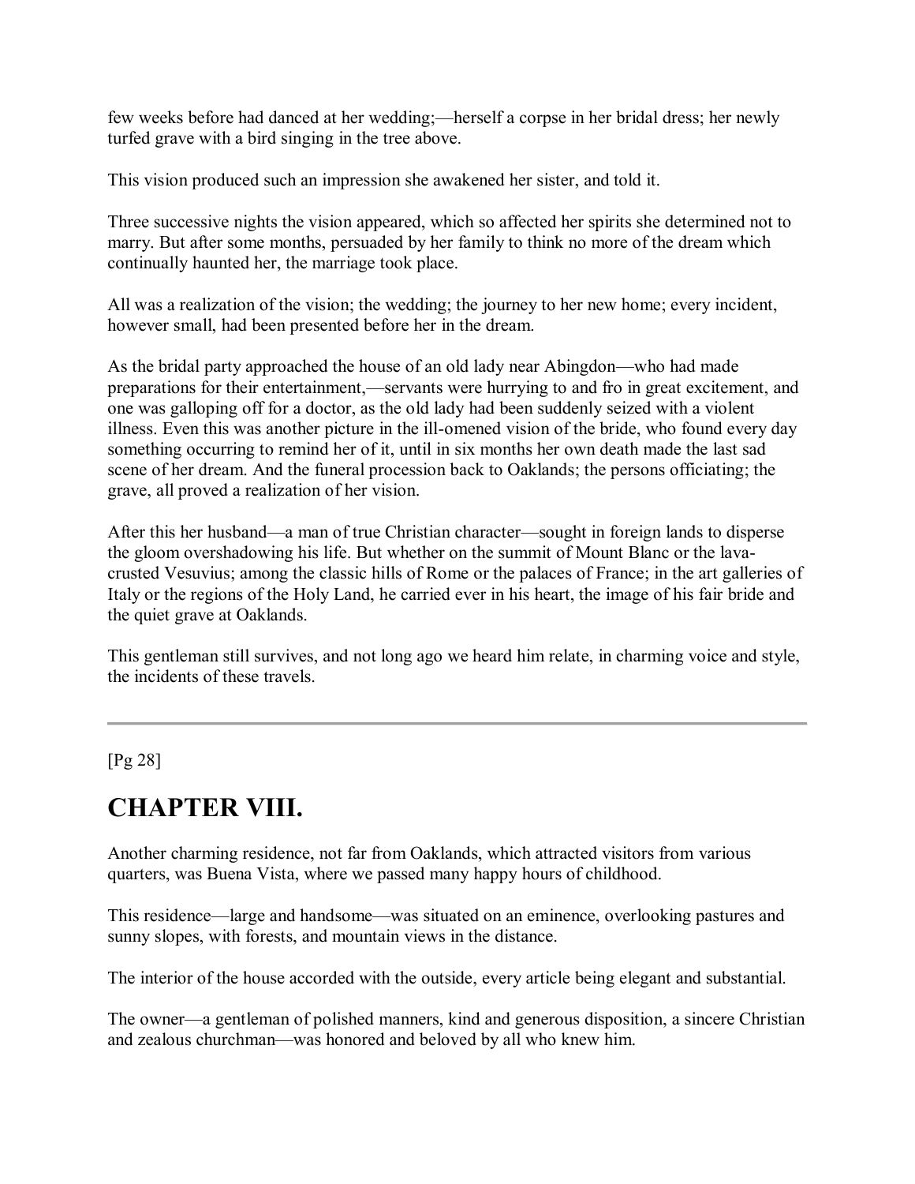few weeks before had danced at her wedding;—herself a corpse in her bridal dress; her newly turfed grave with a bird singing in the tree above.

This vision produced such an impression she awakened her sister, and told it.

Three successive nights the vision appeared, which so affected her spirits she determined not to marry. But after some months, persuaded by her family to think no more of the dream which continually haunted her, the marriage took place.

All was a realization of the vision; the wedding; the journey to her new home; every incident, however small, had been presented before her in the dream.

As the bridal party approached the house of an old lady near Abingdon—who had made preparations for their entertainment,—servants were hurrying to and fro in great excitement, and one was galloping off for a doctor, as the old lady had been suddenly seized with a violent illness. Even this was another picture in the ill-omened vision of the bride, who found every day something occurring to remind her of it, until in six months her own death made the last sad scene of her dream. And the funeral procession back to Oaklands; the persons officiating; the grave, all proved a realization of her vision.

After this her husband—a man of true Christian character—sought in foreign lands to disperse the gloom overshadowing his life. But whether on the summit of Mount Blanc or the lava-crusted Vesuvius; among the classic hills of Rome or the palaces of France; in the art galleries of Italy or the regions of the Holy Land, he carried ever in his heart, the image of his fair bride and the quiet grave at Oaklands.

This gentleman still survives, and not long ago we heard him relate, in charming voice and style, the incidents of these travels.

---

# CHAPTER VIII.

Another charming residence, not far from Oaklands, which attracted visitors from various quarters, was Buena Vista, where we passed many happy hours of childhood.

This residence—large and handsome—was situated on an eminence, overlooking pastures and sunny slopes, with forests, and mountain views in the distance.

The interior of the house accorded with the outside, every article being elegant and substantial.

The owner—a gentleman of polished manners, kind and generous disposition, a sincere Christian and zealous churchman—was honored and beloved by all who knew him.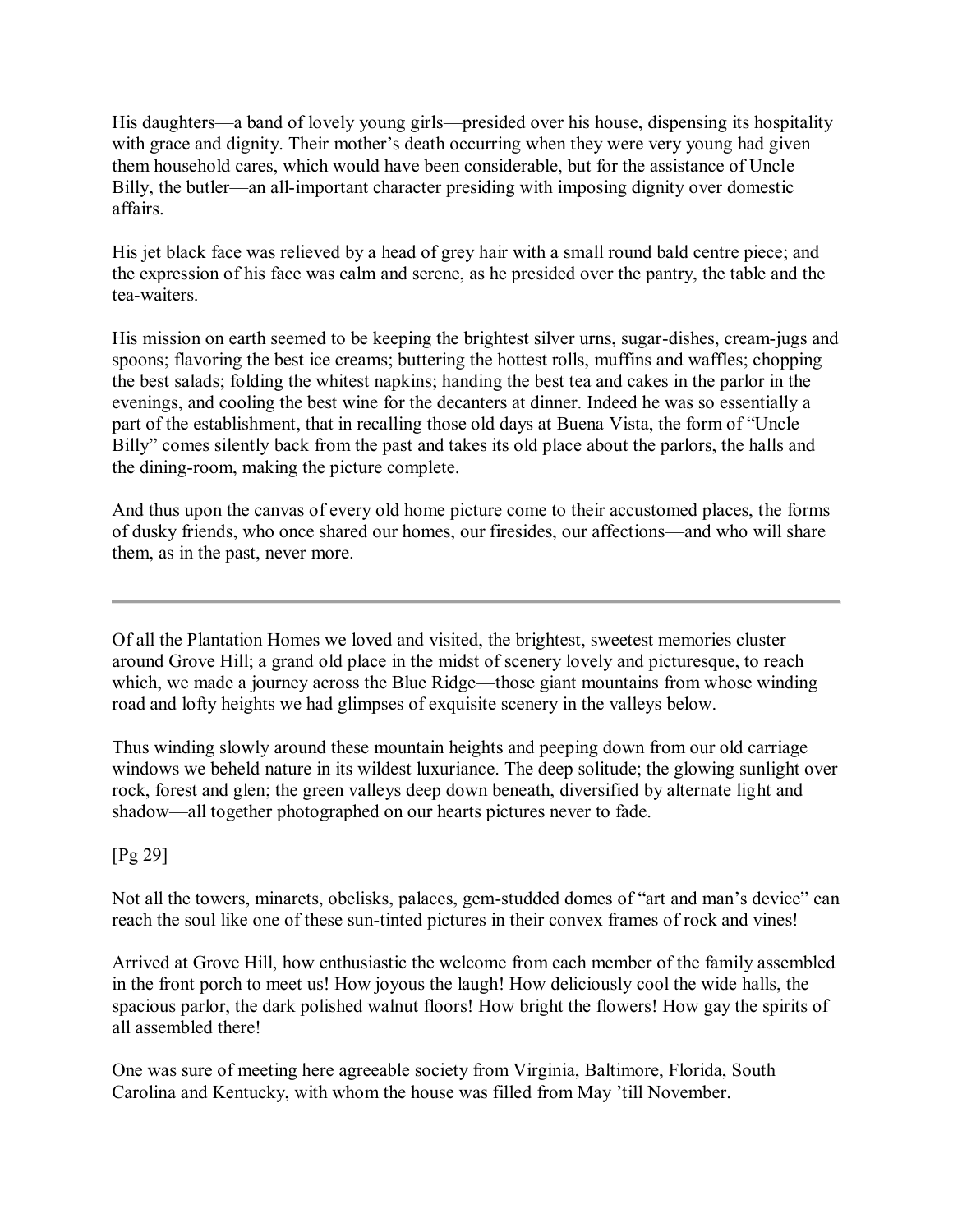His daughters—a band of lovely young girls—presided over his house, dispensing its hospitality with grace and dignity. Their mother's death occurring when they were very young had given them household cares, which would have been considerable, but for the assistance of Uncle Billy, the butler—an all-important character presiding with imposing dignity over domestic affairs.

His jet black face was relieved by a head of grey hair with a small round bald centre piece; and the expression of his face was calm and serene, as he presided over the pantry, the table and the tea-waiters.

His mission on earth seemed to be keeping the brightest silver urns, sugar-dishes, cream-jugs and spoons; flavoring the best ice creams; buttering the hottest rolls, muffins and waffles; chopping the best salads; folding the whitest napkins; handing the best tea and cakes in the parlor in the evenings, and cooling the best wine for the decanters at dinner. Indeed he was so essentially a part of the establishment, that in recalling those old days at Buena Vista, the form of "Uncle Billy" comes silently back from the past and takes its old place about the parlors, the halls and the dining-room, making the picture complete.

And thus upon the canvas of every old home picture come to their accustomed places, the forms of dusky friends, who once shared our homes, our firesides, our affections—and who will share them, as in the past, never more.

---

Of all the Plantation Homes we loved and visited, the brightest, sweetest memories cluster around Grove Hill; a grand old place in the midst of scenery lovely and picturesque, to reach which, we made a journey across the Blue Ridge—those giant mountains from whose winding road and lofty heights we had glimpses of exquisite scenery in the valleys below.

Thus winding slowly around these mountain heights and peeping down from our old carriage windows we beheld nature in its wildest luxuriance. The deep solitude; the glowing sunlight over rock, forest and glen; the green valleys deep down beneath, diversified by alternate light and shadow—all together photographed on our hearts pictures never to fade.

[Pg 29]

Not all the towers, minarets, obelisks, palaces, gem-studded domes of "art and man's device" can reach the soul like one of these sun-tinted pictures in their convex frames of rock and vines!

Arrived at Grove Hill, how enthusiastic the welcome from each member of the family assembled in the front porch to meet us! How joyous the laugh! How deliciously cool the wide halls, the spacious parlor, the dark polished walnut floors! How bright the flowers! How gay the spirits of all assembled there!

One was sure of meeting here agreeable society from Virginia, Baltimore, Florida, South Carolina and Kentucky, with whom the house was filled from May 'till November.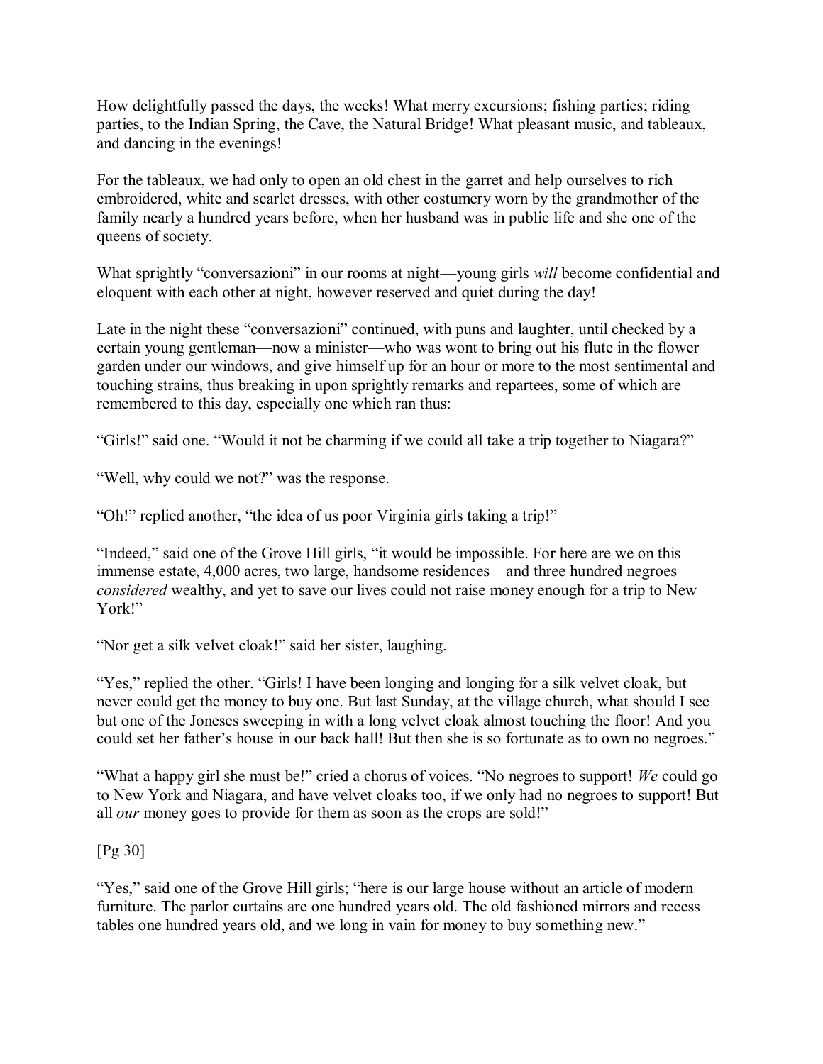How delightfully passed the days, the weeks! What merry excursions; fishing parties; riding parties, to the Indian Spring, the Cave, the Natural Bridge! What pleasant music, and tableaux, and dancing in the evenings!

For the tableaux, we had only to open an old chest in the garret and help ourselves to rich embroidered, white and scarlet dresses, with other costumery worn by the grandmother of the family nearly a hundred years before, when her husband was in public life and she one of the queens of society.

What sprightly "conversazioni" in our rooms at night—young girls *will* become confidential and eloquent with each other at night, however reserved and quiet during the day!

Late in the night these "conversazioni" continued, with puns and laughter, until checked by a certain young gentleman—now a minister—who was wont to bring out his flute in the flower garden under our windows, and give himself up for an hour or more to the most sentimental and touching strains, thus breaking in upon sprightly remarks and repartees, some of which are remembered to this day, especially one which ran thus:

"Girls!" said one. "Would it not be charming if we could all take a trip together to Niagara?"

"Well, why could we not?" was the response.

"Oh!" replied another, "the idea of us poor Virginia girls taking a trip!"

"Indeed," said one of the Grove Hill girls, "it would be impossible. For here are we on this immense estate, 4,000 acres, two large, handsome residences—and three hundred negroes—*considered* wealthy, and yet to save our lives could not raise money enough for a trip to New York!"

"Nor get a silk velvet cloak!" said her sister, laughing.

"Yes," replied the other. "Girls! I have been longing and longing for a silk velvet cloak, but never could get the money to buy one. But last Sunday, at the village church, what should I see but one of the Joneses sweeping in with a long velvet cloak almost touching the floor! And you could set her father's house in our back hall! But then she is so fortunate as to own no negroes."

"What a happy girl she must be!" cried a chorus of voices. "No negroes to support! *We* could go to New York and Niagara, and have velvet cloaks too, if we only had no negroes to support! But all *our* money goes to provide for them as soon as the crops are sold!"

[Pg 30]

"Yes," said one of the Grove Hill girls; "here is our large house without an article of modern furniture. The parlor curtains are one hundred years old. The old fashioned mirrors and recess tables one hundred years old, and we long in vain for money to buy something new."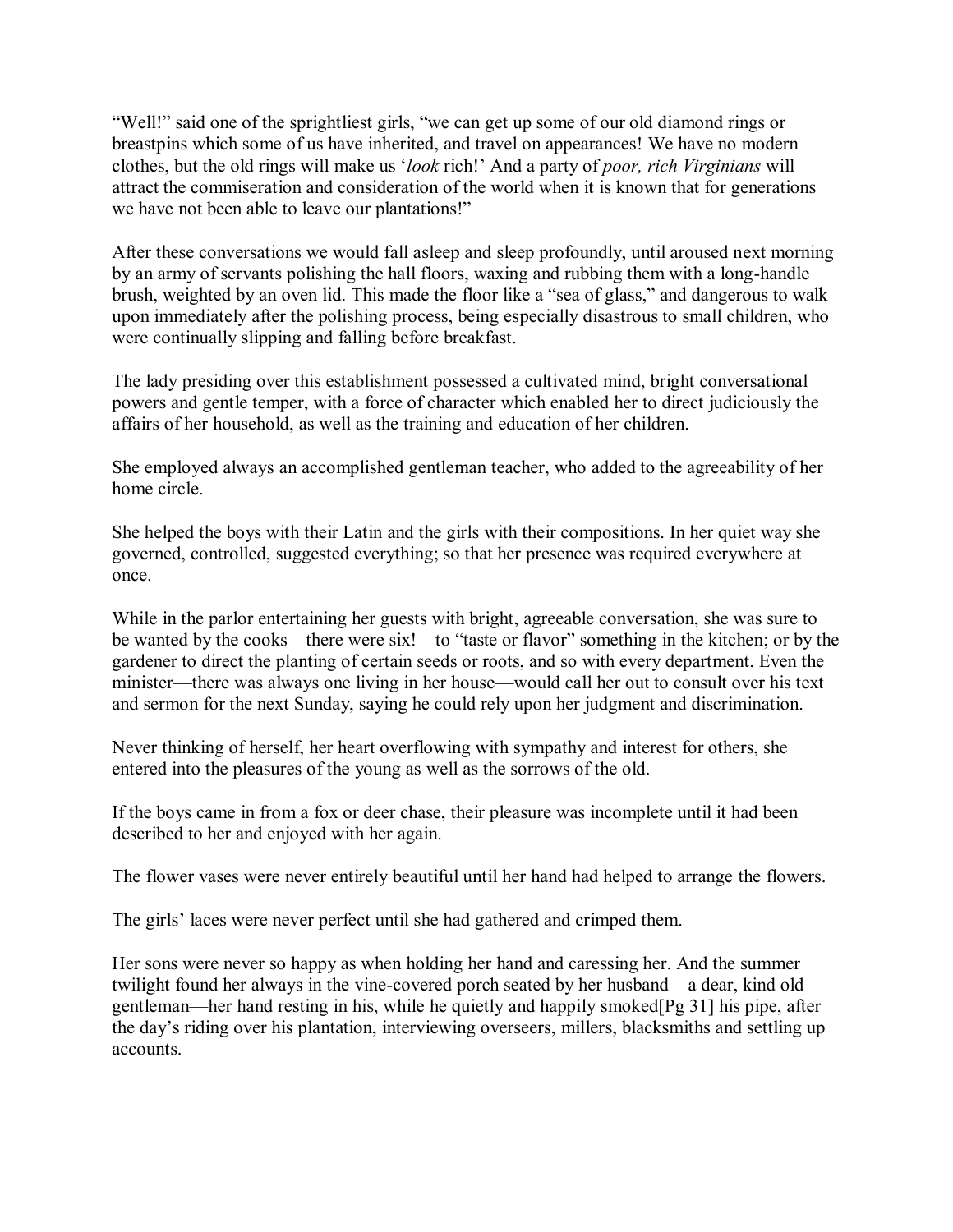"Well!" said one of the sprightliest girls, "we can get up some of our old diamond rings or breastpins which some of us have inherited, and travel on appearances! We have no modern clothes, but the old rings will make us '*look* rich!' And a party of *poor, rich Virginians* will attract the commiseration and consideration of the world when it is known that for generations we have not been able to leave our plantations!"

After these conversations we would fall asleep and sleep profoundly, until aroused next morning by an army of servants polishing the hall floors, waxing and rubbing them with a long-handle brush, weighted by an oven lid. This made the floor like a "sea of glass," and dangerous to walk upon immediately after the polishing process, being especially disastrous to small children, who were continually slipping and falling before breakfast.

The lady presiding over this establishment possessed a cultivated mind, bright conversational powers and gentle temper, with a force of character which enabled her to direct judiciously the affairs of her household, as well as the training and education of her children.

She employed always an accomplished gentleman teacher, who added to the agreeability of her home circle.

She helped the boys with their Latin and the girls with their compositions. In her quiet way she governed, controlled, suggested everything; so that her presence was required everywhere at once.

While in the parlor entertaining her guests with bright, agreeable conversation, she was sure to be wanted by the cooks—there were six!—to "taste or flavor" something in the kitchen; or by the gardener to direct the planting of certain seeds or roots, and so with every department. Even the minister—there was always one living in her house—would call her out to consult over his text and sermon for the next Sunday, saying he could rely upon her judgment and discrimination.

Never thinking of herself, her heart overflowing with sympathy and interest for others, she entered into the pleasures of the young as well as the sorrows of the old.

If the boys came in from a fox or deer chase, their pleasure was incomplete until it had been described to her and enjoyed with her again.

The flower vases were never entirely beautiful until her hand had helped to arrange the flowers.

The girls' laces were never perfect until she had gathered and crimped them.

Her sons were never so happy as when holding her hand and caressing her. And the summer twilight found her always in the vine-covered porch seated by her husband—a dear, kind old gentleman—her hand resting in his, while he quietly and happily smoked[Pg 31] his pipe, after the day's riding over his plantation, interviewing overseers, millers, blacksmiths and settling up accounts.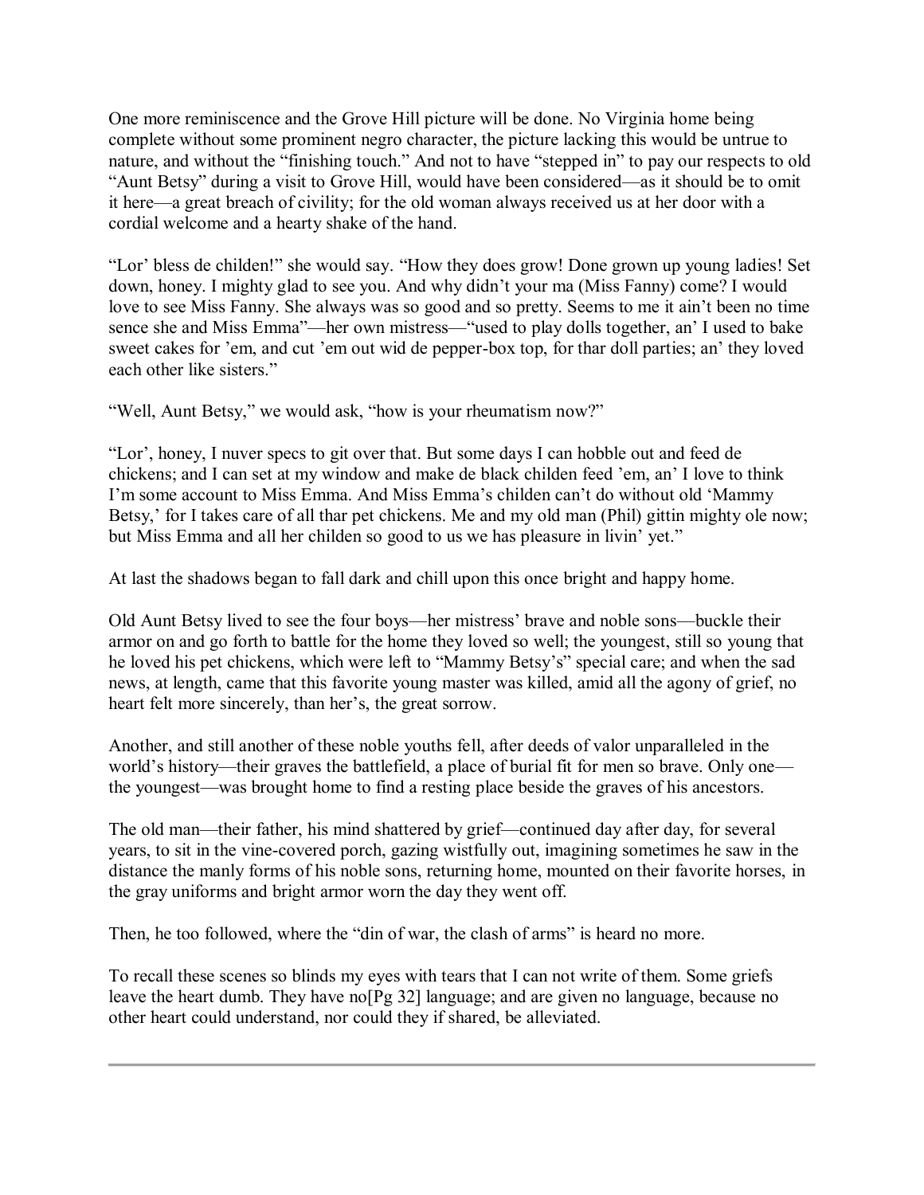One more reminiscence and the Grove Hill picture will be done. No Virginia home being complete without some prominent negro character, the picture lacking this would be untrue to nature, and without the "finishing touch." And not to have "stepped in" to pay our respects to old "Aunt Betsy" during a visit to Grove Hill, would have been considered—as it should be to omit it here—a great breach of civility; for the old woman always received us at her door with a cordial welcome and a hearty shake of the hand.

"Lor' bless de childen!" she would say. "How they does grow! Done grown up young ladies! Set down, honey. I mighty glad to see you. And why didn't your ma (Miss Fanny) come? I would love to see Miss Fanny. She always was so good and so pretty. Seems to me it ain't been no time sence she and Miss Emma"—her own mistress—"used to play dolls together, an' I used to bake sweet cakes for 'em, and cut 'em out wid de pepper-box top, for thar doll parties; an' they loved each other like sisters."

"Well, Aunt Betsy," we would ask, "how is your rheumatism now?"

"Lor', honey, I nuver specs to git over that. But some days I can hobble out and feed de chickens; and I can set at my window and make de black childen feed 'em, an' I love to think I'm some account to Miss Emma. And Miss Emma's childen can't do without old 'Mammy Betsy,' for I takes care of all thar pet chickens. Me and my old man (Phil) gittin mighty ole now; but Miss Emma and all her childen so good to us we has pleasure in livin' yet."

At last the shadows began to fall dark and chill upon this once bright and happy home.

Old Aunt Betsy lived to see the four boys—her mistress' brave and noble sons—buckle their armor on and go forth to battle for the home they loved so well; the youngest, still so young that he loved his pet chickens, which were left to "Mammy Betsy's" special care; and when the sad news, at length, came that this favorite young master was killed, amid all the agony of grief, no heart felt more sincerely, than her's, the great sorrow.

Another, and still another of these noble youths fell, after deeds of valor unparalleled in the world's history—their graves the battlefield, a place of burial fit for men so brave. Only one—the youngest—was brought home to find a resting place beside the graves of his ancestors.

The old man—their father, his mind shattered by grief—continued day after day, for several years, to sit in the vine-covered porch, gazing wistfully out, imagining sometimes he saw in the distance the manly forms of his noble sons, returning home, mounted on their favorite horses, in the gray uniforms and bright armor worn the day they went off.

Then, he too followed, where the "din of war, the clash of arms" is heard no more.

To recall these scenes so blinds my eyes with tears that I can not write of them. Some griefs leave the heart dumb. They have no[Pg 32] language; and are given no language, because no other heart could understand, nor could they if shared, be alleviated.

---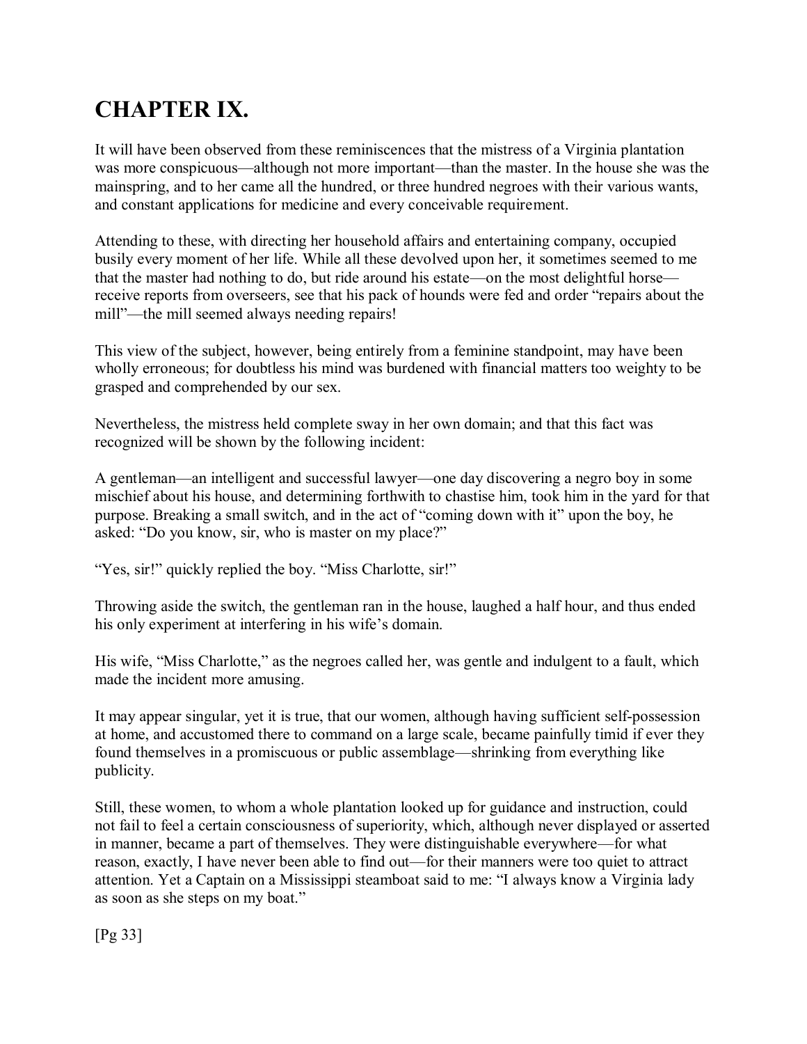# CHAPTER IX.

It will have been observed from these reminiscences that the mistress of a Virginia plantation was more conspicuous—although not more important—than the master. In the house she was the mainspring, and to her came all the hundred, or three hundred negroes with their various wants, and constant applications for medicine and every conceivable requirement.

Attending to these, with directing her household affairs and entertaining company, occupied busily every moment of her life. While all these devolved upon her, it sometimes seemed to me that the master had nothing to do, but ride around his estate—on the most delightful horse—receive reports from overseers, see that his pack of hounds were fed and order "repairs about the mill"—the mill seemed always needing repairs!

This view of the subject, however, being entirely from a feminine standpoint, may have been wholly erroneous; for doubtless his mind was burdened with financial matters too weighty to be grasped and comprehended by our sex.

Nevertheless, the mistress held complete sway in her own domain; and that this fact was recognized will be shown by the following incident:

A gentleman—an intelligent and successful lawyer—one day discovering a negro boy in some mischief about his house, and determining forthwith to chastise him, took him in the yard for that purpose. Breaking a small switch, and in the act of "coming down with it" upon the boy, he asked: "Do you know, sir, who is master on my place?"

"Yes, sir!" quickly replied the boy. "Miss Charlotte, sir!"

Throwing aside the switch, the gentleman ran in the house, laughed a half hour, and thus ended his only experiment at interfering in his wife's domain.

His wife, "Miss Charlotte," as the negroes called her, was gentle and indulgent to a fault, which made the incident more amusing.

It may appear singular, yet it is true, that our women, although having sufficient self-possession at home, and accustomed there to command on a large scale, became painfully timid if ever they found themselves in a promiscuous or public assemblage—shrinking from everything like publicity.

Still, these women, to whom a whole plantation looked up for guidance and instruction, could not fail to feel a certain consciousness of superiority, which, although never displayed or asserted in manner, became a part of themselves. They were distinguishable everywhere—for what reason, exactly, I have never been able to find out—for their manners were too quiet to attract attention. Yet a Captain on a Mississippi steamboat said to me: "I always know a Virginia lady as soon as she steps on my boat."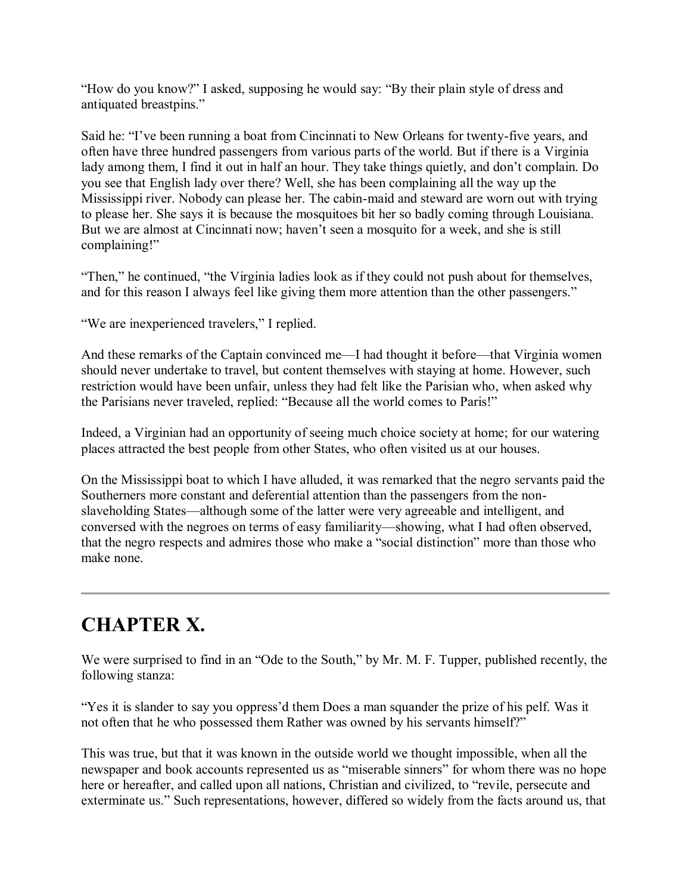"How do you know?" I asked, supposing he would say: "By their plain style of dress and antiquated breastpins."

Said he: "I've been running a boat from Cincinnati to New Orleans for twenty-five years, and often have three hundred passengers from various parts of the world. But if there is a Virginia lady among them, I find it out in half an hour. They take things quietly, and don't complain. Do you see that English lady over there? Well, she has been complaining all the way up the Mississippi river. Nobody can please her. The cabin-maid and steward are worn out with trying to please her. She says it is because the mosquitoes bit her so badly coming through Louisiana. But we are almost at Cincinnati now; haven't seen a mosquito for a week, and she is still complaining!"

"Then," he continued, "the Virginia ladies look as if they could not push about for themselves, and for this reason I always feel like giving them more attention than the other passengers."

"We are inexperienced travelers," I replied.

And these remarks of the Captain convinced me—I had thought it before—that Virginia women should never undertake to travel, but content themselves with staying at home. However, such restriction would have been unfair, unless they had felt like the Parisian who, when asked why the Parisians never traveled, replied: "Because all the world comes to Paris!"

Indeed, a Virginian had an opportunity of seeing much choice society at home; for our watering places attracted the best people from other States, who often visited us at our houses.

On the Mississippi boat to which I have alluded, it was remarked that the negro servants paid the Southerners more constant and deferential attention than the passengers from the non-slaveholding States—although some of the latter were very agreeable and intelligent, and conversed with the negroes on terms of easy familiarity—showing, what I had often observed, that the negro respects and admires those who make a "social distinction" more than those who make none.

---

# CHAPTER X.

We were surprised to find in an "Ode to the South," by Mr. M. F. Tupper, published recently, the following stanza:

"Yes it is slander to say you oppress'd them Does a man squander the prize of his pelf. Was it not often that he who possessed them Rather was owned by his servants himself?"

This was true, but that it was known in the outside world we thought impossible, when all the newspaper and book accounts represented us as "miserable sinners" for whom there was no hope here or hereafter, and called upon all nations, Christian and civilized, to "revile, persecute and exterminate us." Such representations, however, differed so widely from the facts around us, that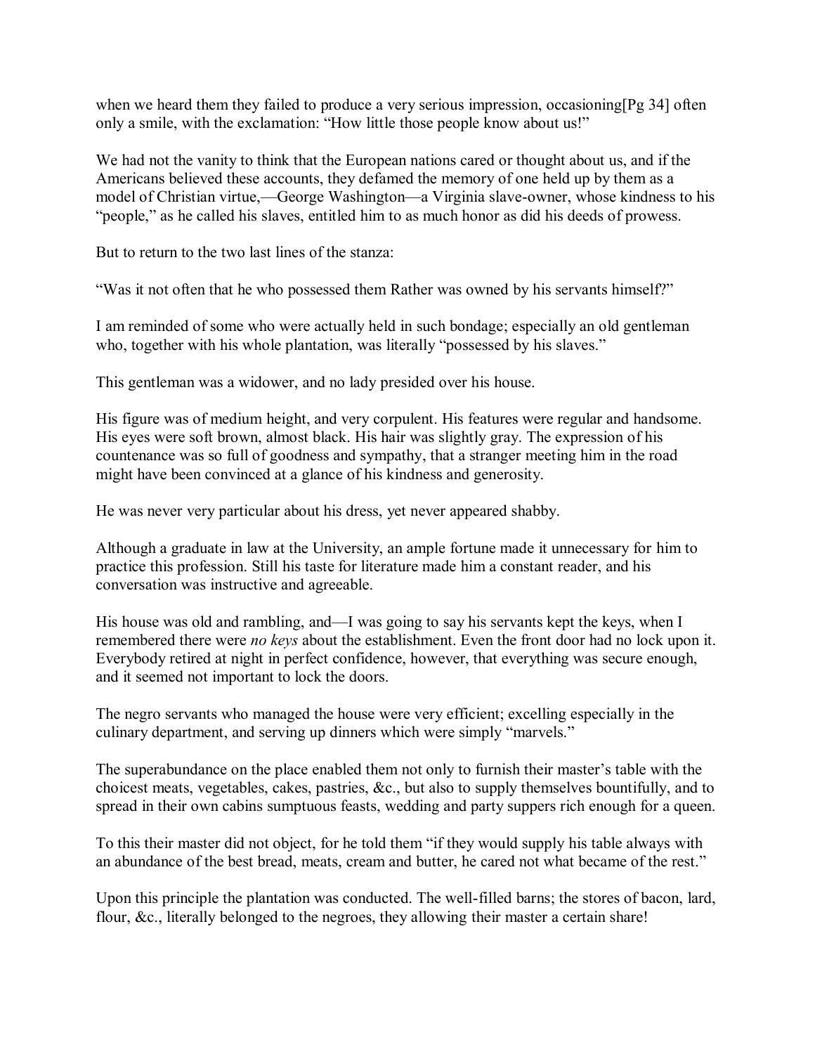when we heard them they failed to produce a very serious impression, occasioning[Pg 34] often only a smile, with the exclamation: "How little those people know about us!"

We had not the vanity to think that the European nations cared or thought about us, and if the Americans believed these accounts, they defamed the memory of one held up by them as a model of Christian virtue,—George Washington—a Virginia slave-owner, whose kindness to his "people," as he called his slaves, entitled him to as much honor as did his deeds of prowess.

But to return to the two last lines of the stanza:

"Was it not often that he who possessed them Rather was owned by his servants himself?"

I am reminded of some who were actually held in such bondage; especially an old gentleman who, together with his whole plantation, was literally "possessed by his slaves."

This gentleman was a widower, and no lady presided over his house.

His figure was of medium height, and very corpulent. His features were regular and handsome. His eyes were soft brown, almost black. His hair was slightly gray. The expression of his countenance was so full of goodness and sympathy, that a stranger meeting him in the road might have been convinced at a glance of his kindness and generosity.

He was never very particular about his dress, yet never appeared shabby.

Although a graduate in law at the University, an ample fortune made it unnecessary for him to practice this profession. Still his taste for literature made him a constant reader, and his conversation was instructive and agreeable.

His house was old and rambling, and—I was going to say his servants kept the keys, when I remembered there were *no keys* about the establishment. Even the front door had no lock upon it. Everybody retired at night in perfect confidence, however, that everything was secure enough, and it seemed not important to lock the doors.

The negro servants who managed the house were very efficient; excelling especially in the culinary department, and serving up dinners which were simply "marvels."

The superabundance on the place enabled them not only to furnish their master's table with the choicest meats, vegetables, cakes, pastries, &c., but also to supply themselves bountifully, and to spread in their own cabins sumptuous feasts, wedding and party suppers rich enough for a queen.

To this their master did not object, for he told them "if they would supply his table always with an abundance of the best bread, meats, cream and butter, he cared not what became of the rest."

Upon this principle the plantation was conducted. The well-filled barns; the stores of bacon, lard, flour, &c., literally belonged to the negroes, they allowing their master a certain share!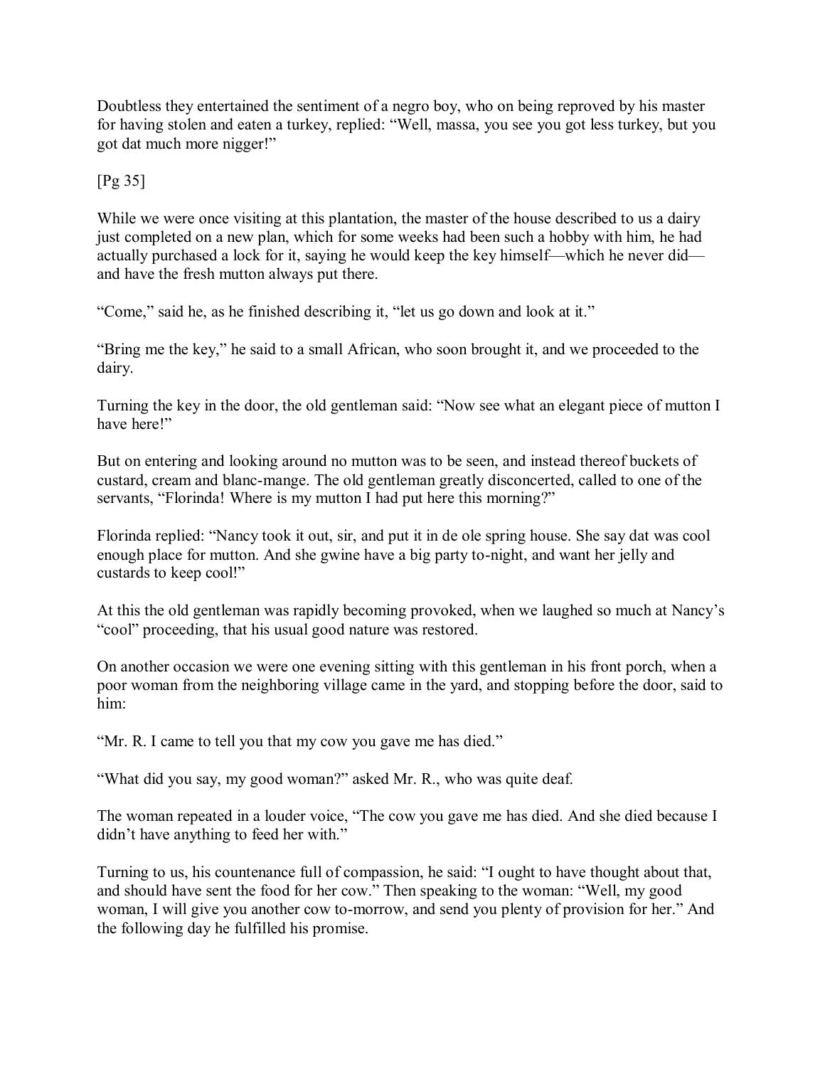Doubtless they entertained the sentiment of a negro boy, who on being reproved by his master for having stolen and eaten a turkey, replied: "Well, massa, you see you got less turkey, but you got dat much more nigger!"

[Pg 35]

While we were once visiting at this plantation, the master of the house described to us a dairy just completed on a new plan, which for some weeks had been such a hobby with him, he had actually purchased a lock for it, saying he would keep the key himself—which he never did—and have the fresh mutton always put there.

"Come," said he, as he finished describing it, "let us go down and look at it."

"Bring me the key," he said to a small African, who soon brought it, and we proceeded to the dairy.

Turning the key in the door, the old gentleman said: "Now see what an elegant piece of mutton I have here!"

But on entering and looking around no mutton was to be seen, and instead thereof buckets of custard, cream and blanc-mange. The old gentleman greatly disconcerted, called to one of the servants, "Florinda! Where is my mutton I had put here this morning?"

Florinda replied: "Nancy took it out, sir, and put it in de ole spring house. She say dat was cool enough place for mutton. And she gwine have a big party to-night, and want her jelly and custards to keep cool!"

At this the old gentleman was rapidly becoming provoked, when we laughed so much at Nancy's "cool" proceeding, that his usual good nature was restored.

On another occasion we were one evening sitting with this gentleman in his front porch, when a poor woman from the neighboring village came in the yard, and stopping before the door, said to him:

"Mr. R. I came to tell you that my cow you gave me has died."

"What did you say, my good woman?" asked Mr. R., who was quite deaf.

The woman repeated in a louder voice, "The cow you gave me has died. And she died because I didn't have anything to feed her with."

Turning to us, his countenance full of compassion, he said: "I ought to have thought about that, and should have sent the food for her cow." Then speaking to the woman: "Well, my good woman, I will give you another cow to-morrow, and send you plenty of provision for her." And the following day he fulfilled his promise.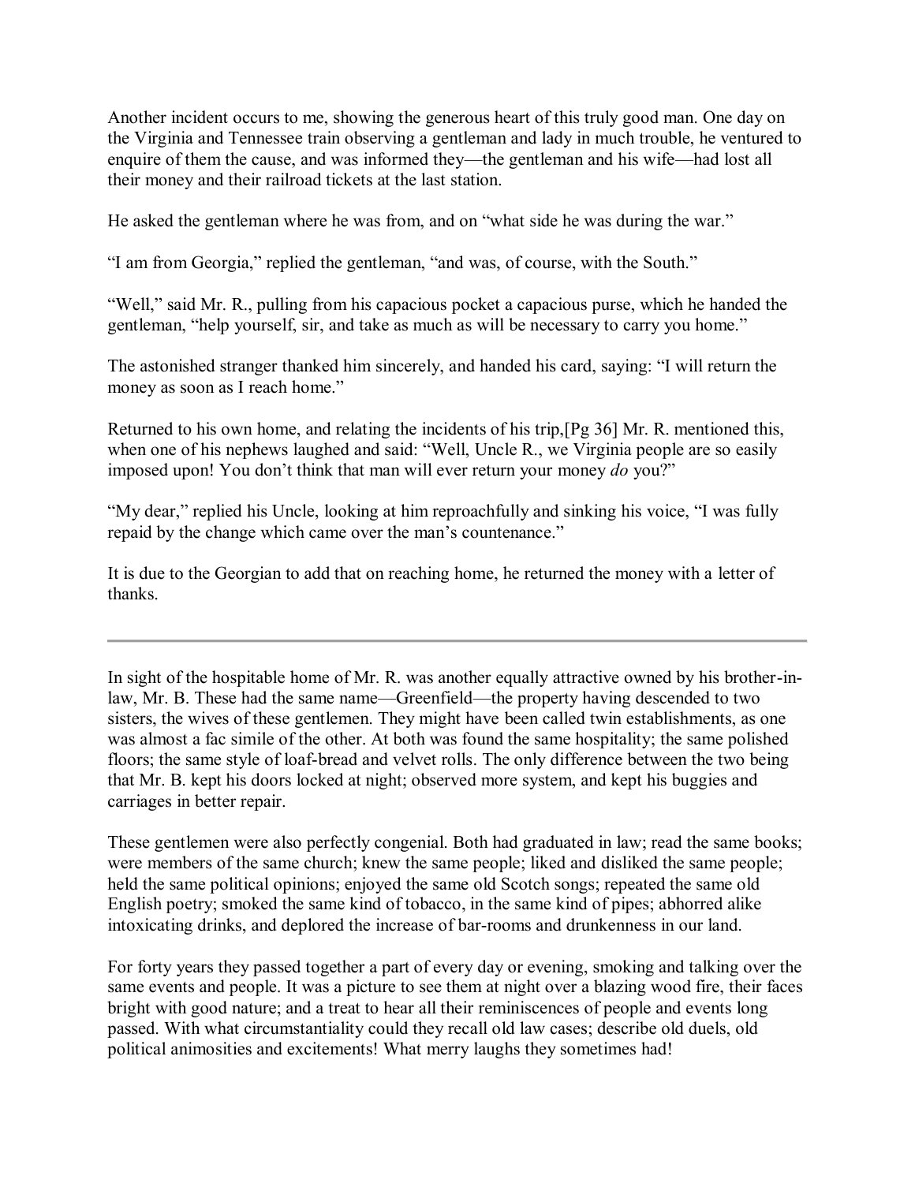Another incident occurs to me, showing the generous heart of this truly good man. One day on the Virginia and Tennessee train observing a gentleman and lady in much trouble, he ventured to enquire of them the cause, and was informed they—the gentleman and his wife—had lost all their money and their railroad tickets at the last station.

He asked the gentleman where he was from, and on "what side he was during the war."

"I am from Georgia," replied the gentleman, "and was, of course, with the South."

"Well," said Mr. R., pulling from his capacious pocket a capacious purse, which he handed the gentleman, "help yourself, sir, and take as much as will be necessary to carry you home."

The astonished stranger thanked him sincerely, and handed his card, saying: "I will return the money as soon as I reach home."

Returned to his own home, and relating the incidents of his trip,[Pg 36] Mr. R. mentioned this, when one of his nephews laughed and said: "Well, Uncle R., we Virginia people are so easily imposed upon! You don't think that man will ever return your money *do* you?"

"My dear," replied his Uncle, looking at him reproachfully and sinking his voice, "I was fully repaid by the change which came over the man's countenance."

It is due to the Georgian to add that on reaching home, he returned the money with a letter of thanks.

---

In sight of the hospitable home of Mr. R. was another equally attractive owned by his brother-in-law, Mr. B. These had the same name—Greenfield—the property having descended to two sisters, the wives of these gentlemen. They might have been called twin establishments, as one was almost a fac simile of the other. At both was found the same hospitality; the same polished floors; the same style of loaf-bread and velvet rolls. The only difference between the two being that Mr. B. kept his doors locked at night; observed more system, and kept his buggies and carriages in better repair.

These gentlemen were also perfectly congenial. Both had graduated in law; read the same books; were members of the same church; knew the same people; liked and disliked the same people; held the same political opinions; enjoyed the same old Scotch songs; repeated the same old English poetry; smoked the same kind of tobacco, in the same kind of pipes; abhorred alike intoxicating drinks, and deplored the increase of bar-rooms and drunkenness in our land.

For forty years they passed together a part of every day or evening, smoking and talking over the same events and people. It was a picture to see them at night over a blazing wood fire, their faces bright with good nature; and a treat to hear all their reminiscences of people and events long passed. With what circumstantiality could they recall old law cases; describe old duels, old political animosities and excitements! What merry laughs they sometimes had!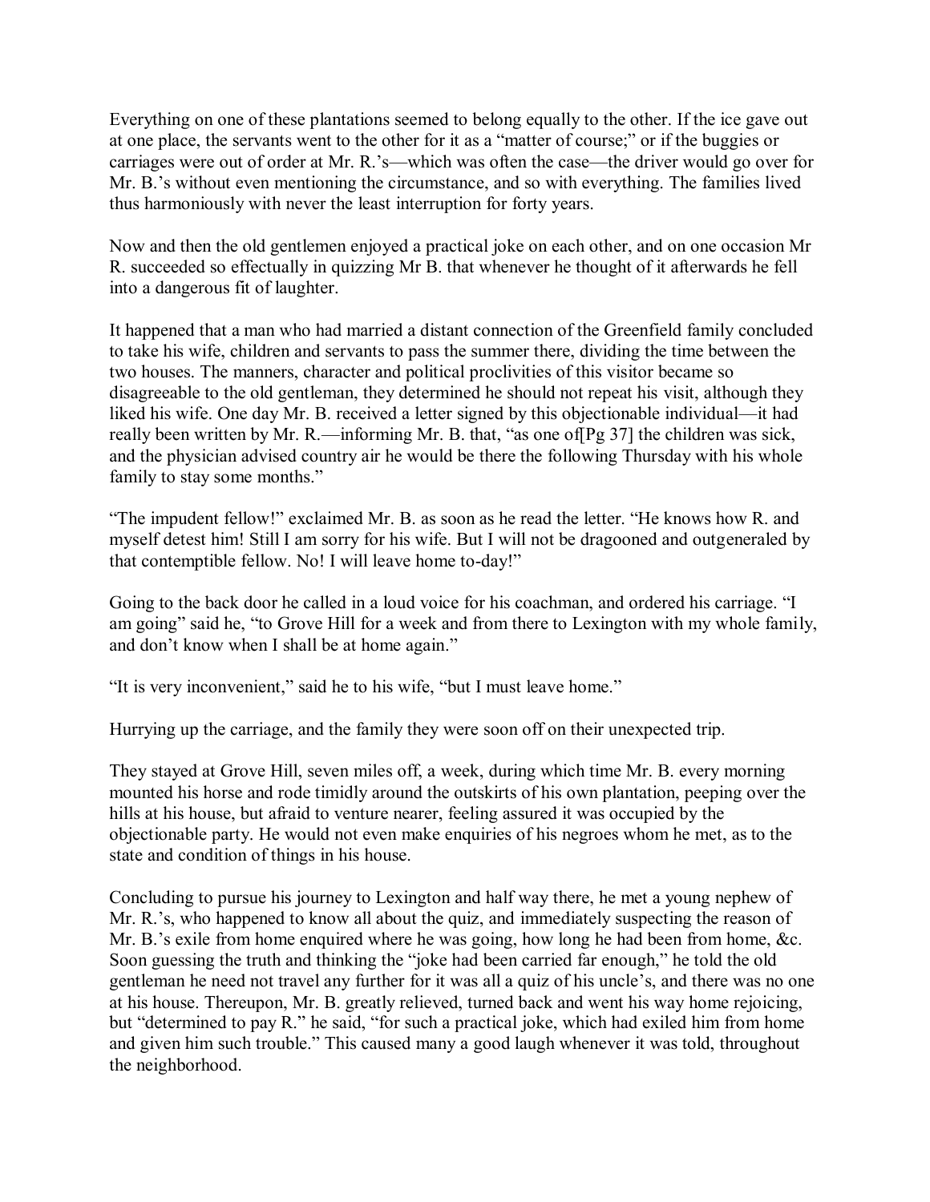Everything on one of these plantations seemed to belong equally to the other. If the ice gave out at one place, the servants went to the other for it as a "matter of course;" or if the buggies or carriages were out of order at Mr. R.'s—which was often the case—the driver would go over for Mr. B.'s without even mentioning the circumstance, and so with everything. The families lived thus harmoniously with never the least interruption for forty years.

Now and then the old gentlemen enjoyed a practical joke on each other, and on one occasion Mr R. succeeded so effectually in quizzing Mr B. that whenever he thought of it afterwards he fell into a dangerous fit of laughter.

It happened that a man who had married a distant connection of the Greenfield family concluded to take his wife, children and servants to pass the summer there, dividing the time between the two houses. The manners, character and political proclivities of this visitor became so disagreeable to the old gentleman, they determined he should not repeat his visit, although they liked his wife. One day Mr. B. received a letter signed by this objectionable individual—it had really been written by Mr. R.—informing Mr. B. that, "as one of[Pg 37] the children was sick, and the physician advised country air he would be there the following Thursday with his whole family to stay some months."

"The impudent fellow!" exclaimed Mr. B. as soon as he read the letter. "He knows how R. and myself detest him! Still I am sorry for his wife. But I will not be dragooned and outgeneraled by that contemptible fellow. No! I will leave home to-day!"

Going to the back door he called in a loud voice for his coachman, and ordered his carriage. "I am going" said he, "to Grove Hill for a week and from there to Lexington with my whole family, and don't know when I shall be at home again."

"It is very inconvenient," said he to his wife, "but I must leave home."

Hurrying up the carriage, and the family they were soon off on their unexpected trip.

They stayed at Grove Hill, seven miles off, a week, during which time Mr. B. every morning mounted his horse and rode timidly around the outskirts of his own plantation, peeping over the hills at his house, but afraid to venture nearer, feeling assured it was occupied by the objectionable party. He would not even make enquiries of his negroes whom he met, as to the state and condition of things in his house.

Concluding to pursue his journey to Lexington and half way there, he met a young nephew of Mr. R.'s, who happened to know all about the quiz, and immediately suspecting the reason of Mr. B.'s exile from home enquired where he was going, how long he had been from home, &c. Soon guessing the truth and thinking the "joke had been carried far enough," he told the old gentleman he need not travel any further for it was all a quiz of his uncle's, and there was no one at his house. Thereupon, Mr. B. greatly relieved, turned back and went his way home rejoicing, but "determined to pay R." he said, "for such a practical joke, which had exiled him from home and given him such trouble." This caused many a good laugh whenever it was told, throughout the neighborhood.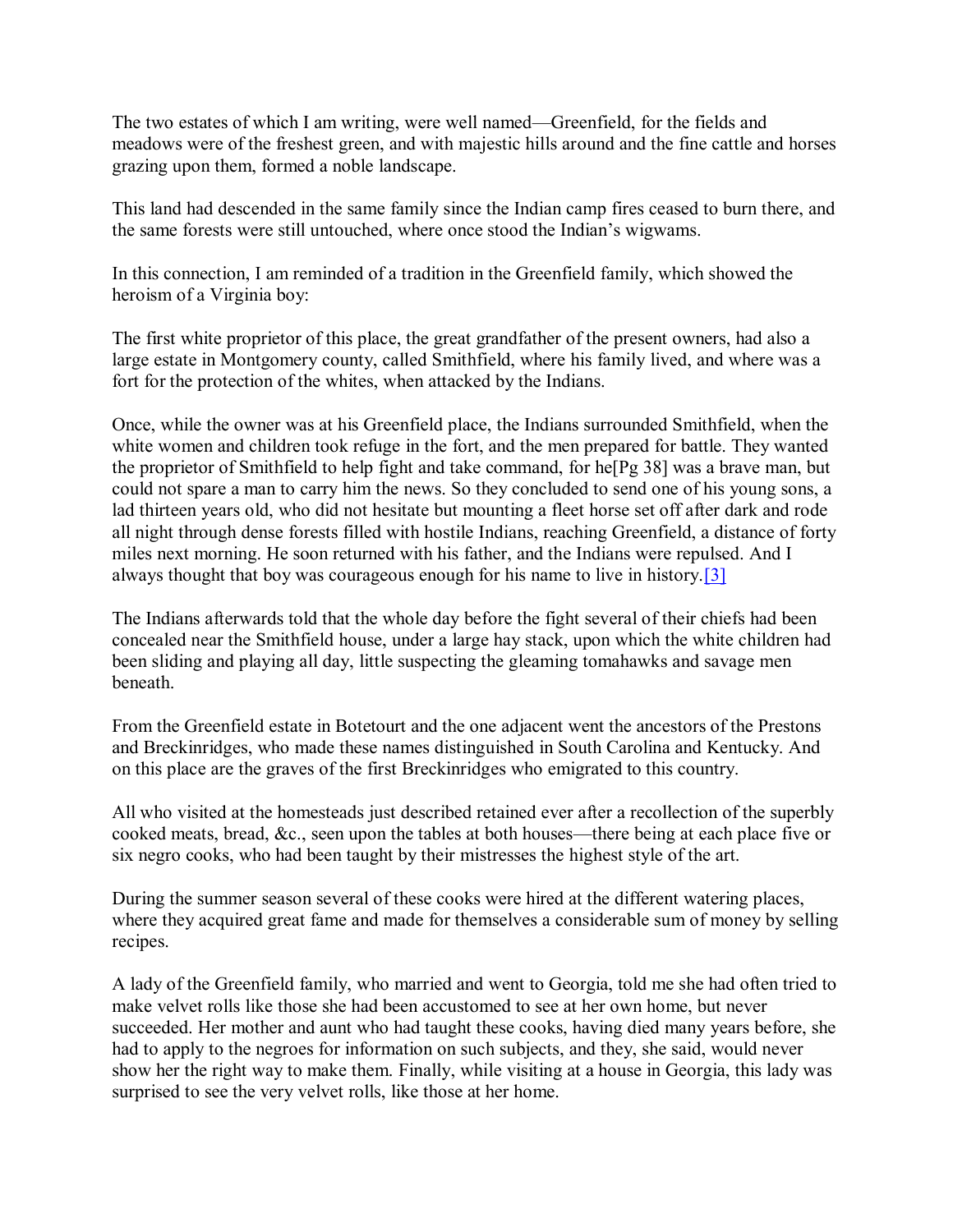The two estates of which I am writing, were well named—Greenfield, for the fields and meadows were of the freshest green, and with majestic hills around and the fine cattle and horses grazing upon them, formed a noble landscape.

This land had descended in the same family since the Indian camp fires ceased to burn there, and the same forests were still untouched, where once stood the Indian's wigwams.

In this connection, I am reminded of a tradition in the Greenfield family, which showed the heroism of a Virginia boy:

The first white proprietor of this place, the great grandfather of the present owners, had also a large estate in Montgomery county, called Smithfield, where his family lived, and where was a fort for the protection of the whites, when attacked by the Indians.

Once, while the owner was at his Greenfield place, the Indians surrounded Smithfield, when the white women and children took refuge in the fort, and the men prepared for battle. They wanted the proprietor of Smithfield to help fight and take command, for he[Pg 38] was a brave man, but could not spare a man to carry him the news. So they concluded to send one of his young sons, a lad thirteen years old, who did not hesitate but mounting a fleet horse set off after dark and rode all night through dense forests filled with hostile Indians, reaching Greenfield, a distance of forty miles next morning. He soon returned with his father, and the Indians were repulsed. And I always thought that boy was courageous enough for his name to live in history.[3]

The Indians afterwards told that the whole day before the fight several of their chiefs had been concealed near the Smithfield house, under a large hay stack, upon which the white children had been sliding and playing all day, little suspecting the gleaming tomahawks and savage men beneath.

From the Greenfield estate in Botetourt and the one adjacent went the ancestors of the Prestons and Breckinridges, who made these names distinguished in South Carolina and Kentucky. And on this place are the graves of the first Breckinridges who emigrated to this country.

All who visited at the homesteads just described retained ever after a recollection of the superbly cooked meats, bread, &c., seen upon the tables at both houses—there being at each place five or six negro cooks, who had been taught by their mistresses the highest style of the art.

During the summer season several of these cooks were hired at the different watering places, where they acquired great fame and made for themselves a considerable sum of money by selling recipes.

A lady of the Greenfield family, who married and went to Georgia, told me she had often tried to make velvet rolls like those she had been accustomed to see at her own home, but never succeeded. Her mother and aunt who had taught these cooks, having died many years before, she had to apply to the negroes for information on such subjects, and they, she said, would never show her the right way to make them. Finally, while visiting at a house in Georgia, this lady was surprised to see the very velvet rolls, like those at her home.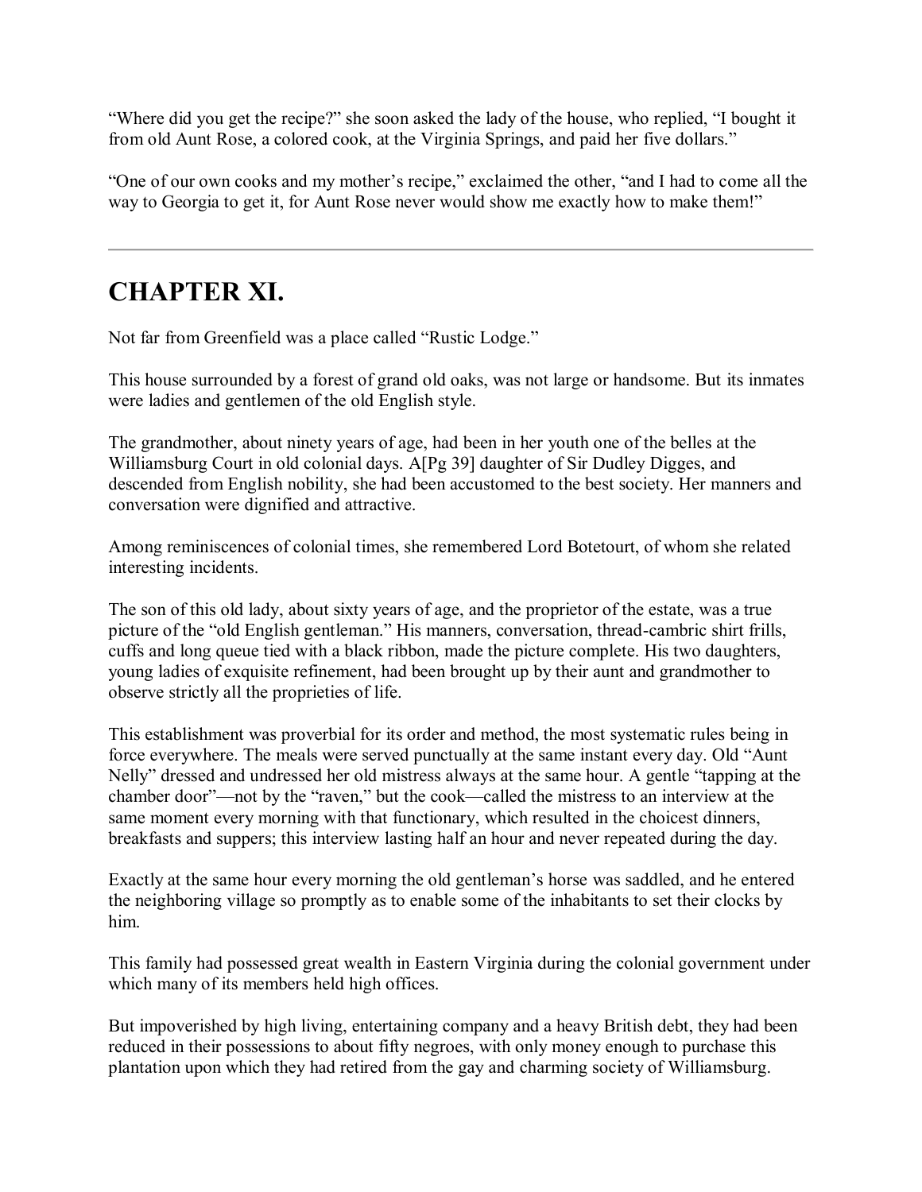“Where did you get the recipe?” she soon asked the lady of the house, who replied, “I bought it from old Aunt Rose, a colored cook, at the Virginia Springs, and paid her five dollars.”

“One of our own cooks and my mother’s recipe,” exclaimed the other, “and I had to come all the way to Georgia to get it, for Aunt Rose never would show me exactly how to make them!”

---

## CHAPTER XI.

Not far from Greenfield was a place called “Rustic Lodge.”

This house surrounded by a forest of grand old oaks, was not large or handsome. But its inmates were ladies and gentlemen of the old English style.

The grandmother, about ninety years of age, had been in her youth one of the belles at the Williamsburg Court in old colonial days. A[Pg 39] daughter of Sir Dudley Digges, and descended from English nobility, she had been accustomed to the best society. Her manners and conversation were dignified and attractive.

Among reminiscences of colonial times, she remembered Lord Botetourt, of whom she related interesting incidents.

The son of this old lady, about sixty years of age, and the proprietor of the estate, was a true picture of the “old English gentleman.” His manners, conversation, thread-cambric shirt frills, cuffs and long queue tied with a black ribbon, made the picture complete. His two daughters, young ladies of exquisite refinement, had been brought up by their aunt and grandmother to observe strictly all the proprieties of life.

This establishment was proverbial for its order and method, the most systematic rules being in force everywhere. The meals were served punctually at the same instant every day. Old “Aunt Nelly” dressed and undressed her old mistress always at the same hour. A gentle “tapping at the chamber door”—not by the “raven,” but the cook—called the mistress to an interview at the same moment every morning with that functionary, which resulted in the choicest dinners, breakfasts and suppers; this interview lasting half an hour and never repeated during the day.

Exactly at the same hour every morning the old gentleman’s horse was saddled, and he entered the neighboring village so promptly as to enable some of the inhabitants to set their clocks by him.

This family had possessed great wealth in Eastern Virginia during the colonial government under which many of its members held high offices.

But impoverished by high living, entertaining company and a heavy British debt, they had been reduced in their possessions to about fifty negroes, with only money enough to purchase this plantation upon which they had retired from the gay and charming society of Williamsburg.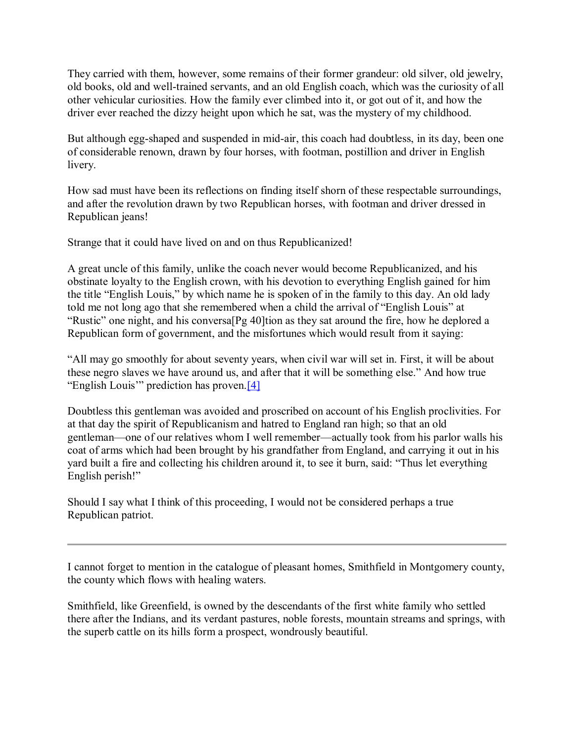They carried with them, however, some remains of their former grandeur: old silver, old jewelry, old books, old and well-trained servants, and an old English coach, which was the curiosity of all other vehicular curiosities. How the family ever climbed into it, or got out of it, and how the driver ever reached the dizzy height upon which he sat, was the mystery of my childhood.

But although egg-shaped and suspended in mid-air, this coach had doubtless, in its day, been one of considerable renown, drawn by four horses, with footman, postillion and driver in English livery.

How sad must have been its reflections on finding itself shorn of these respectable surroundings, and after the revolution drawn by two Republican horses, with footman and driver dressed in Republican jeans!

Strange that it could have lived on and on thus Republicanized!

A great uncle of this family, unlike the coach never would become Republicanized, and his obstinate loyalty to the English crown, with his devotion to everything English gained for him the title "English Louis," by which name he is spoken of in the family to this day. An old lady told me not long ago that she remembered when a child the arrival of "English Louis" at "Rustic" one night, and his conversa[Pg 40]tion as they sat around the fire, how he deplored a Republican form of government, and the misfortunes which would result from it saying:

"All may go smoothly for about seventy years, when civil war will set in. First, it will be about these negro slaves we have around us, and after that it will be something else." And how true "English Louis'" prediction has proven.[4]

Doubtless this gentleman was avoided and proscribed on account of his English proclivities. For at that day the spirit of Republicanism and hatred to England ran high; so that an old gentleman—one of our relatives whom I well remember—actually took from his parlor walls his coat of arms which had been brought by his grandfather from England, and carrying it out in his yard built a fire and collecting his children around it, to see it burn, said: "Thus let everything English perish!"

Should I say what I think of this proceeding, I would not be considered perhaps a true Republican patriot.

---

I cannot forget to mention in the catalogue of pleasant homes, Smithfield in Montgomery county, the county which flows with healing waters.

Smithfield, like Greenfield, is owned by the descendants of the first white family who settled there after the Indians, and its verdant pastures, noble forests, mountain streams and springs, with the superb cattle on its hills form a prospect, wondrously beautiful.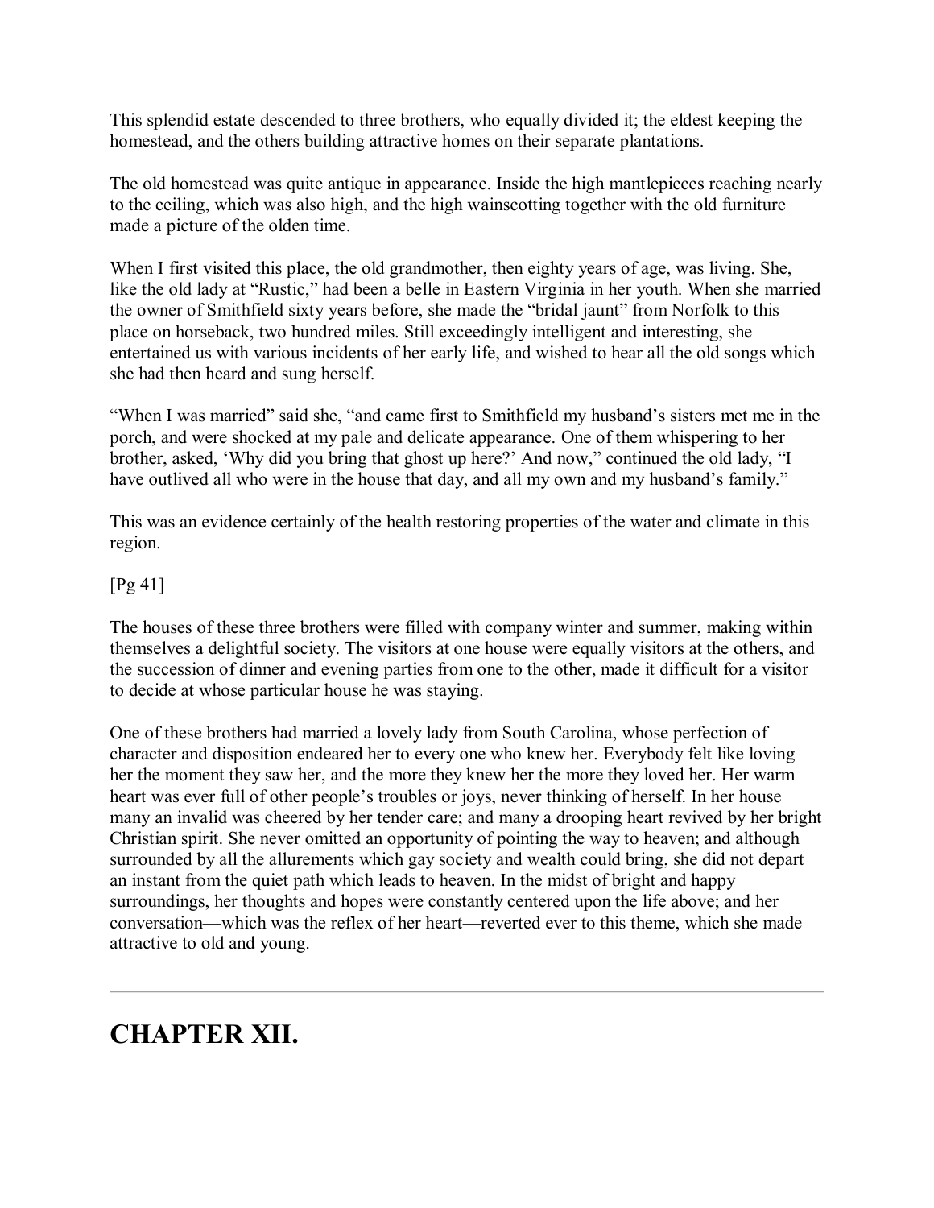This splendid estate descended to three brothers, who equally divided it; the eldest keeping the homestead, and the others building attractive homes on their separate plantations.

The old homestead was quite antique in appearance. Inside the high mantlepieces reaching nearly to the ceiling, which was also high, and the high wainscotting together with the old furniture made a picture of the olden time.

When I first visited this place, the old grandmother, then eighty years of age, was living. She, like the old lady at "Rustic," had been a belle in Eastern Virginia in her youth. When she married the owner of Smithfield sixty years before, she made the "bridal jaunt" from Norfolk to this place on horseback, two hundred miles. Still exceedingly intelligent and interesting, she entertained us with various incidents of her early life, and wished to hear all the old songs which she had then heard and sung herself.

"When I was married" said she, "and came first to Smithfield my husband's sisters met me in the porch, and were shocked at my pale and delicate appearance. One of them whispering to her brother, asked, 'Why did you bring that ghost up here?' And now," continued the old lady, "I have outlived all who were in the house that day, and all my own and my husband's family."

This was an evidence certainly of the health restoring properties of the water and climate in this region.

The houses of these three brothers were filled with company winter and summer, making within themselves a delightful society. The visitors at one house were equally visitors at the others, and the succession of dinner and evening parties from one to the other, made it difficult for a visitor to decide at whose particular house he was staying.

One of these brothers had married a lovely lady from South Carolina, whose perfection of character and disposition endeared her to every one who knew her. Everybody felt like loving her the moment they saw her, and the more they knew her the more they loved her. Her warm heart was ever full of other people's troubles or joys, never thinking of herself. In her house many an invalid was cheered by her tender care; and many a drooping heart revived by her bright Christian spirit. She never omitted an opportunity of pointing the way to heaven; and although surrounded by all the allurements which gay society and wealth could bring, she did not depart an instant from the quiet path which leads to heaven. In the midst of bright and happy surroundings, her thoughts and hopes were constantly centered upon the life above; and her conversation—which was the reflex of her heart—reverted ever to this theme, which she made attractive to old and young.

---

# CHAPTER XII.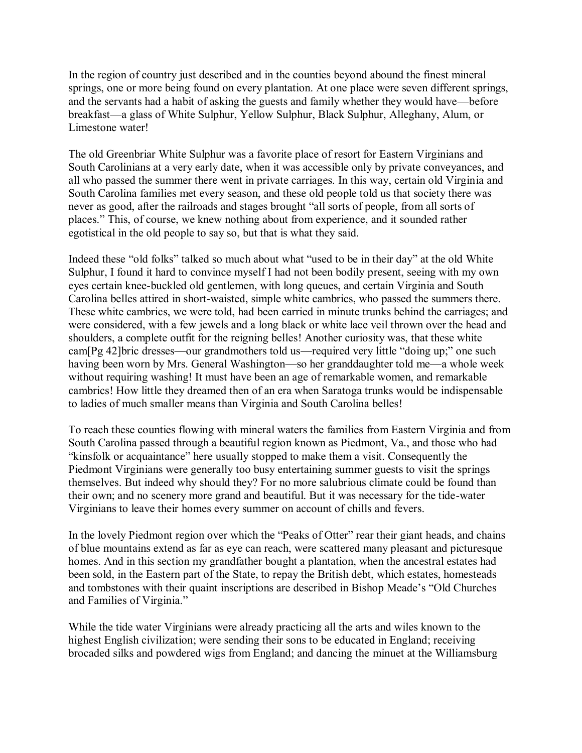In the region of country just described and in the counties beyond abound the finest mineral springs, one or more being found on every plantation. At one place were seven different springs, and the servants had a habit of asking the guests and family whether they would have—before breakfast—a glass of White Sulphur, Yellow Sulphur, Black Sulphur, Alleghany, Alum, or Limestone water!

The old Greenbriar White Sulphur was a favorite place of resort for Eastern Virginians and South Carolinians at a very early date, when it was accessible only by private conveyances, and all who passed the summer there went in private carriages. In this way, certain old Virginia and South Carolina families met every season, and these old people told us that society there was never as good, after the railroads and stages brought "all sorts of people, from all sorts of places." This, of course, we knew nothing about from experience, and it sounded rather egotistical in the old people to say so, but that is what they said.

Indeed these "old folks" talked so much about what "used to be in their day" at the old White Sulphur, I found it hard to convince myself I had not been bodily present, seeing with my own eyes certain knee-buckled old gentlemen, with long queues, and certain Virginia and South Carolina belles attired in short-waisted, simple white cambrics, who passed the summers there. These white cambrics, we were told, had been carried in minute trunks behind the carriages; and were considered, with a few jewels and a long black or white lace veil thrown over the head and shoulders, a complete outfit for the reigning belles! Another curiosity was, that these white cam[Pg 42]bric dresses—our grandmothers told us—required very little "doing up;" one such having been worn by Mrs. General Washington—so her granddaughter told me—a whole week without requiring washing! It must have been an age of remarkable women, and remarkable cambrics! How little they dreamed then of an era when Saratoga trunks would be indispensable to ladies of much smaller means than Virginia and South Carolina belles!

To reach these counties flowing with mineral waters the families from Eastern Virginia and from South Carolina passed through a beautiful region known as Piedmont, Va., and those who had "kinsfolk or acquaintance" here usually stopped to make them a visit. Consequently the Piedmont Virginians were generally too busy entertaining summer guests to visit the springs themselves. But indeed why should they? For no more salubrious climate could be found than their own; and no scenery more grand and beautiful. But it was necessary for the tide-water Virginians to leave their homes every summer on account of chills and fevers.

In the lovely Piedmont region over which the "Peaks of Otter" rear their giant heads, and chains of blue mountains extend as far as eye can reach, were scattered many pleasant and picturesque homes. And in this section my grandfather bought a plantation, when the ancestral estates had been sold, in the Eastern part of the State, to repay the British debt, which estates, homesteads and tombstones with their quaint inscriptions are described in Bishop Meade's "Old Churches and Families of Virginia."

While the tide water Virginians were already practicing all the arts and wiles known to the highest English civilization; were sending their sons to be educated in England; receiving brocaded silks and powdered wigs from England; and dancing the minuet at the Williamsburg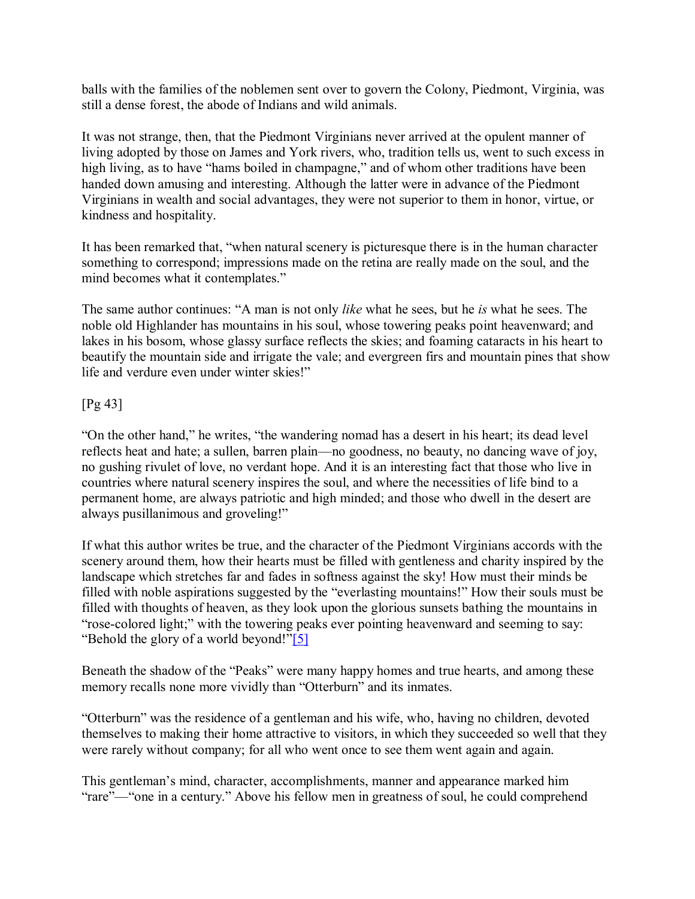balls with the families of the noblemen sent over to govern the Colony, Piedmont, Virginia, was still a dense forest, the abode of Indians and wild animals.

It was not strange, then, that the Piedmont Virginians never arrived at the opulent manner of living adopted by those on James and York rivers, who, tradition tells us, went to such excess in high living, as to have "hams boiled in champagne," and of whom other traditions have been handed down amusing and interesting. Although the latter were in advance of the Piedmont Virginians in wealth and social advantages, they were not superior to them in honor, virtue, or kindness and hospitality.

It has been remarked that, "when natural scenery is picturesque there is in the human character something to correspond; impressions made on the retina are really made on the soul, and the mind becomes what it contemplates."

The same author continues: "A man is not only *like* what he sees, but he *is* what he sees. The noble old Highlander has mountains in his soul, whose towering peaks point heavenward; and lakes in his bosom, whose glassy surface reflects the skies; and foaming cataracts in his heart to beautify the mountain side and irrigate the vale; and evergreen firs and mountain pines that show life and verdure even under winter skies!"

"On the other hand," he writes, "the wandering nomad has a desert in his heart; its dead level reflects heat and hate; a sullen, barren plain—no goodness, no beauty, no dancing wave of joy, no gushing rivulet of love, no verdant hope. And it is an interesting fact that those who live in countries where natural scenery inspires the soul, and where the necessities of life bind to a permanent home, are always patriotic and high minded; and those who dwell in the desert are always pusillanimous and groveling!"

If what this author writes be true, and the character of the Piedmont Virginians accords with the scenery around them, how their hearts must be filled with gentleness and charity inspired by the landscape which stretches far and fades in softness against the sky! How must their minds be filled with noble aspirations suggested by the "everlasting mountains!" How their souls must be filled with thoughts of heaven, as they look upon the glorious sunsets bathing the mountains in "rose-colored light;" with the towering peaks ever pointing heavenward and seeming to say: "Behold the glory of a world beyond!"[5]

Beneath the shadow of the "Peaks" were many happy homes and true hearts, and among these memory recalls none more vividly than "Otterburn" and its inmates.

"Otterburn" was the residence of a gentleman and his wife, who, having no children, devoted themselves to making their home attractive to visitors, in which they succeeded so well that they were rarely without company; for all who went once to see them went again and again.

This gentleman's mind, character, accomplishments, manner and appearance marked him "rare"—"one in a century." Above his fellow men in greatness of soul, he could comprehend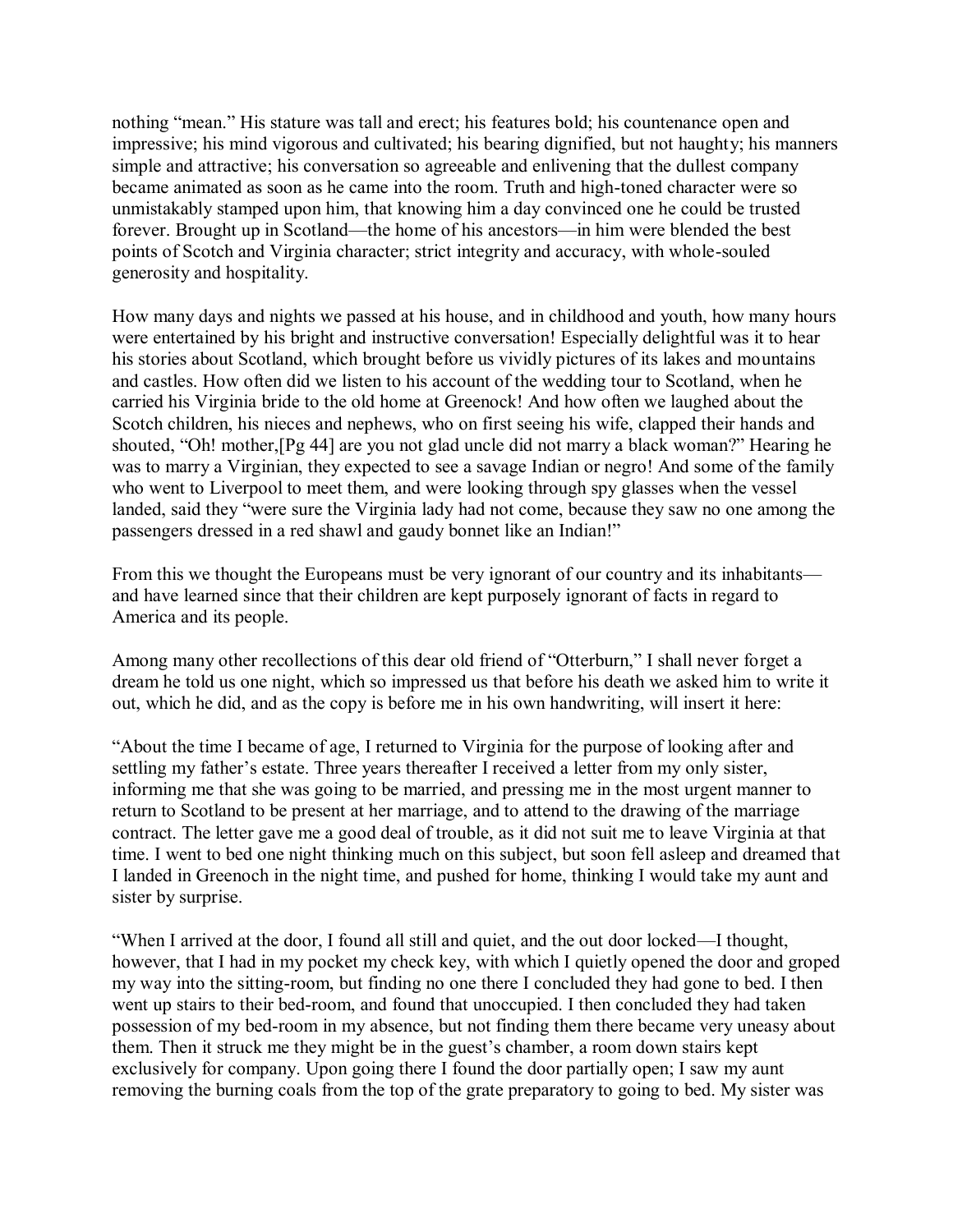nothing "mean." His stature was tall and erect; his features bold; his countenance open and impressive; his mind vigorous and cultivated; his bearing dignified, but not haughty; his manners simple and attractive; his conversation so agreeable and enlivening that the dullest company became animated as soon as he came into the room. Truth and high-toned character were so unmistakably stamped upon him, that knowing him a day convinced one he could be trusted forever. Brought up in Scotland—the home of his ancestors—in him were blended the best points of Scotch and Virginia character; strict integrity and accuracy, with whole-souled generosity and hospitality.

How many days and nights we passed at his house, and in childhood and youth, how many hours were entertained by his bright and instructive conversation! Especially delightful was it to hear his stories about Scotland, which brought before us vividly pictures of its lakes and mountains and castles. How often did we listen to his account of the wedding tour to Scotland, when he carried his Virginia bride to the old home at Greenock! And how often we laughed about the Scotch children, his nieces and nephews, who on first seeing his wife, clapped their hands and shouted, "Oh! mother,[Pg 44] are you not glad uncle did not marry a black woman?" Hearing he was to marry a Virginian, they expected to see a savage Indian or negro! And some of the family who went to Liverpool to meet them, and were looking through spy glasses when the vessel landed, said they "were sure the Virginia lady had not come, because they saw no one among the passengers dressed in a red shawl and gaudy bonnet like an Indian!"

From this we thought the Europeans must be very ignorant of our country and its inhabitants—and have learned since that their children are kept purposely ignorant of facts in regard to America and its people.

Among many other recollections of this dear old friend of "Otterburn," I shall never forget a dream he told us one night, which so impressed us that before his death we asked him to write it out, which he did, and as the copy is before me in his own handwriting, will insert it here:

"About the time I became of age, I returned to Virginia for the purpose of looking after and settling my father's estate. Three years thereafter I received a letter from my only sister, informing me that she was going to be married, and pressing me in the most urgent manner to return to Scotland to be present at her marriage, and to attend to the drawing of the marriage contract. The letter gave me a good deal of trouble, as it did not suit me to leave Virginia at that time. I went to bed one night thinking much on this subject, but soon fell asleep and dreamed that I landed in Greenoch in the night time, and pushed for home, thinking I would take my aunt and sister by surprise.

"When I arrived at the door, I found all still and quiet, and the out door locked—I thought, however, that I had in my pocket my check key, with which I quietly opened the door and groped my way into the sitting-room, but finding no one there I concluded they had gone to bed. I then went up stairs to their bed-room, and found that unoccupied. I then concluded they had taken possession of my bed-room in my absence, but not finding them there became very uneasy about them. Then it struck me they might be in the guest's chamber, a room down stairs kept exclusively for company. Upon going there I found the door partially open; I saw my aunt removing the burning coals from the top of the grate preparatory to going to bed. My sister was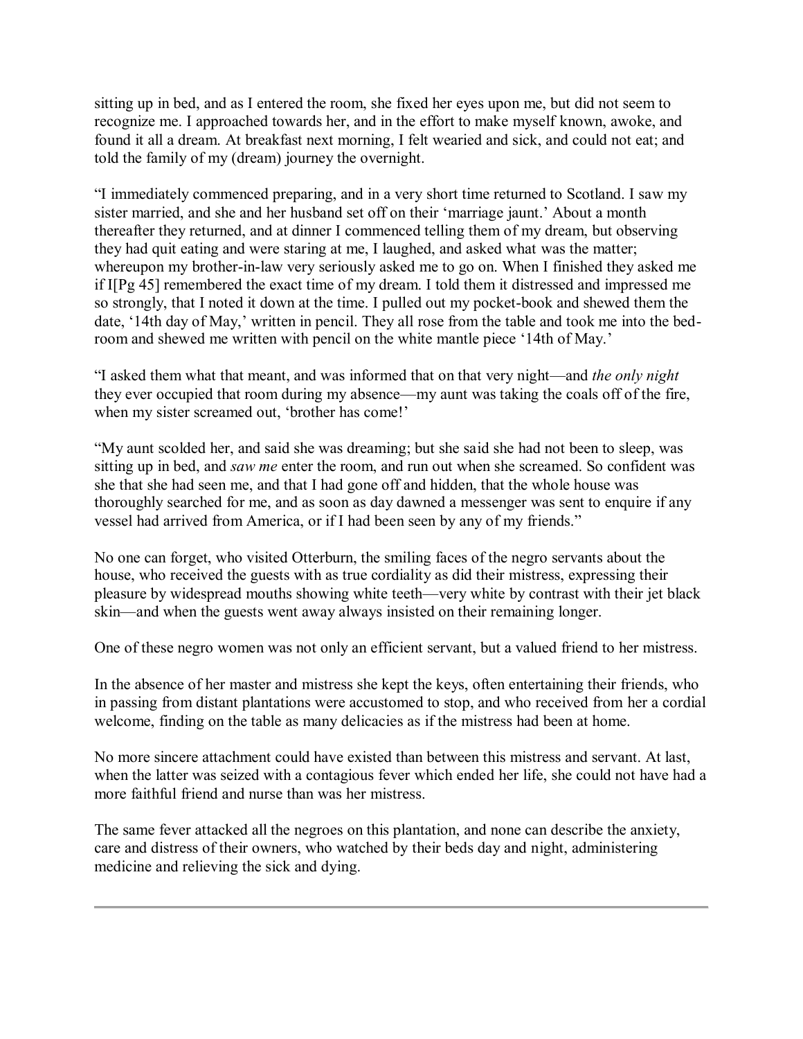sitting up in bed, and as I entered the room, she fixed her eyes upon me, but did not seem to recognize me. I approached towards her, and in the effort to make myself known, awoke, and found it all a dream. At breakfast next morning, I felt wearied and sick, and could not eat; and told the family of my (dream) journey the overnight.

“I immediately commenced preparing, and in a very short time returned to Scotland. I saw my sister married, and she and her husband set off on their ‘marriage jaunt.’ About a month thereafter they returned, and at dinner I commenced telling them of my dream, but observing they had quit eating and were staring at me, I laughed, and asked what was the matter; whereupon my brother-in-law very seriously asked me to go on. When I finished they asked me if I[Pg 45] remembered the exact time of my dream. I told them it distressed and impressed me so strongly, that I noted it down at the time. I pulled out my pocket-book and shewed them the date, ‘14th day of May,’ written in pencil. They all rose from the table and took me into the bed-room and shewed me written with pencil on the white mantle piece ‘14th of May.’

“I asked them what that meant, and was informed that on that very night—and *the only night* they ever occupied that room during my absence—my aunt was taking the coals off of the fire, when my sister screamed out, ‘brother has come!’

“My aunt scolded her, and said she was dreaming; but she said she had not been to sleep, was sitting up in bed, and *saw me* enter the room, and run out when she screamed. So confident was she that she had seen me, and that I had gone off and hidden, that the whole house was thoroughly searched for me, and as soon as day dawned a messenger was sent to enquire if any vessel had arrived from America, or if I had been seen by any of my friends.”

No one can forget, who visited Otterburn, the smiling faces of the negro servants about the house, who received the guests with as true cordiality as did their mistress, expressing their pleasure by widespread mouths showing white teeth—very white by contrast with their jet black skin—and when the guests went away always insisted on their remaining longer.

One of these negro women was not only an efficient servant, but a valued friend to her mistress.

In the absence of her master and mistress she kept the keys, often entertaining their friends, who in passing from distant plantations were accustomed to stop, and who received from her a cordial welcome, finding on the table as many delicacies as if the mistress had been at home.

No more sincere attachment could have existed than between this mistress and servant. At last, when the latter was seized with a contagious fever which ended her life, she could not have had a more faithful friend and nurse than was her mistress.

The same fever attacked all the negroes on this plantation, and none can describe the anxiety, care and distress of their owners, who watched by their beds day and night, administering medicine and relieving the sick and dying.

---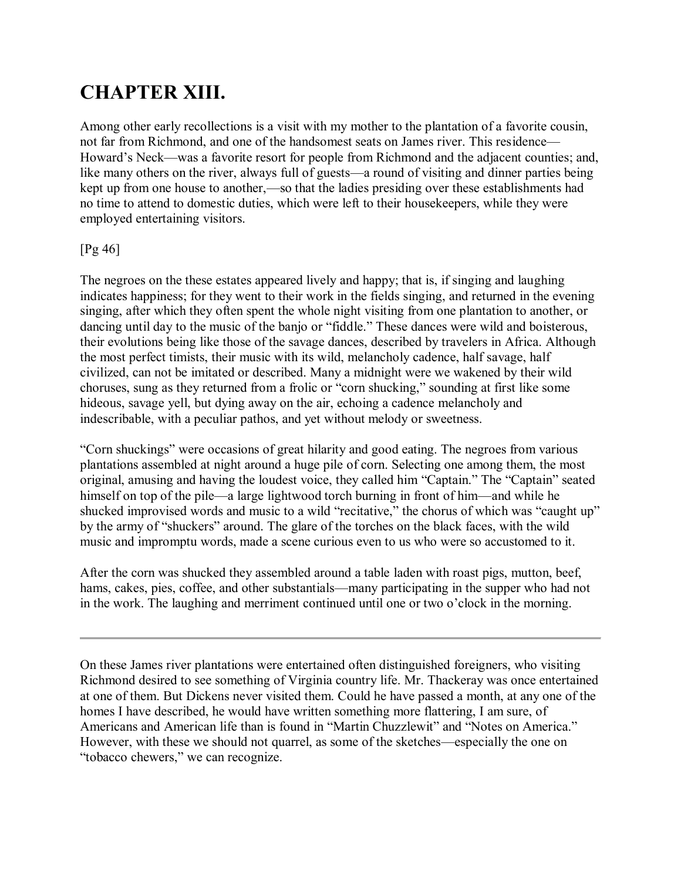# CHAPTER XIII.

Among other early recollections is a visit with my mother to the plantation of a favorite cousin, not far from Richmond, and one of the handsomest seats on James river. This residence—Howard's Neck—was a favorite resort for people from Richmond and the adjacent counties; and, like many others on the river, always full of guests—a round of visiting and dinner parties being kept up from one house to another,—so that the ladies presiding over these establishments had no time to attend to domestic duties, which were left to their housekeepers, while they were employed entertaining visitors.

[Pg 46]

The negroes on the these estates appeared lively and happy; that is, if singing and laughing indicates happiness; for they went to their work in the fields singing, and returned in the evening singing, after which they often spent the whole night visiting from one plantation to another, or dancing until day to the music of the banjo or "fiddle." These dances were wild and boisterous, their evolutions being like those of the savage dances, described by travelers in Africa. Although the most perfect timists, their music with its wild, melancholy cadence, half savage, half civilized, can not be imitated or described. Many a midnight were we wakened by their wild choruses, sung as they returned from a frolic or "corn shucking," sounding at first like some hideous, savage yell, but dying away on the air, echoing a cadence melancholy and indescribable, with a peculiar pathos, and yet without melody or sweetness.

"Corn shuckings" were occasions of great hilarity and good eating. The negroes from various plantations assembled at night around a huge pile of corn. Selecting one among them, the most original, amusing and having the loudest voice, they called him "Captain." The "Captain" seated himself on top of the pile—a large lightwood torch burning in front of him—and while he shucked improvised words and music to a wild "recitative," the chorus of which was "caught up" by the army of "shuckers" around. The glare of the torches on the black faces, with the wild music and impromptu words, made a scene curious even to us who were so accustomed to it.

After the corn was shucked they assembled around a table laden with roast pigs, mutton, beef, hams, cakes, pies, coffee, and other substantials—many participating in the supper who had not in the work. The laughing and merriment continued until one or two o'clock in the morning.

---

On these James river plantations were entertained often distinguished foreigners, who visiting Richmond desired to see something of Virginia country life. Mr. Thackeray was once entertained at one of them. But Dickens never visited them. Could he have passed a month, at any one of the homes I have described, he would have written something more flattering, I am sure, of Americans and American life than is found in "Martin Chuzzlewit" and "Notes on America." However, with these we should not quarrel, as some of the sketches—especially the one on "tobacco chewers," we can recognize.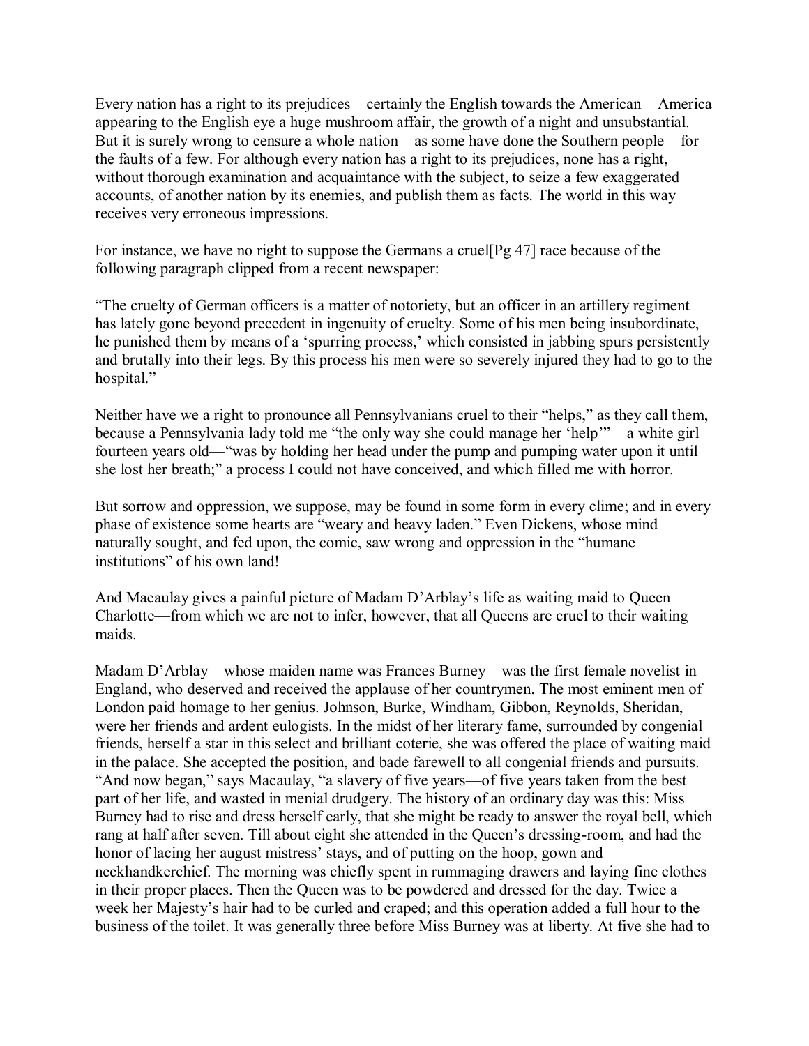Every nation has a right to its prejudices—certainly the English towards the American—America appearing to the English eye a huge mushroom affair, the growth of a night and unsubstantial. But it is surely wrong to censure a whole nation—as some have done the Southern people—for the faults of a few. For although every nation has a right to its prejudices, none has a right, without thorough examination and acquaintance with the subject, to seize a few exaggerated accounts, of another nation by its enemies, and publish them as facts. The world in this way receives very erroneous impressions.

For instance, we have no right to suppose the Germans a cruel[Pg 47] race because of the following paragraph clipped from a recent newspaper:

"The cruelty of German officers is a matter of notoriety, but an officer in an artillery regiment has lately gone beyond precedent in ingenuity of cruelty. Some of his men being insubordinate, he punished them by means of a 'spurring process,' which consisted in jabbing spurs persistently and brutally into their legs. By this process his men were so severely injured they had to go to the hospital."

Neither have we a right to pronounce all Pennsylvanians cruel to their "helps," as they call them, because a Pennsylvania lady told me "the only way she could manage her 'help'"—a white girl fourteen years old—"was by holding her head under the pump and pumping water upon it until she lost her breath;" a process I could not have conceived, and which filled me with horror.

But sorrow and oppression, we suppose, may be found in some form in every clime; and in every phase of existence some hearts are "weary and heavy laden." Even Dickens, whose mind naturally sought, and fed upon, the comic, saw wrong and oppression in the "humane institutions" of his own land!

And Macaulay gives a painful picture of Madam D'Arblay's life as waiting maid to Queen Charlotte—from which we are not to infer, however, that all Queens are cruel to their waiting maids.

Madam D'Arblay—whose maiden name was Frances Burney—was the first female novelist in England, who deserved and received the applause of her countrymen. The most eminent men of London paid homage to her genius. Johnson, Burke, Windham, Gibbon, Reynolds, Sheridan, were her friends and ardent eulogists. In the midst of her literary fame, surrounded by congenial friends, herself a star in this select and brilliant coterie, she was offered the place of waiting maid in the palace. She accepted the position, and bade farewell to all congenial friends and pursuits. "And now began," says Macaulay, "a slavery of five years—of five years taken from the best part of her life, and wasted in menial drudgery. The history of an ordinary day was this: Miss Burney had to rise and dress herself early, that she might be ready to answer the royal bell, which rang at half after seven. Till about eight she attended in the Queen's dressing-room, and had the honor of lacing her august mistress' stays, and of putting on the hoop, gown and neckhandkerchief. The morning was chiefly spent in rummaging drawers and laying fine clothes in their proper places. Then the Queen was to be powdered and dressed for the day. Twice a week her Majesty's hair had to be curled and craped; and this operation added a full hour to the business of the toilet. It was generally three before Miss Burney was at liberty. At five she had to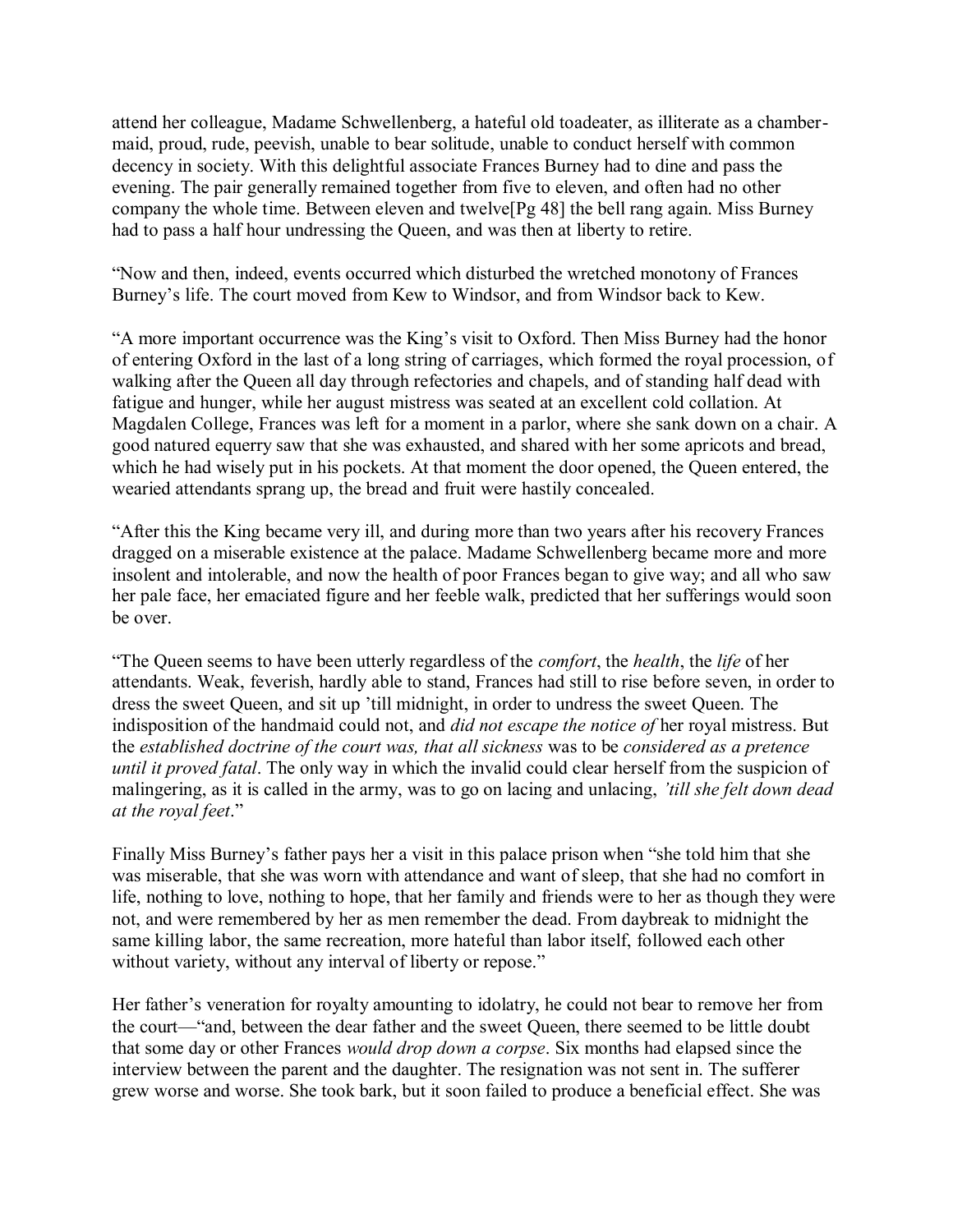attend her colleague, Madame Schwellenberg, a hateful old toadeater, as illiterate as a chamber-maid, proud, rude, peevish, unable to bear solitude, unable to conduct herself with common decency in society. With this delightful associate Frances Burney had to dine and pass the evening. The pair generally remained together from five to eleven, and often had no other company the whole time. Between eleven and twelve[Pg 48] the bell rang again. Miss Burney had to pass a half hour undressing the Queen, and was then at liberty to retire.

"Now and then, indeed, events occurred which disturbed the wretched monotony of Frances Burney's life. The court moved from Kew to Windsor, and from Windsor back to Kew.

"A more important occurrence was the King's visit to Oxford. Then Miss Burney had the honor of entering Oxford in the last of a long string of carriages, which formed the royal procession, of walking after the Queen all day through refectories and chapels, and of standing half dead with fatigue and hunger, while her august mistress was seated at an excellent cold collation. At Magdalen College, Frances was left for a moment in a parlor, where she sank down on a chair. A good natured equerry saw that she was exhausted, and shared with her some apricots and bread, which he had wisely put in his pockets. At that moment the door opened, the Queen entered, the wearied attendants sprang up, the bread and fruit were hastily concealed.

"After this the King became very ill, and during more than two years after his recovery Frances dragged on a miserable existence at the palace. Madame Schwellenberg became more and more insolent and intolerable, and now the health of poor Frances began to give way; and all who saw her pale face, her emaciated figure and her feeble walk, predicted that her sufferings would soon be over.

"The Queen seems to have been utterly regardless of the *comfort*, the *health*, the *life* of her attendants. Weak, feverish, hardly able to stand, Frances had still to rise before seven, in order to dress the sweet Queen, and sit up 'till midnight, in order to undress the sweet Queen. The indisposition of the handmaid could not, and *did not escape the notice of* her royal mistress. But the *established doctrine of the court was, that all sickness* was to be *considered as a pretence until it proved fatal*. The only way in which the invalid could clear herself from the suspicion of malingering, as it is called in the army, was to go on lacing and unlacing, *'till she felt down dead at the royal feet*."

Finally Miss Burney's father pays her a visit in this palace prison when "she told him that she was miserable, that she was worn with attendance and want of sleep, that she had no comfort in life, nothing to love, nothing to hope, that her family and friends were to her as though they were not, and were remembered by her as men remember the dead. From daybreak to midnight the same killing labor, the same recreation, more hateful than labor itself, followed each other without variety, without any interval of liberty or repose."

Her father's veneration for royalty amounting to idolatry, he could not bear to remove her from the court—"and, between the dear father and the sweet Queen, there seemed to be little doubt that some day or other Frances *would drop down a corpse*. Six months had elapsed since the interview between the parent and the daughter. The resignation was not sent in. The sufferer grew worse and worse. She took bark, but it soon failed to produce a beneficial effect. She was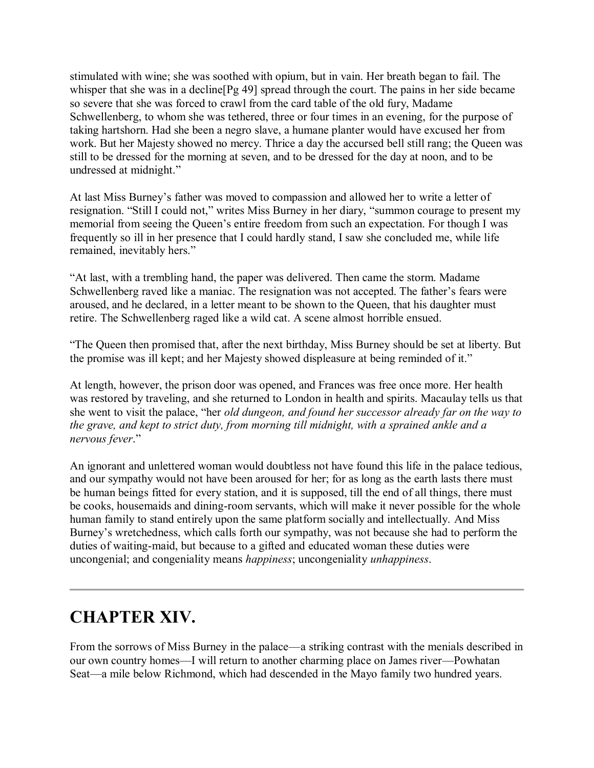stimulated with wine; she was soothed with opium, but in vain. Her breath began to fail. The whisper that she was in a decline[Pg 49] spread through the court. The pains in her side became so severe that she was forced to crawl from the card table of the old fury, Madame Schwellenberg, to whom she was tethered, three or four times in an evening, for the purpose of taking hartshorn. Had she been a negro slave, a humane planter would have excused her from work. But her Majesty showed no mercy. Thrice a day the accursed bell still rang; the Queen was still to be dressed for the morning at seven, and to be dressed for the day at noon, and to be undressed at midnight."

At last Miss Burney's father was moved to compassion and allowed her to write a letter of resignation. "Still I could not," writes Miss Burney in her diary, "summon courage to present my memorial from seeing the Queen's entire freedom from such an expectation. For though I was frequently so ill in her presence that I could hardly stand, I saw she concluded me, while life remained, inevitably hers."

"At last, with a trembling hand, the paper was delivered. Then came the storm. Madame Schwellenberg raved like a maniac. The resignation was not accepted. The father's fears were aroused, and he declared, in a letter meant to be shown to the Queen, that his daughter must retire. The Schwellenberg raged like a wild cat. A scene almost horrible ensued.

"The Queen then promised that, after the next birthday, Miss Burney should be set at liberty. But the promise was ill kept; and her Majesty showed displeasure at being reminded of it."

At length, however, the prison door was opened, and Frances was free once more. Her health was restored by traveling, and she returned to London in health and spirits. Macaulay tells us that she went to visit the palace, "her *old dungeon, and found her successor already far on the way to the grave, and kept to strict duty, from morning till midnight, with a sprained ankle and a nervous fever*."

An ignorant and unlettered woman would doubtless not have found this life in the palace tedious, and our sympathy would not have been aroused for her; for as long as the earth lasts there must be human beings fitted for every station, and it is supposed, till the end of all things, there must be cooks, housemaids and dining-room servants, which will make it never possible for the whole human family to stand entirely upon the same platform socially and intellectually. And Miss Burney's wretchedness, which calls forth our sympathy, was not because she had to perform the duties of waiting-maid, but because to a gifted and educated woman these duties were uncongenial; and congeniality means *happiness*; uncongeniality *unhappiness*.

---

## CHAPTER XIV.

From the sorrows of Miss Burney in the palace—a striking contrast with the menials described in our own country homes—I will return to another charming place on James river—Powhatan Seat—a mile below Richmond, which had descended in the Mayo family two hundred years.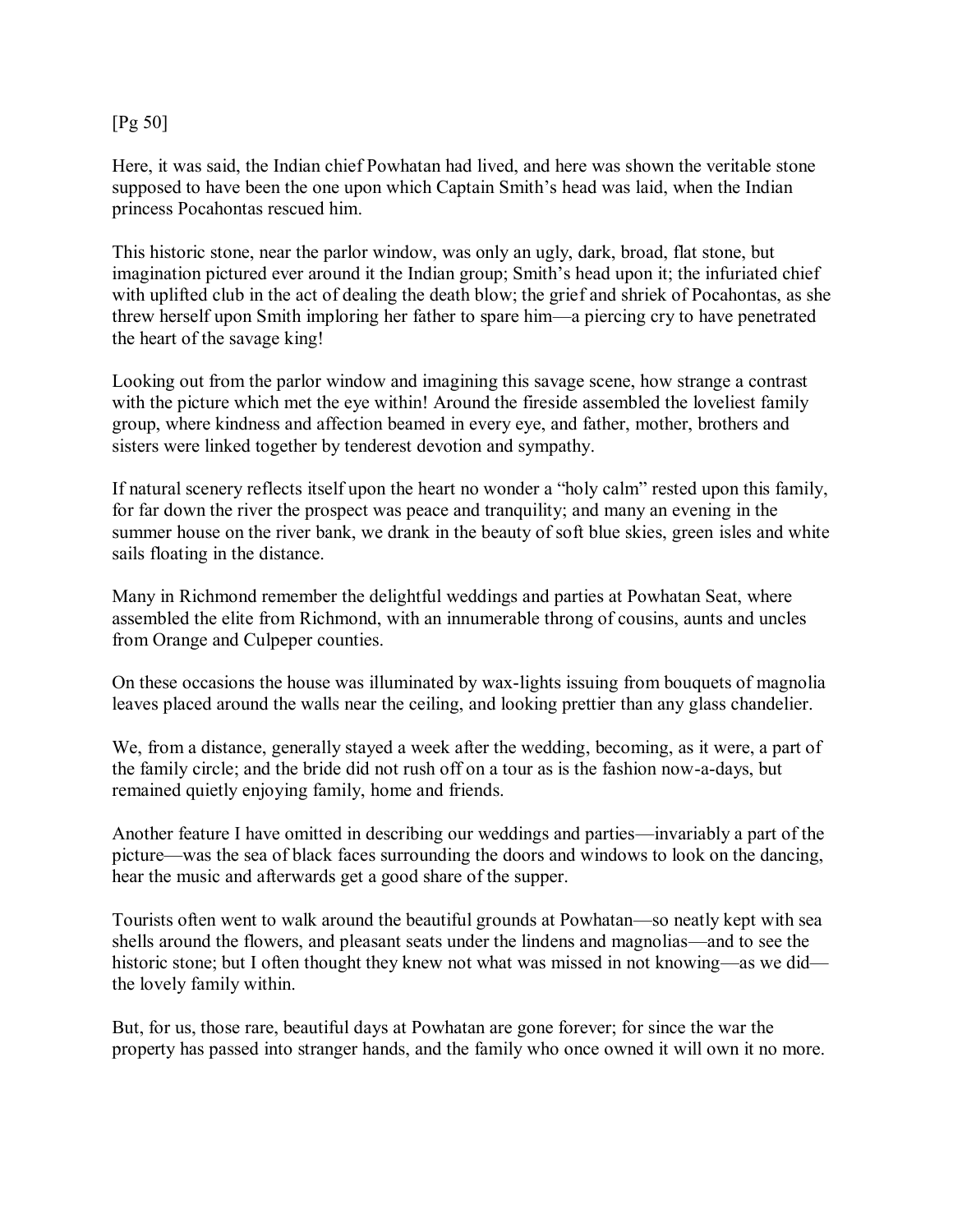Here, it was said, the Indian chief Powhatan had lived, and here was shown the veritable stone supposed to have been the one upon which Captain Smith's head was laid, when the Indian princess Pocahontas rescued him.

This historic stone, near the parlor window, was only an ugly, dark, broad, flat stone, but imagination pictured ever around it the Indian group; Smith's head upon it; the infuriated chief with uplifted club in the act of dealing the death blow; the grief and shriek of Pocahontas, as she threw herself upon Smith imploring her father to spare him—a piercing cry to have penetrated the heart of the savage king!

Looking out from the parlor window and imagining this savage scene, how strange a contrast with the picture which met the eye within! Around the fireside assembled the loveliest family group, where kindness and affection beamed in every eye, and father, mother, brothers and sisters were linked together by tenderest devotion and sympathy.

If natural scenery reflects itself upon the heart no wonder a "holy calm" rested upon this family, for far down the river the prospect was peace and tranquility; and many an evening in the summer house on the river bank, we drank in the beauty of soft blue skies, green isles and white sails floating in the distance.

Many in Richmond remember the delightful weddings and parties at Powhatan Seat, where assembled the elite from Richmond, with an innumerable throng of cousins, aunts and uncles from Orange and Culpeper counties.

On these occasions the house was illuminated by wax-lights issuing from bouquets of magnolia leaves placed around the walls near the ceiling, and looking prettier than any glass chandelier.

We, from a distance, generally stayed a week after the wedding, becoming, as it were, a part of the family circle; and the bride did not rush off on a tour as is the fashion now-a-days, but remained quietly enjoying family, home and friends.

Another feature I have omitted in describing our weddings and parties—invariably a part of the picture—was the sea of black faces surrounding the doors and windows to look on the dancing, hear the music and afterwards get a good share of the supper.

Tourists often went to walk around the beautiful grounds at Powhatan—so neatly kept with sea shells around the flowers, and pleasant seats under the lindens and magnolias—and to see the historic stone; but I often thought they knew not what was missed in not knowing—as we did—the lovely family within.

But, for us, those rare, beautiful days at Powhatan are gone forever; for since the war the property has passed into stranger hands, and the family who once owned it will own it no more.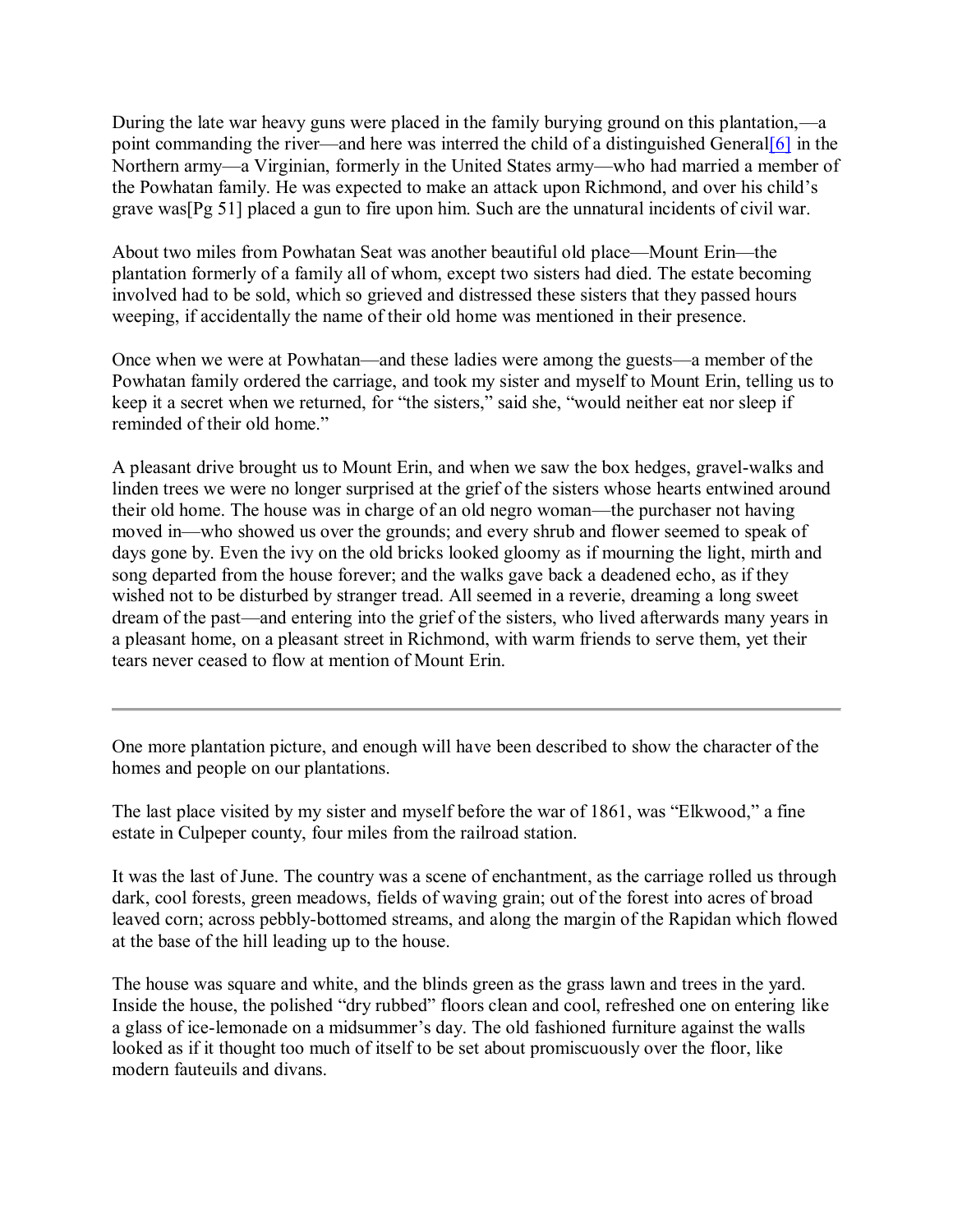During the late war heavy guns were placed in the family burying ground on this plantation,—a point commanding the river—and here was interred the child of a distinguished General[6] in the Northern army—a Virginian, formerly in the United States army—who had married a member of the Powhatan family. He was expected to make an attack upon Richmond, and over his child's grave was[Pg 51] placed a gun to fire upon him. Such are the unnatural incidents of civil war.

About two miles from Powhatan Seat was another beautiful old place—Mount Erin—the plantation formerly of a family all of whom, except two sisters had died. The estate becoming involved had to be sold, which so grieved and distressed these sisters that they passed hours weeping, if accidentally the name of their old home was mentioned in their presence.

Once when we were at Powhatan—and these ladies were among the guests—a member of the Powhatan family ordered the carriage, and took my sister and myself to Mount Erin, telling us to keep it a secret when we returned, for "the sisters," said she, "would neither eat nor sleep if reminded of their old home."

A pleasant drive brought us to Mount Erin, and when we saw the box hedges, gravel-walks and linden trees we were no longer surprised at the grief of the sisters whose hearts entwined around their old home. The house was in charge of an old negro woman—the purchaser not having moved in—who showed us over the grounds; and every shrub and flower seemed to speak of days gone by. Even the ivy on the old bricks looked gloomy as if mourning the light, mirth and song departed from the house forever; and the walks gave back a deadened echo, as if they wished not to be disturbed by stranger tread. All seemed in a reverie, dreaming a long sweet dream of the past—and entering into the grief of the sisters, who lived afterwards many years in a pleasant home, on a pleasant street in Richmond, with warm friends to serve them, yet their tears never ceased to flow at mention of Mount Erin.

---

One more plantation picture, and enough will have been described to show the character of the homes and people on our plantations.

The last place visited by my sister and myself before the war of 1861, was "Elkwood," a fine estate in Culpeper county, four miles from the railroad station.

It was the last of June. The country was a scene of enchantment, as the carriage rolled us through dark, cool forests, green meadows, fields of waving grain; out of the forest into acres of broad leaved corn; across pebbly-bottomed streams, and along the margin of the Rapidan which flowed at the base of the hill leading up to the house.

The house was square and white, and the blinds green as the grass lawn and trees in the yard. Inside the house, the polished "dry rubbed" floors clean and cool, refreshed one on entering like a glass of ice-lemonade on a midsummer's day. The old fashioned furniture against the walls looked as if it thought too much of itself to be set about promiscuously over the floor, like modern fauteuils and divans.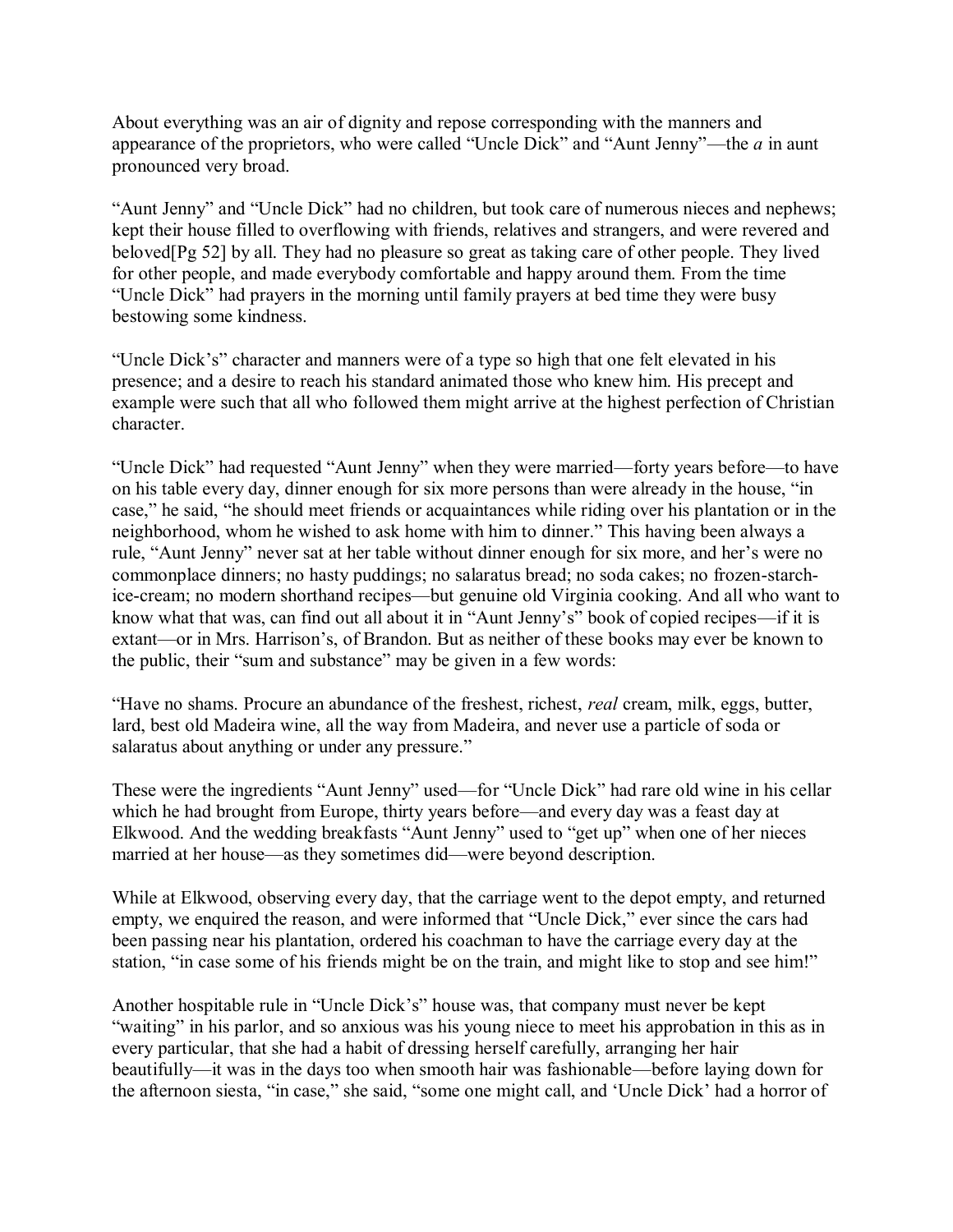About everything was an air of dignity and repose corresponding with the manners and appearance of the proprietors, who were called "Uncle Dick" and "Aunt Jenny"—the *a* in aunt pronounced very broad.

"Aunt Jenny" and "Uncle Dick" had no children, but took care of numerous nieces and nephews; kept their house filled to overflowing with friends, relatives and strangers, and were revered and beloved[Pg 52] by all. They had no pleasure so great as taking care of other people. They lived for other people, and made everybody comfortable and happy around them. From the time "Uncle Dick" had prayers in the morning until family prayers at bed time they were busy bestowing some kindness.

"Uncle Dick's" character and manners were of a type so high that one felt elevated in his presence; and a desire to reach his standard animated those who knew him. His precept and example were such that all who followed them might arrive at the highest perfection of Christian character.

"Uncle Dick" had requested "Aunt Jenny" when they were married—forty years before—to have on his table every day, dinner enough for six more persons than were already in the house, "in case," he said, "he should meet friends or acquaintances while riding over his plantation or in the neighborhood, whom he wished to ask home with him to dinner." This having been always a rule, "Aunt Jenny" never sat at her table without dinner enough for six more, and her's were no commonplace dinners; no hasty puddings; no salaratus bread; no soda cakes; no frozen-starch-ice-cream; no modern shorthand recipes—but genuine old Virginia cooking. And all who want to know what that was, can find out all about it in "Aunt Jenny's" book of copied recipes—if it is extant—or in Mrs. Harrison's, of Brandon. But as neither of these books may ever be known to the public, their "sum and substance" may be given in a few words:

"Have no shams. Procure an abundance of the freshest, richest, *real* cream, milk, eggs, butter, lard, best old Madeira wine, all the way from Madeira, and never use a particle of soda or salaratus about anything or under any pressure."

These were the ingredients "Aunt Jenny" used—for "Uncle Dick" had rare old wine in his cellar which he had brought from Europe, thirty years before—and every day was a feast day at Elkwood. And the wedding breakfasts "Aunt Jenny" used to "get up" when one of her nieces married at her house—as they sometimes did—were beyond description.

While at Elkwood, observing every day, that the carriage went to the depot empty, and returned empty, we enquired the reason, and were informed that "Uncle Dick," ever since the cars had been passing near his plantation, ordered his coachman to have the carriage every day at the station, "in case some of his friends might be on the train, and might like to stop and see him!"

Another hospitable rule in "Uncle Dick's" house was, that company must never be kept "waiting" in his parlor, and so anxious was his young niece to meet his approbation in this as in every particular, that she had a habit of dressing herself carefully, arranging her hair beautifully—it was in the days too when smooth hair was fashionable—before laying down for the afternoon siesta, "in case," she said, "some one might call, and 'Uncle Dick' had a horror of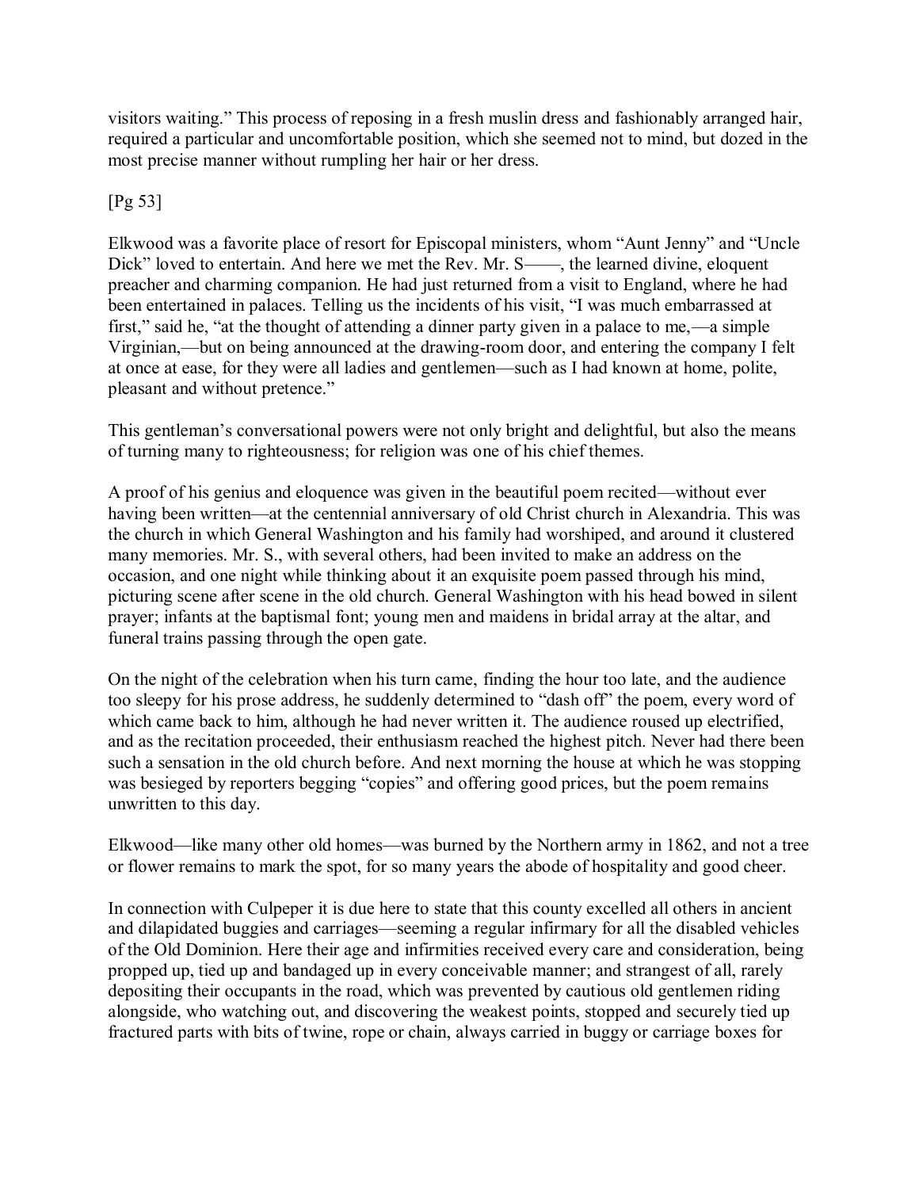visitors waiting.” This process of reposing in a fresh muslin dress and fashionably arranged hair, required a particular and uncomfortable position, which she seemed not to mind, but dozed in the most precise manner without rumpling her hair or her dress.

[Pg 53]

Elkwood was a favorite place of resort for Episcopal ministers, whom “Aunt Jenny” and “Uncle Dick” loved to entertain. And here we met the Rev. Mr. S——, the learned divine, eloquent preacher and charming companion. He had just returned from a visit to England, where he had been entertained in palaces. Telling us the incidents of his visit, “I was much embarrassed at first,” said he, “at the thought of attending a dinner party given in a palace to me,—a simple Virginian,—but on being announced at the drawing-room door, and entering the company I felt at once at ease, for they were all ladies and gentlemen—such as I had known at home, polite, pleasant and without pretence.”

This gentleman’s conversational powers were not only bright and delightful, but also the means of turning many to righteousness; for religion was one of his chief themes.

A proof of his genius and eloquence was given in the beautiful poem recited—without ever having been written—at the centennial anniversary of old Christ church in Alexandria. This was the church in which General Washington and his family had worshiped, and around it clustered many memories. Mr. S., with several others, had been invited to make an address on the occasion, and one night while thinking about it an exquisite poem passed through his mind, picturing scene after scene in the old church. General Washington with his head bowed in silent prayer; infants at the baptismal font; young men and maidens in bridal array at the altar, and funeral trains passing through the open gate.

On the night of the celebration when his turn came, finding the hour too late, and the audience too sleepy for his prose address, he suddenly determined to “dash off” the poem, every word of which came back to him, although he had never written it. The audience roused up electrified, and as the recitation proceeded, their enthusiasm reached the highest pitch. Never had there been such a sensation in the old church before. And next morning the house at which he was stopping was besieged by reporters begging “copies” and offering good prices, but the poem remains unwritten to this day.

Elkwood—like many other old homes—was burned by the Northern army in 1862, and not a tree or flower remains to mark the spot, for so many years the abode of hospitality and good cheer.

In connection with Culpeper it is due here to state that this county excelled all others in ancient and dilapidated buggies and carriages—seeming a regular infirmary for all the disabled vehicles of the Old Dominion. Here their age and infirmities received every care and consideration, being propped up, tied up and bandaged up in every conceivable manner; and strangest of all, rarely depositing their occupants in the road, which was prevented by cautious old gentlemen riding alongside, who watching out, and discovering the weakest points, stopped and securely tied up fractured parts with bits of twine, rope or chain, always carried in buggy or carriage boxes for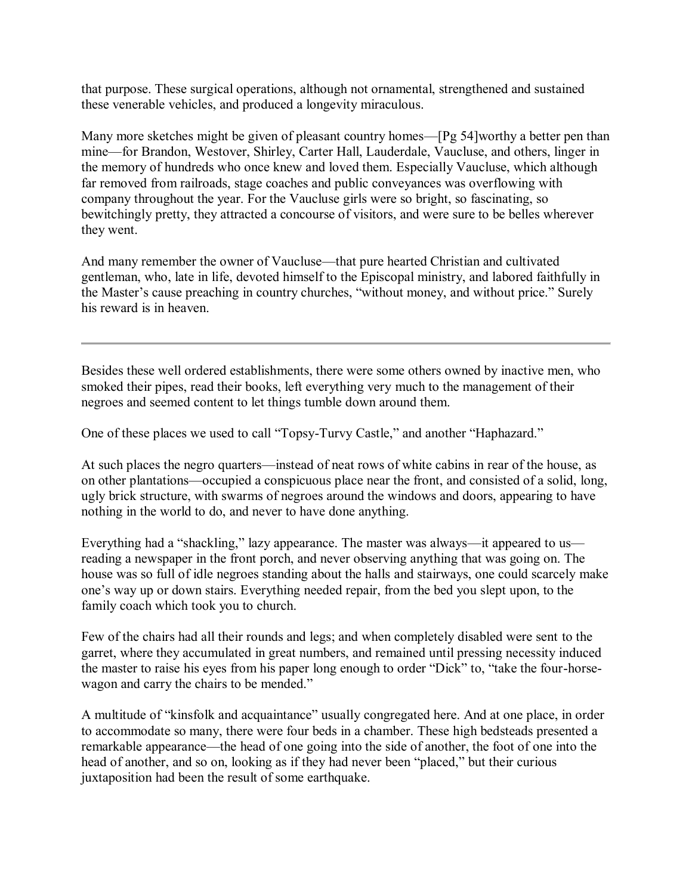that purpose. These surgical operations, although not ornamental, strengthened and sustained these venerable vehicles, and produced a longevity miraculous.

Many more sketches might be given of pleasant country homes—[Pg 54]worthy a better pen than mine—for Brandon, Westover, Shirley, Carter Hall, Lauderdale, Vaucluse, and others, linger in the memory of hundreds who once knew and loved them. Especially Vaucluse, which although far removed from railroads, stage coaches and public conveyances was overflowing with company throughout the year. For the Vaucluse girls were so bright, so fascinating, so bewitchingly pretty, they attracted a concourse of visitors, and were sure to be belles wherever they went.

And many remember the owner of Vaucluse—that pure hearted Christian and cultivated gentleman, who, late in life, devoted himself to the Episcopal ministry, and labored faithfully in the Master's cause preaching in country churches, "without money, and without price." Surely his reward is in heaven.

---

Besides these well ordered establishments, there were some others owned by inactive men, who smoked their pipes, read their books, left everything very much to the management of their negroes and seemed content to let things tumble down around them.

One of these places we used to call "Topsy-Turvy Castle," and another "Haphazard."

At such places the negro quarters—instead of neat rows of white cabins in rear of the house, as on other plantations—occupied a conspicuous place near the front, and consisted of a solid, long, ugly brick structure, with swarms of negroes around the windows and doors, appearing to have nothing in the world to do, and never to have done anything.

Everything had a "shackling," lazy appearance. The master was always—it appeared to us—reading a newspaper in the front porch, and never observing anything that was going on. The house was so full of idle negroes standing about the halls and stairways, one could scarcely make one's way up or down stairs. Everything needed repair, from the bed you slept upon, to the family coach which took you to church.

Few of the chairs had all their rounds and legs; and when completely disabled were sent to the garret, where they accumulated in great numbers, and remained until pressing necessity induced the master to raise his eyes from his paper long enough to order "Dick" to, "take the four-horse-wagon and carry the chairs to be mended."

A multitude of "kinsfolk and acquaintance" usually congregated here. And at one place, in order to accommodate so many, there were four beds in a chamber. These high bedsteads presented a remarkable appearance—the head of one going into the side of another, the foot of one into the head of another, and so on, looking as if they had never been "placed," but their curious juxtaposition had been the result of some earthquake.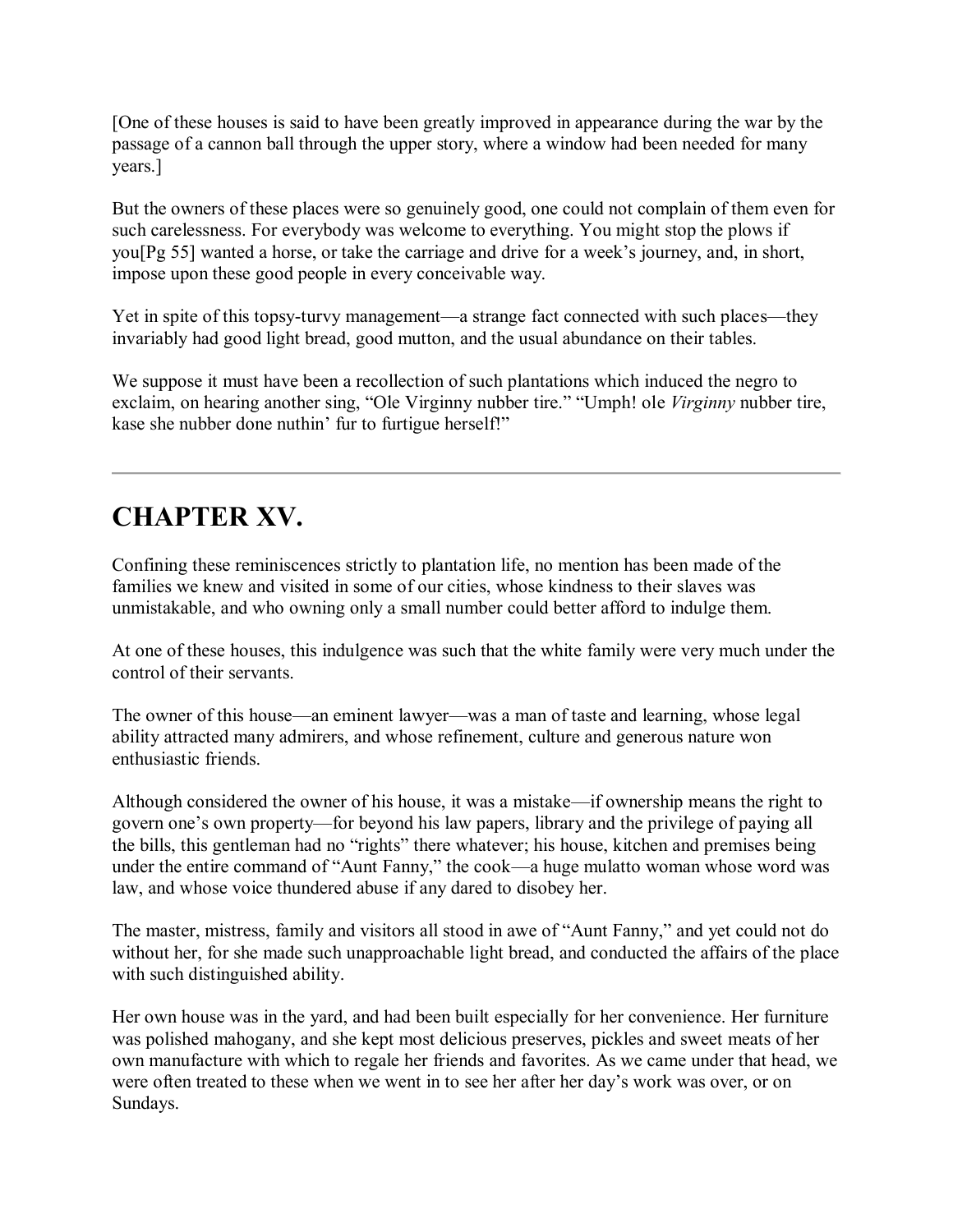[One of these houses is said to have been greatly improved in appearance during the war by the passage of a cannon ball through the upper story, where a window had been needed for many years.]

But the owners of these places were so genuinely good, one could not complain of them even for such carelessness. For everybody was welcome to everything. You might stop the plows if you[Pg 55] wanted a horse, or take the carriage and drive for a week's journey, and, in short, impose upon these good people in every conceivable way.

Yet in spite of this topsy-turvy management—a strange fact connected with such places—they invariably had good light bread, good mutton, and the usual abundance on their tables.

We suppose it must have been a recollection of such plantations which induced the negro to exclaim, on hearing another sing, "Ole Virginny nubber tire." "Umph! ole *Virginny* nubber tire, kase she nubber done nuthin' fur to furtigue herself!"

---

## CHAPTER XV.

Confining these reminiscences strictly to plantation life, no mention has been made of the families we knew and visited in some of our cities, whose kindness to their slaves was unmistakable, and who owning only a small number could better afford to indulge them.

At one of these houses, this indulgence was such that the white family were very much under the control of their servants.

The owner of this house—an eminent lawyer—was a man of taste and learning, whose legal ability attracted many admirers, and whose refinement, culture and generous nature won enthusiastic friends.

Although considered the owner of his house, it was a mistake—if ownership means the right to govern one's own property—for beyond his law papers, library and the privilege of paying all the bills, this gentleman had no "rights" there whatever; his house, kitchen and premises being under the entire command of "Aunt Fanny," the cook—a huge mulatto woman whose word was law, and whose voice thundered abuse if any dared to disobey her.

The master, mistress, family and visitors all stood in awe of "Aunt Fanny," and yet could not do without her, for she made such unapproachable light bread, and conducted the affairs of the place with such distinguished ability.

Her own house was in the yard, and had been built especially for her convenience. Her furniture was polished mahogany, and she kept most delicious preserves, pickles and sweet meats of her own manufacture with which to regale her friends and favorites. As we came under that head, we were often treated to these when we went in to see her after her day's work was over, or on Sundays.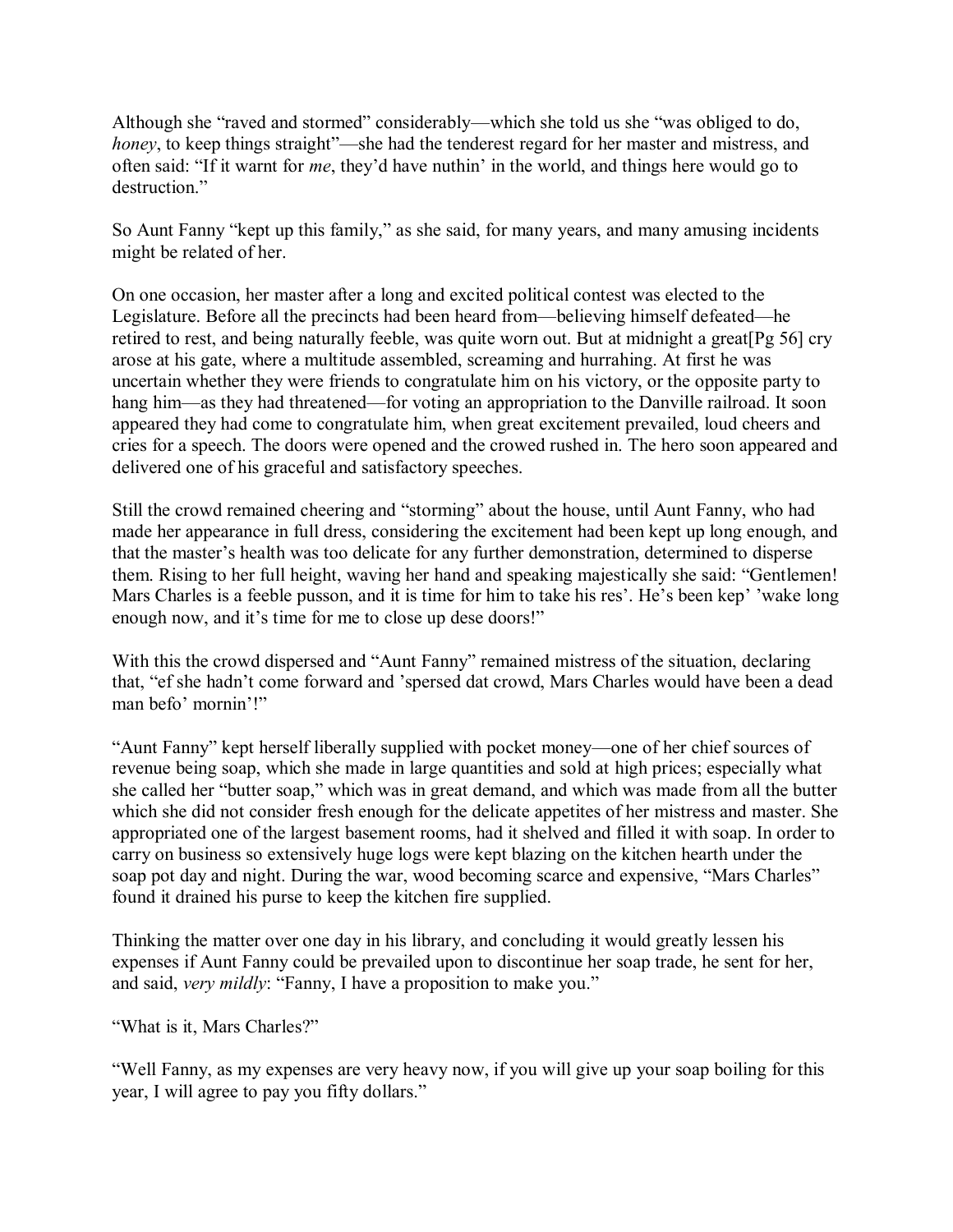Although she “raved and stormed” considerably—which she told us she “was obliged to do, *honey*, to keep things straight”—she had the tenderest regard for her master and mistress, and often said: “If it warnt for *me*, they’d have nuthin’ in the world, and things here would go to destruction.”

So Aunt Fanny “kept up this family,” as she said, for many years, and many amusing incidents might be related of her.

On one occasion, her master after a long and excited political contest was elected to the Legislature. Before all the precincts had been heard from—believing himself defeated—he retired to rest, and being naturally feeble, was quite worn out. But at midnight a great[Pg 56] cry arose at his gate, where a multitude assembled, screaming and hurrahing. At first he was uncertain whether they were friends to congratulate him on his victory, or the opposite party to hang him—as they had threatened—for voting an appropriation to the Danville railroad. It soon appeared they had come to congratulate him, when great excitement prevailed, loud cheers and cries for a speech. The doors were opened and the crowed rushed in. The hero soon appeared and delivered one of his graceful and satisfactory speeches.

Still the crowd remained cheering and “storming” about the house, until Aunt Fanny, who had made her appearance in full dress, considering the excitement had been kept up long enough, and that the master’s health was too delicate for any further demonstration, determined to disperse them. Rising to her full height, waving her hand and speaking majestically she said: “Gentlemen! Mars Charles is a feeble pusson, and it is time for him to take his res’. He’s been kep’ ’wake long enough now, and it’s time for me to close up dese doors!”

With this the crowd dispersed and “Aunt Fanny” remained mistress of the situation, declaring that, “ef she hadn’t come forward and ’spersed dat crowd, Mars Charles would have been a dead man befo’ mornin’!”

“Aunt Fanny” kept herself liberally supplied with pocket money—one of her chief sources of revenue being soap, which she made in large quantities and sold at high prices; especially what she called her “butter soap,” which was in great demand, and which was made from all the butter which she did not consider fresh enough for the delicate appetites of her mistress and master. She appropriated one of the largest basement rooms, had it shelved and filled it with soap. In order to carry on business so extensively huge logs were kept blazing on the kitchen hearth under the soap pot day and night. During the war, wood becoming scarce and expensive, “Mars Charles” found it drained his purse to keep the kitchen fire supplied.

Thinking the matter over one day in his library, and concluding it would greatly lessen his expenses if Aunt Fanny could be prevailed upon to discontinue her soap trade, he sent for her, and said, *very mildly*: “Fanny, I have a proposition to make you.”

“What is it, Mars Charles?”

“Well Fanny, as my expenses are very heavy now, if you will give up your soap boiling for this year, I will agree to pay you fifty dollars.”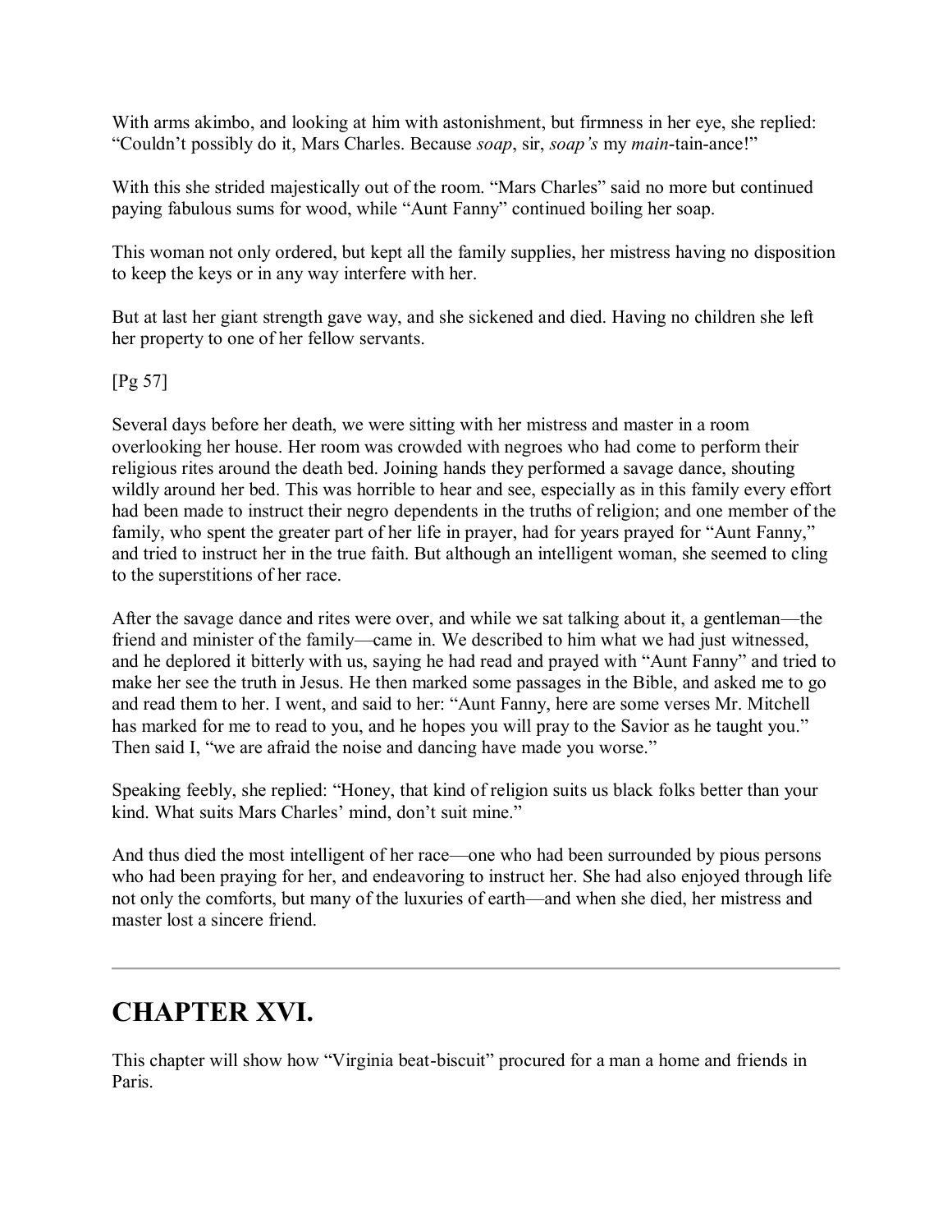With arms akimbo, and looking at him with astonishment, but firmness in her eye, she replied: “Couldn’t possibly do it, Mars Charles. Because *soap*, sir, *soap’s* my *main*-tain-ance!”

With this she strided majestically out of the room. “Mars Charles” said no more but continued paying fabulous sums for wood, while “Aunt Fanny” continued boiling her soap.

This woman not only ordered, but kept all the family supplies, her mistress having no disposition to keep the keys or in any way interfere with her.

But at last her giant strength gave way, and she sickened and died. Having no children she left her property to one of her fellow servants.

[Pg 57]

Several days before her death, we were sitting with her mistress and master in a room overlooking her house. Her room was crowded with negroes who had come to perform their religious rites around the death bed. Joining hands they performed a savage dance, shouting wildly around her bed. This was horrible to hear and see, especially as in this family every effort had been made to instruct their negro dependents in the truths of religion; and one member of the family, who spent the greater part of her life in prayer, had for years prayed for “Aunt Fanny,” and tried to instruct her in the true faith. But although an intelligent woman, she seemed to cling to the superstitions of her race.

After the savage dance and rites were over, and while we sat talking about it, a gentleman—the friend and minister of the family—came in. We described to him what we had just witnessed, and he deplored it bitterly with us, saying he had read and prayed with “Aunt Fanny” and tried to make her see the truth in Jesus. He then marked some passages in the Bible, and asked me to go and read them to her. I went, and said to her: “Aunt Fanny, here are some verses Mr. Mitchell has marked for me to read to you, and he hopes you will pray to the Savior as he taught you.” Then said I, “we are afraid the noise and dancing have made you worse.”

Speaking feebly, she replied: “Honey, that kind of religion suits us black folks better than your kind. What suits Mars Charles’ mind, don’t suit mine.”

And thus died the most intelligent of her race—one who had been surrounded by pious persons who had been praying for her, and endeavoring to instruct her. She had also enjoyed through life not only the comforts, but many of the luxuries of earth—and when she died, her mistress and master lost a sincere friend.

---

## CHAPTER XVI.

This chapter will show how “Virginia beat-biscuit” procured for a man a home and friends in Paris.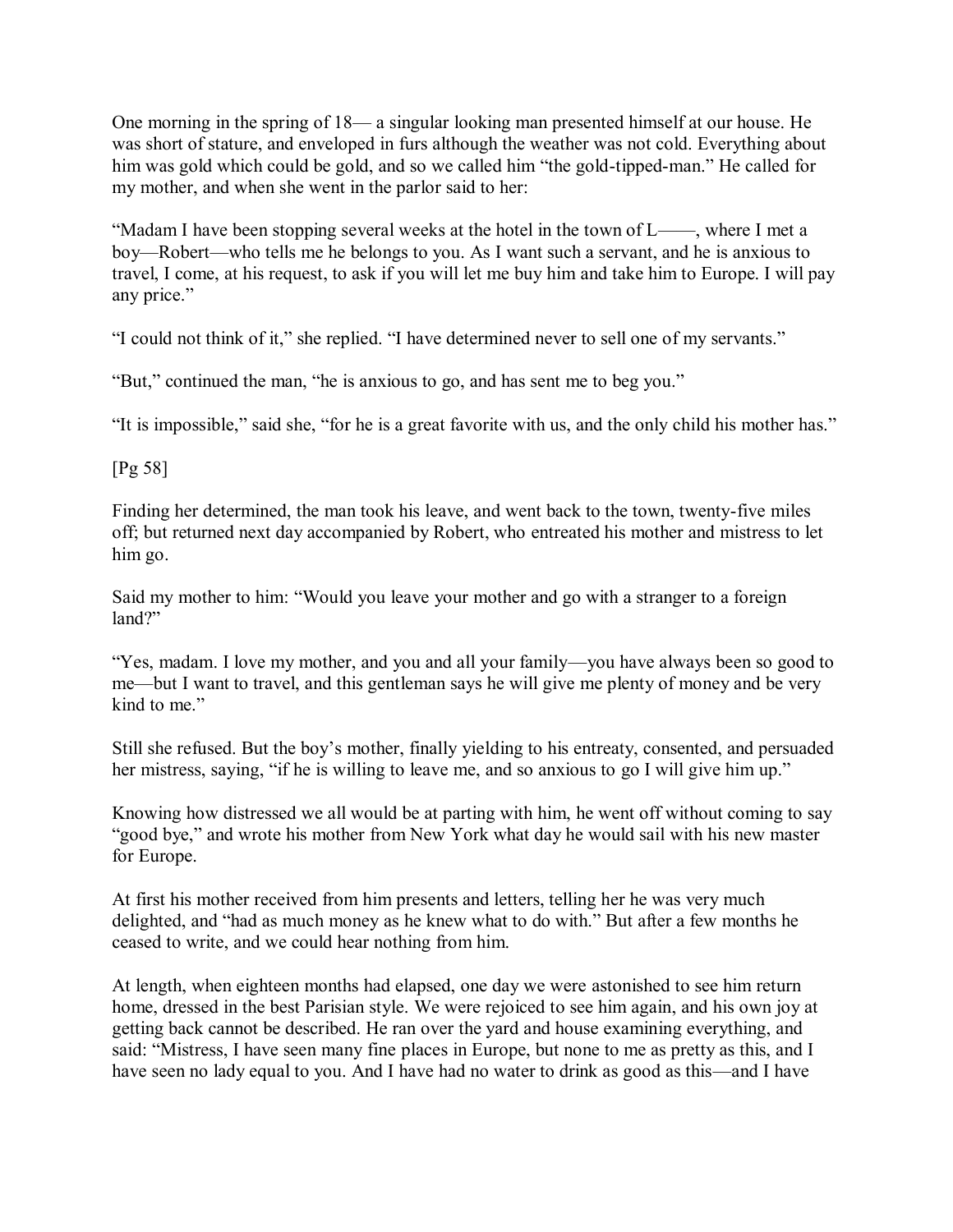One morning in the spring of 18— a singular looking man presented himself at our house. He was short of stature, and enveloped in furs although the weather was not cold. Everything about him was gold which could be gold, and so we called him "the gold-tipped-man." He called for my mother, and when she went in the parlor said to her:

"Madam I have been stopping several weeks at the hotel in the town of L——, where I met a boy—Robert—who tells me he belongs to you. As I want such a servant, and he is anxious to travel, I come, at his request, to ask if you will let me buy him and take him to Europe. I will pay any price."

"I could not think of it," she replied. "I have determined never to sell one of my servants."

"But," continued the man, "he is anxious to go, and has sent me to beg you."

"It is impossible," said she, "for he is a great favorite with us, and the only child his mother has."

Finding her determined, the man took his leave, and went back to the town, twenty-five miles off; but returned next day accompanied by Robert, who entreated his mother and mistress to let him go.

Said my mother to him: "Would you leave your mother and go with a stranger to a foreign land?"

"Yes, madam. I love my mother, and you and all your family—you have always been so good to me—but I want to travel, and this gentleman says he will give me plenty of money and be very kind to me."

Still she refused. But the boy's mother, finally yielding to his entreaty, consented, and persuaded her mistress, saying, "if he is willing to leave me, and so anxious to go I will give him up."

Knowing how distressed we all would be at parting with him, he went off without coming to say "good bye," and wrote his mother from New York what day he would sail with his new master for Europe.

At first his mother received from him presents and letters, telling her he was very much delighted, and "had as much money as he knew what to do with." But after a few months he ceased to write, and we could hear nothing from him.

At length, when eighteen months had elapsed, one day we were astonished to see him return home, dressed in the best Parisian style. We were rejoiced to see him again, and his own joy at getting back cannot be described. He ran over the yard and house examining everything, and said: "Mistress, I have seen many fine places in Europe, but none to me as pretty as this, and I have seen no lady equal to you. And I have had no water to drink as good as this—and I have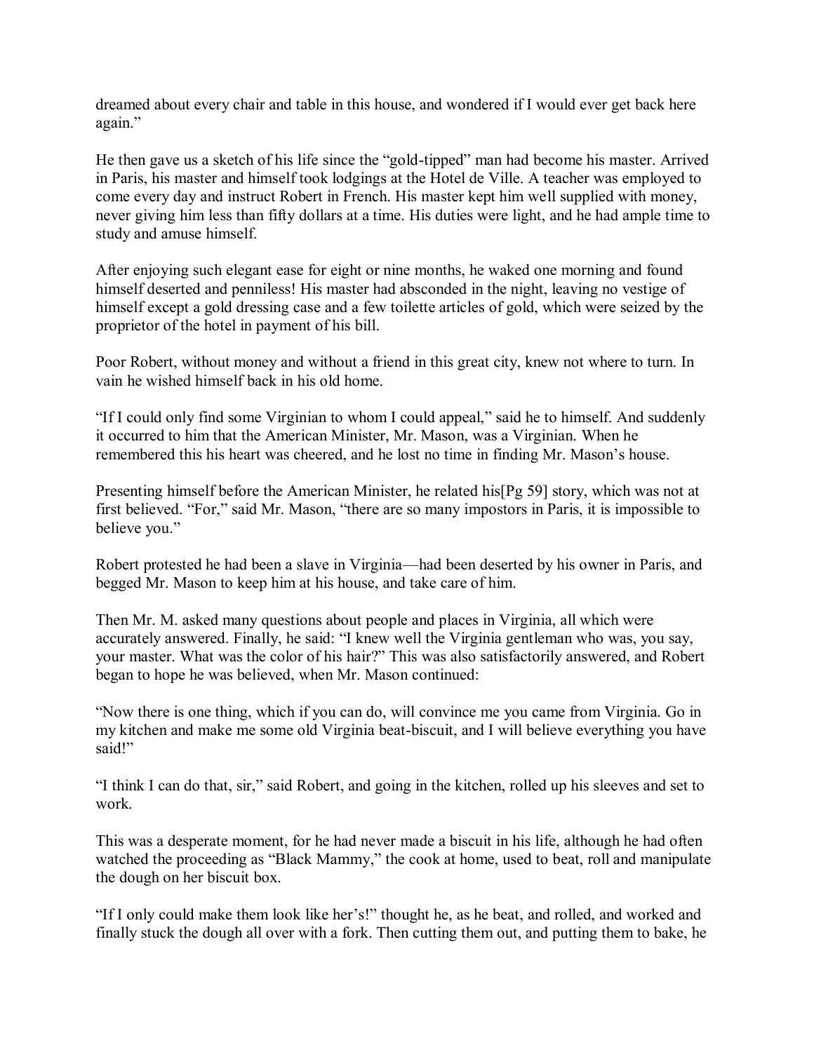dreamed about every chair and table in this house, and wondered if I would ever get back here again."

He then gave us a sketch of his life since the "gold-tipped" man had become his master. Arrived in Paris, his master and himself took lodgings at the Hotel de Ville. A teacher was employed to come every day and instruct Robert in French. His master kept him well supplied with money, never giving him less than fifty dollars at a time. His duties were light, and he had ample time to study and amuse himself.

After enjoying such elegant ease for eight or nine months, he waked one morning and found himself deserted and penniless! His master had absconded in the night, leaving no vestige of himself except a gold dressing case and a few toilette articles of gold, which were seized by the proprietor of the hotel in payment of his bill.

Poor Robert, without money and without a friend in this great city, knew not where to turn. In vain he wished himself back in his old home.

"If I could only find some Virginian to whom I could appeal," said he to himself. And suddenly it occurred to him that the American Minister, Mr. Mason, was a Virginian. When he remembered this his heart was cheered, and he lost no time in finding Mr. Mason's house.

Presenting himself before the American Minister, he related his[Pg 59] story, which was not at first believed. "For," said Mr. Mason, "there are so many impostors in Paris, it is impossible to believe you."

Robert protested he had been a slave in Virginia—had been deserted by his owner in Paris, and begged Mr. Mason to keep him at his house, and take care of him.

Then Mr. M. asked many questions about people and places in Virginia, all which were accurately answered. Finally, he said: "I knew well the Virginia gentleman who was, you say, your master. What was the color of his hair?" This was also satisfactorily answered, and Robert began to hope he was believed, when Mr. Mason continued:

"Now there is one thing, which if you can do, will convince me you came from Virginia. Go in my kitchen and make me some old Virginia beat-biscuit, and I will believe everything you have said!"

"I think I can do that, sir," said Robert, and going in the kitchen, rolled up his sleeves and set to work.

This was a desperate moment, for he had never made a biscuit in his life, although he had often watched the proceeding as "Black Mammy," the cook at home, used to beat, roll and manipulate the dough on her biscuit box.

"If I only could make them look like her's!" thought he, as he beat, and rolled, and worked and finally stuck the dough all over with a fork. Then cutting them out, and putting them to bake, he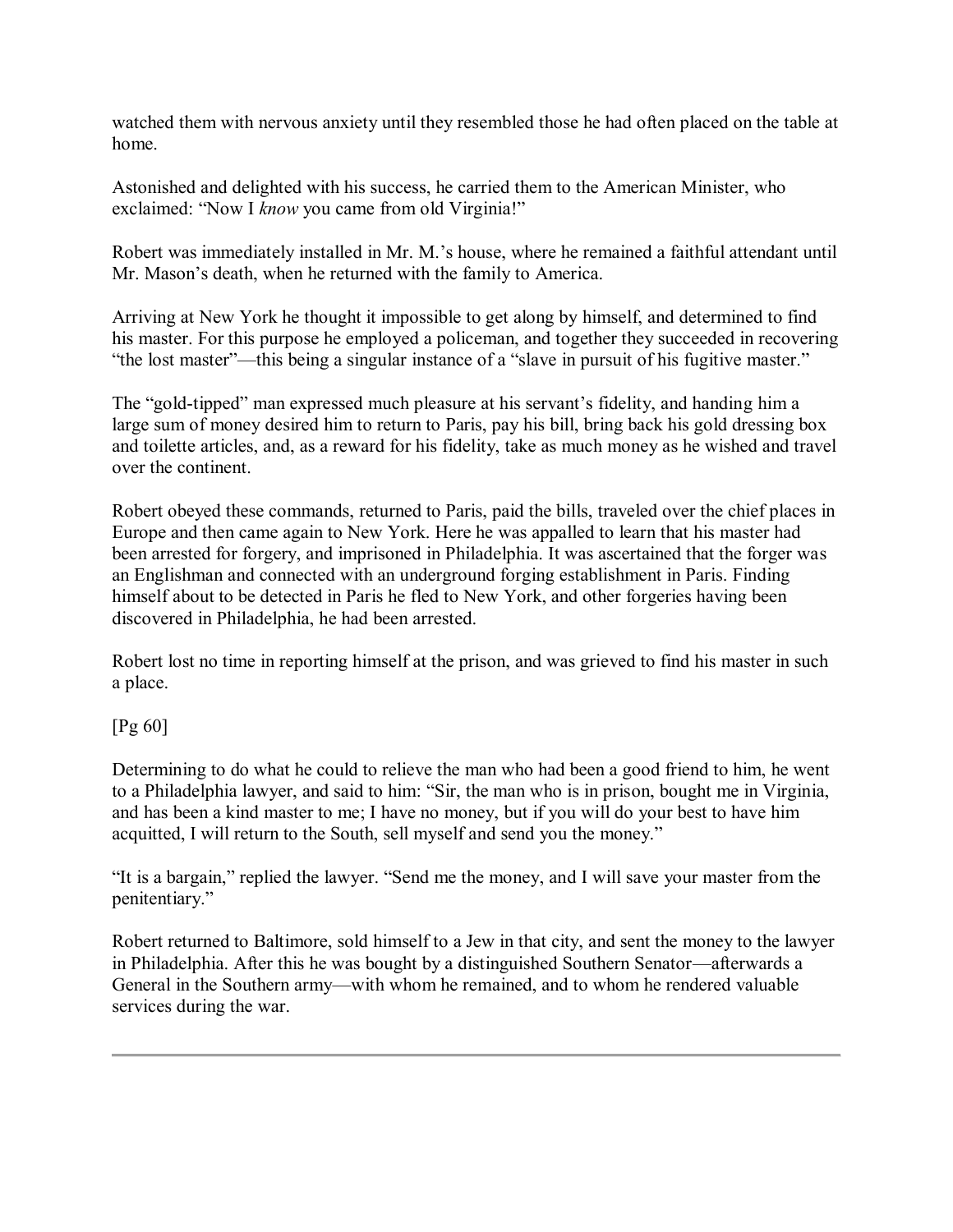watched them with nervous anxiety until they resembled those he had often placed on the table at home.

Astonished and delighted with his success, he carried them to the American Minister, who exclaimed: "Now I *know* you came from old Virginia!"

Robert was immediately installed in Mr. M.'s house, where he remained a faithful attendant until Mr. Mason's death, when he returned with the family to America.

Arriving at New York he thought it impossible to get along by himself, and determined to find his master. For this purpose he employed a policeman, and together they succeeded in recovering "the lost master"—this being a singular instance of a "slave in pursuit of his fugitive master."

The "gold-tipped" man expressed much pleasure at his servant's fidelity, and handing him a large sum of money desired him to return to Paris, pay his bill, bring back his gold dressing box and toilette articles, and, as a reward for his fidelity, take as much money as he wished and travel over the continent.

Robert obeyed these commands, returned to Paris, paid the bills, traveled over the chief places in Europe and then came again to New York. Here he was appalled to learn that his master had been arrested for forgery, and imprisoned in Philadelphia. It was ascertained that the forger was an Englishman and connected with an underground forging establishment in Paris. Finding himself about to be detected in Paris he fled to New York, and other forgeries having been discovered in Philadelphia, he had been arrested.

Robert lost no time in reporting himself at the prison, and was grieved to find his master in such a place.

[Pg 60]

Determining to do what he could to relieve the man who had been a good friend to him, he went to a Philadelphia lawyer, and said to him: "Sir, the man who is in prison, bought me in Virginia, and has been a kind master to me; I have no money, but if you will do your best to have him acquitted, I will return to the South, sell myself and send you the money."

"It is a bargain," replied the lawyer. "Send me the money, and I will save your master from the penitentiary."

Robert returned to Baltimore, sold himself to a Jew in that city, and sent the money to the lawyer in Philadelphia. After this he was bought by a distinguished Southern Senator—afterwards a General in the Southern army—with whom he remained, and to whom he rendered valuable services during the war.

---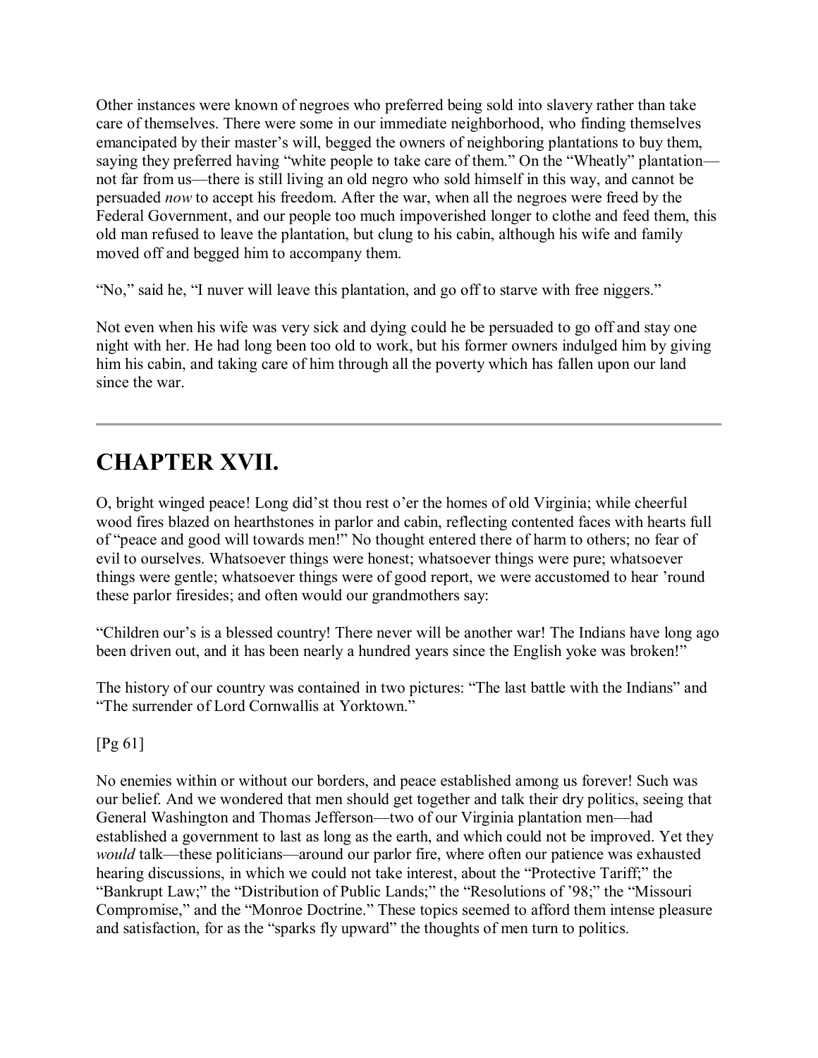Other instances were known of negroes who preferred being sold into slavery rather than take care of themselves. There were some in our immediate neighborhood, who finding themselves emancipated by their master's will, begged the owners of neighboring plantations to buy them, saying they preferred having "white people to take care of them." On the "Wheatly" plantation—not far from us—there is still living an old negro who sold himself in this way, and cannot be persuaded *now* to accept his freedom. After the war, when all the negroes were freed by the Federal Government, and our people too much impoverished longer to clothe and feed them, this old man refused to leave the plantation, but clung to his cabin, although his wife and family moved off and begged him to accompany them.

"No," said he, "I nuver will leave this plantation, and go off to starve with free niggers."

Not even when his wife was very sick and dying could he be persuaded to go off and stay one night with her. He had long been too old to work, but his former owners indulged him by giving him his cabin, and taking care of him through all the poverty which has fallen upon our land since the war.

---

## CHAPTER XVII.

O, bright winged peace! Long did'st thou rest o'er the homes of old Virginia; while cheerful wood fires blazed on hearthstones in parlor and cabin, reflecting contented faces with hearts full of "peace and good will towards men!" No thought entered there of harm to others; no fear of evil to ourselves. Whatsoever things were honest; whatsoever things were pure; whatsoever things were gentle; whatsoever things were of good report, we were accustomed to hear 'round these parlor firesides; and often would our grandmothers say:

"Children our's is a blessed country! There never will be another war! The Indians have long ago been driven out, and it has been nearly a hundred years since the English yoke was broken!"

The history of our country was contained in two pictures: "The last battle with the Indians" and "The surrender of Lord Cornwallis at Yorktown."

No enemies within or without our borders, and peace established among us forever! Such was our belief. And we wondered that men should get together and talk their dry politics, seeing that General Washington and Thomas Jefferson—two of our Virginia plantation men—had established a government to last as long as the earth, and which could not be improved. Yet they *would* talk—these politicians—around our parlor fire, where often our patience was exhausted hearing discussions, in which we could not take interest, about the "Protective Tariff;" the "Bankrupt Law;" the "Distribution of Public Lands;" the "Resolutions of '98;" the "Missouri Compromise," and the "Monroe Doctrine." These topics seemed to afford them intense pleasure and satisfaction, for as the "sparks fly upward" the thoughts of men turn to politics.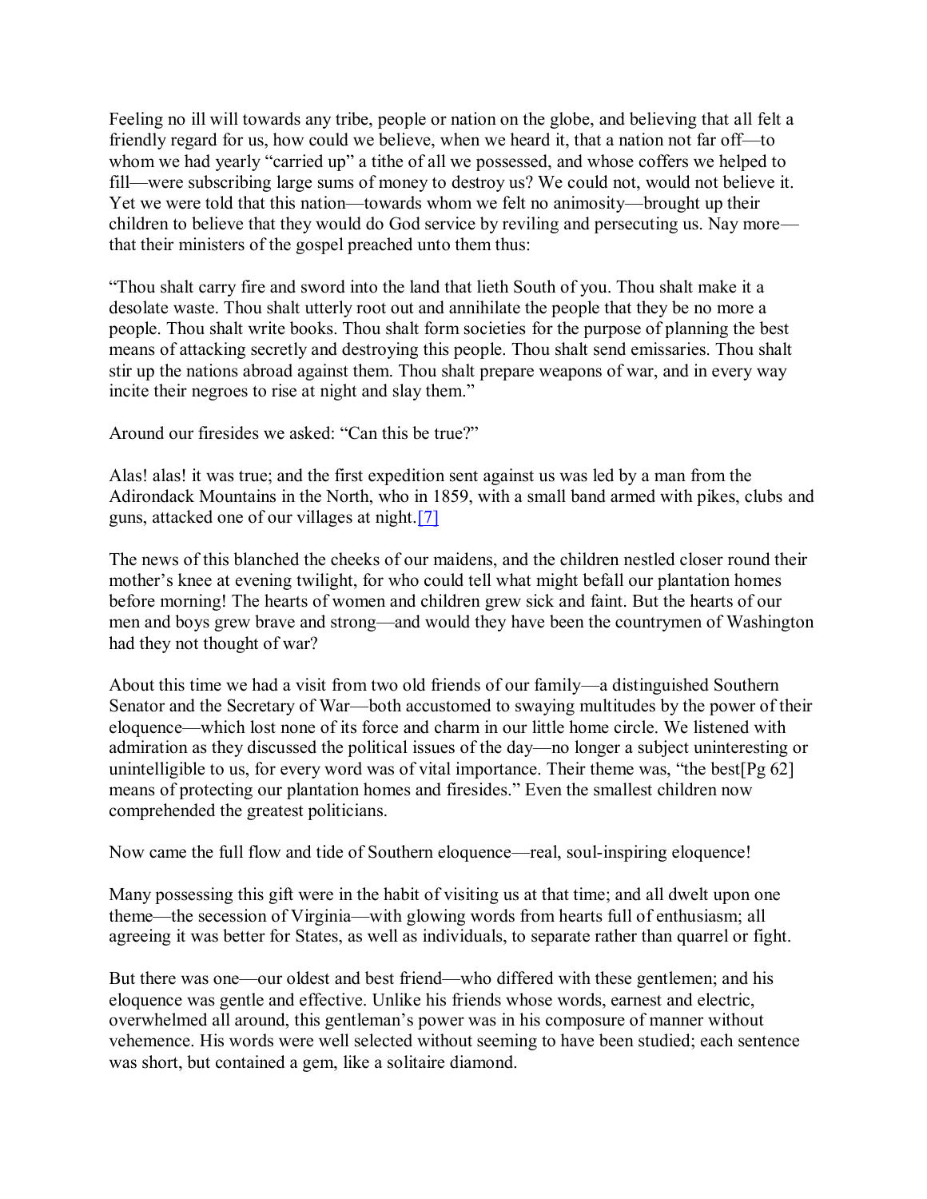Feeling no ill will towards any tribe, people or nation on the globe, and believing that all felt a friendly regard for us, how could we believe, when we heard it, that a nation not far off—to whom we had yearly "carried up" a tithe of all we possessed, and whose coffers we helped to fill—were subscribing large sums of money to destroy us? We could not, would not believe it. Yet we were told that this nation—towards whom we felt no animosity—brought up their children to believe that they would do God service by reviling and persecuting us. Nay more—that their ministers of the gospel preached unto them thus:

"Thou shalt carry fire and sword into the land that lieth South of you. Thou shalt make it a desolate waste. Thou shalt utterly root out and annihilate the people that they be no more a people. Thou shalt write books. Thou shalt form societies for the purpose of planning the best means of attacking secretly and destroying this people. Thou shalt send emissaries. Thou shalt stir up the nations abroad against them. Thou shalt prepare weapons of war, and in every way incite their negroes to rise at night and slay them."

Around our firesides we asked: "Can this be true?"

Alas! alas! it was true; and the first expedition sent against us was led by a man from the Adirondack Mountains in the North, who in 1859, with a small band armed with pikes, clubs and guns, attacked one of our villages at night.[7]

The news of this blanched the cheeks of our maidens, and the children nestled closer round their mother's knee at evening twilight, for who could tell what might befall our plantation homes before morning! The hearts of women and children grew sick and faint. But the hearts of our men and boys grew brave and strong—and would they have been the countrymen of Washington had they not thought of war?

About this time we had a visit from two old friends of our family—a distinguished Southern Senator and the Secretary of War—both accustomed to swaying multitudes by the power of their eloquence—which lost none of its force and charm in our little home circle. We listened with admiration as they discussed the political issues of the day—no longer a subject uninteresting or unintelligible to us, for every word was of vital importance. Their theme was, "the best[Pg 62] means of protecting our plantation homes and firesides." Even the smallest children now comprehended the greatest politicians.

Now came the full flow and tide of Southern eloquence—real, soul-inspiring eloquence!

Many possessing this gift were in the habit of visiting us at that time; and all dwelt upon one theme—the secession of Virginia—with glowing words from hearts full of enthusiasm; all agreeing it was better for States, as well as individuals, to separate rather than quarrel or fight.

But there was one—our oldest and best friend—who differed with these gentlemen; and his eloquence was gentle and effective. Unlike his friends whose words, earnest and electric, overwhelmed all around, this gentleman's power was in his composure of manner without vehemence. His words were well selected without seeming to have been studied; each sentence was short, but contained a gem, like a solitaire diamond.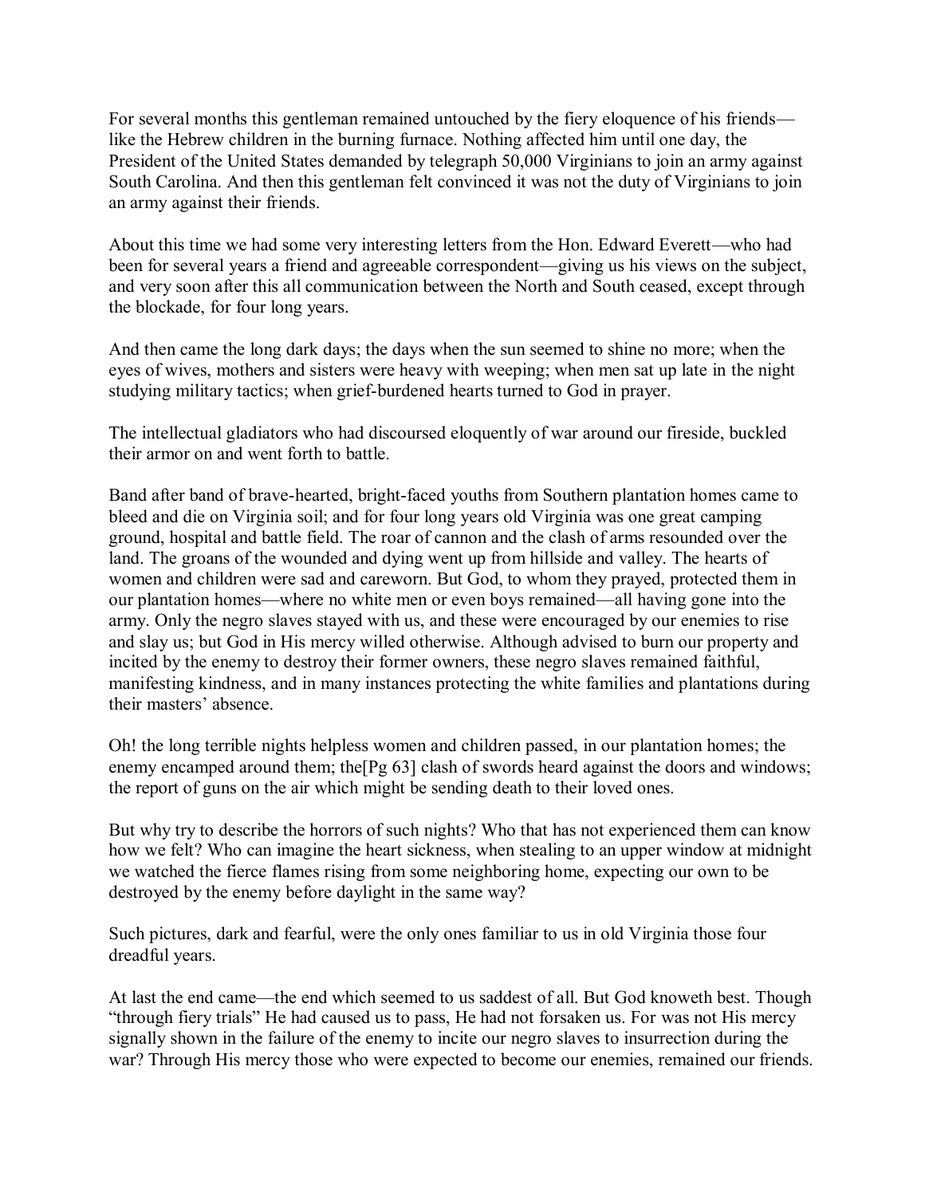For several months this gentleman remained untouched by the fiery eloquence of his friends—like the Hebrew children in the burning furnace. Nothing affected him until one day, the President of the United States demanded by telegraph 50,000 Virginians to join an army against South Carolina. And then this gentleman felt convinced it was not the duty of Virginians to join an army against their friends.

About this time we had some very interesting letters from the Hon. Edward Everett—who had been for several years a friend and agreeable correspondent—giving us his views on the subject, and very soon after this all communication between the North and South ceased, except through the blockade, for four long years.

And then came the long dark days; the days when the sun seemed to shine no more; when the eyes of wives, mothers and sisters were heavy with weeping; when men sat up late in the night studying military tactics; when grief-burdened hearts turned to God in prayer.

The intellectual gladiators who had discoursed eloquently of war around our fireside, buckled their armor on and went forth to battle.

Band after band of brave-hearted, bright-faced youths from Southern plantation homes came to bleed and die on Virginia soil; and for four long years old Virginia was one great camping ground, hospital and battle field. The roar of cannon and the clash of arms resounded over the land. The groans of the wounded and dying went up from hillside and valley. The hearts of women and children were sad and careworn. But God, to whom they prayed, protected them in our plantation homes—where no white men or even boys remained—all having gone into the army. Only the negro slaves stayed with us, and these were encouraged by our enemies to rise and slay us; but God in His mercy willed otherwise. Although advised to burn our property and incited by the enemy to destroy their former owners, these negro slaves remained faithful, manifesting kindness, and in many instances protecting the white families and plantations during their masters' absence.

Oh! the long terrible nights helpless women and children passed, in our plantation homes; the enemy encamped around them; the[Pg 63] clash of swords heard against the doors and windows; the report of guns on the air which might be sending death to their loved ones.

But why try to describe the horrors of such nights? Who that has not experienced them can know how we felt? Who can imagine the heart sickness, when stealing to an upper window at midnight we watched the fierce flames rising from some neighboring home, expecting our own to be destroyed by the enemy before daylight in the same way?

Such pictures, dark and fearful, were the only ones familiar to us in old Virginia those four dreadful years.

At last the end came—the end which seemed to us saddest of all. But God knoweth best. Though "through fiery trials" He had caused us to pass, He had not forsaken us. For was not His mercy signally shown in the failure of the enemy to incite our negro slaves to insurrection during the war? Through His mercy those who were expected to become our enemies, remained our friends.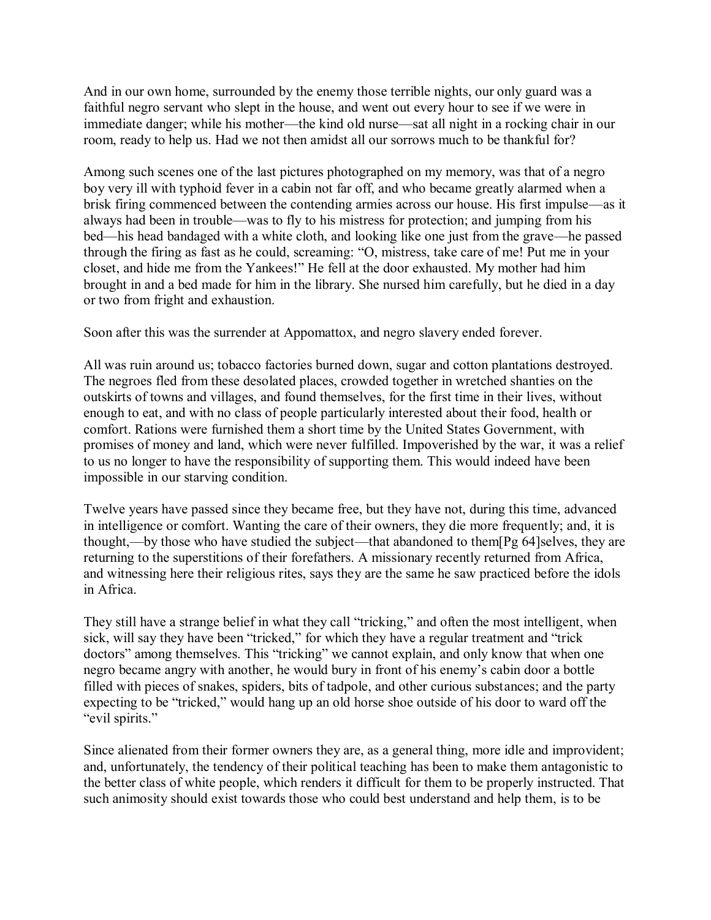And in our own home, surrounded by the enemy those terrible nights, our only guard was a faithful negro servant who slept in the house, and went out every hour to see if we were in immediate danger; while his mother—the kind old nurse—sat all night in a rocking chair in our room, ready to help us. Had we not then amidst all our sorrows much to be thankful for?

Among such scenes one of the last pictures photographed on my memory, was that of a negro boy very ill with typhoid fever in a cabin not far off, and who became greatly alarmed when a brisk firing commenced between the contending armies across our house. His first impulse—as it always had been in trouble—was to fly to his mistress for protection; and jumping from his bed—his head bandaged with a white cloth, and looking like one just from the grave—he passed through the firing as fast as he could, screaming: “O, mistress, take care of me! Put me in your closet, and hide me from the Yankees!” He fell at the door exhausted. My mother had him brought in and a bed made for him in the library. She nursed him carefully, but he died in a day or two from fright and exhaustion.

Soon after this was the surrender at Appomattox, and negro slavery ended forever.

All was ruin around us; tobacco factories burned down, sugar and cotton plantations destroyed. The negroes fled from these desolated places, crowded together in wretched shanties on the outskirts of towns and villages, and found themselves, for the first time in their lives, without enough to eat, and with no class of people particularly interested about their food, health or comfort. Rations were furnished them a short time by the United States Government, with promises of money and land, which were never fulfilled. Impoverished by the war, it was a relief to us no longer to have the responsibility of supporting them. This would indeed have been impossible in our starving condition.

Twelve years have passed since they became free, but they have not, during this time, advanced in intelligence or comfort. Wanting the care of their owners, they die more frequently; and, it is thought,—by those who have studied the subject—that abandoned to them[Pg 64]selves, they are returning to the superstitions of their forefathers. A missionary recently returned from Africa, and witnessing here their religious rites, says they are the same he saw practiced before the idols in Africa.

They still have a strange belief in what they call “tricking,” and often the most intelligent, when sick, will say they have been “tricked,” for which they have a regular treatment and “trick doctors” among themselves. This “tricking” we cannot explain, and only know that when one negro became angry with another, he would bury in front of his enemy’s cabin door a bottle filled with pieces of snakes, spiders, bits of tadpole, and other curious substances; and the party expecting to be “tricked,” would hang up an old horse shoe outside of his door to ward off the “evil spirits.”

Since alienated from their former owners they are, as a general thing, more idle and improvident; and, unfortunately, the tendency of their political teaching has been to make them antagonistic to the better class of white people, which renders it difficult for them to be properly instructed. That such animosity should exist towards those who could best understand and help them, is to be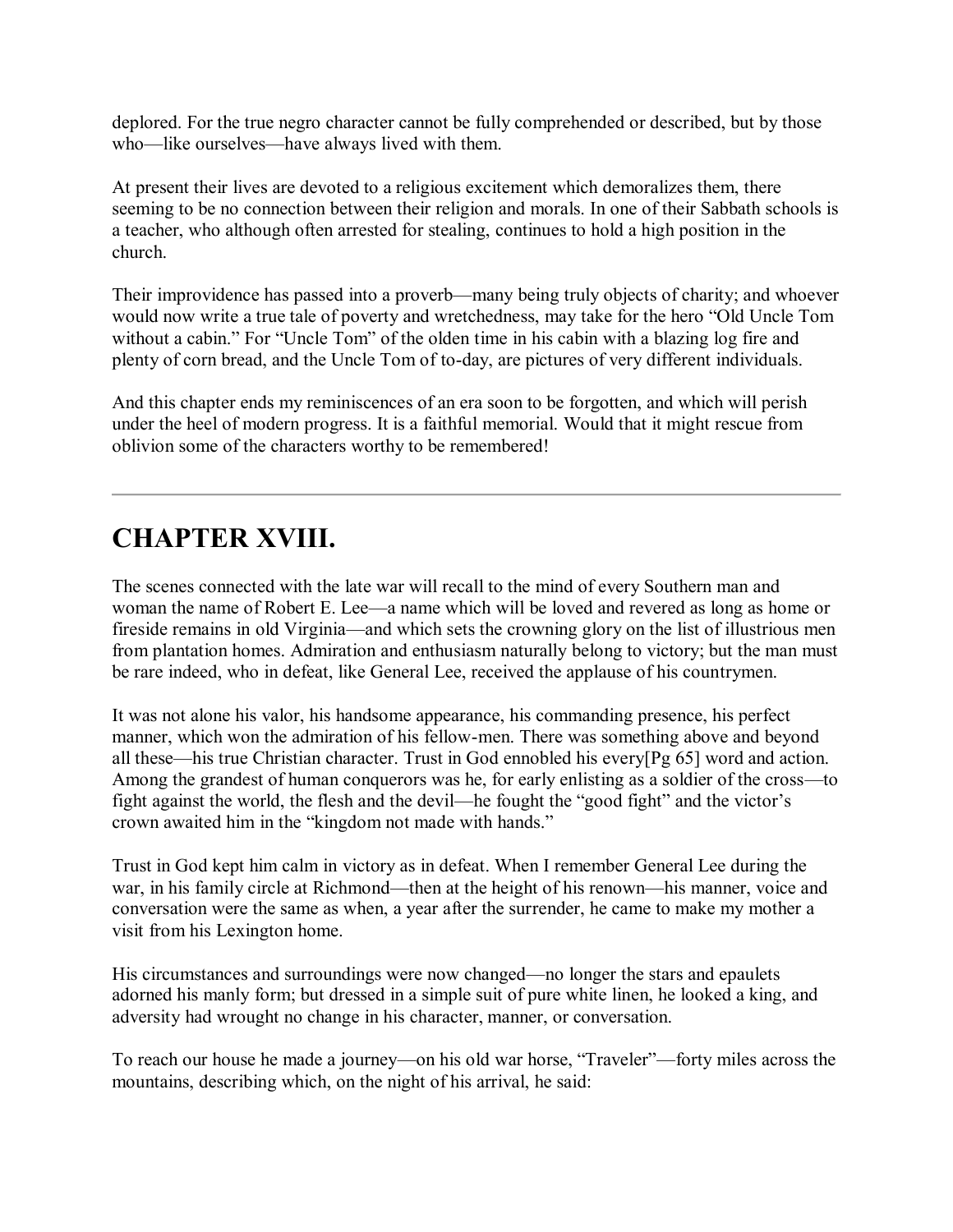deplored. For the true negro character cannot be fully comprehended or described, but by those who—like ourselves—have always lived with them.

At present their lives are devoted to a religious excitement which demoralizes them, there seeming to be no connection between their religion and morals. In one of their Sabbath schools is a teacher, who although often arrested for stealing, continues to hold a high position in the church.

Their improvidence has passed into a proverb—many being truly objects of charity; and whoever would now write a true tale of poverty and wretchedness, may take for the hero "Old Uncle Tom without a cabin." For "Uncle Tom" of the olden time in his cabin with a blazing log fire and plenty of corn bread, and the Uncle Tom of to-day, are pictures of very different individuals.

And this chapter ends my reminiscences of an era soon to be forgotten, and which will perish under the heel of modern progress. It is a faithful memorial. Would that it might rescue from oblivion some of the characters worthy to be remembered!

---

## CHAPTER XVIII.

The scenes connected with the late war will recall to the mind of every Southern man and woman the name of Robert E. Lee—a name which will be loved and revered as long as home or fireside remains in old Virginia—and which sets the crowning glory on the list of illustrious men from plantation homes. Admiration and enthusiasm naturally belong to victory; but the man must be rare indeed, who in defeat, like General Lee, received the applause of his countrymen.

It was not alone his valor, his handsome appearance, his commanding presence, his perfect manner, which won the admiration of his fellow-men. There was something above and beyond all these—his true Christian character. Trust in God ennobled his every[Pg 65] word and action. Among the grandest of human conquerors was he, for early enlisting as a soldier of the cross—to fight against the world, the flesh and the devil—he fought the "good fight" and the victor's crown awaited him in the "kingdom not made with hands."

Trust in God kept him calm in victory as in defeat. When I remember General Lee during the war, in his family circle at Richmond—then at the height of his renown—his manner, voice and conversation were the same as when, a year after the surrender, he came to make my mother a visit from his Lexington home.

His circumstances and surroundings were now changed—no longer the stars and epaulets adorned his manly form; but dressed in a simple suit of pure white linen, he looked a king, and adversity had wrought no change in his character, manner, or conversation.

To reach our house he made a journey—on his old war horse, "Traveler"—forty miles across the mountains, describing which, on the night of his arrival, he said: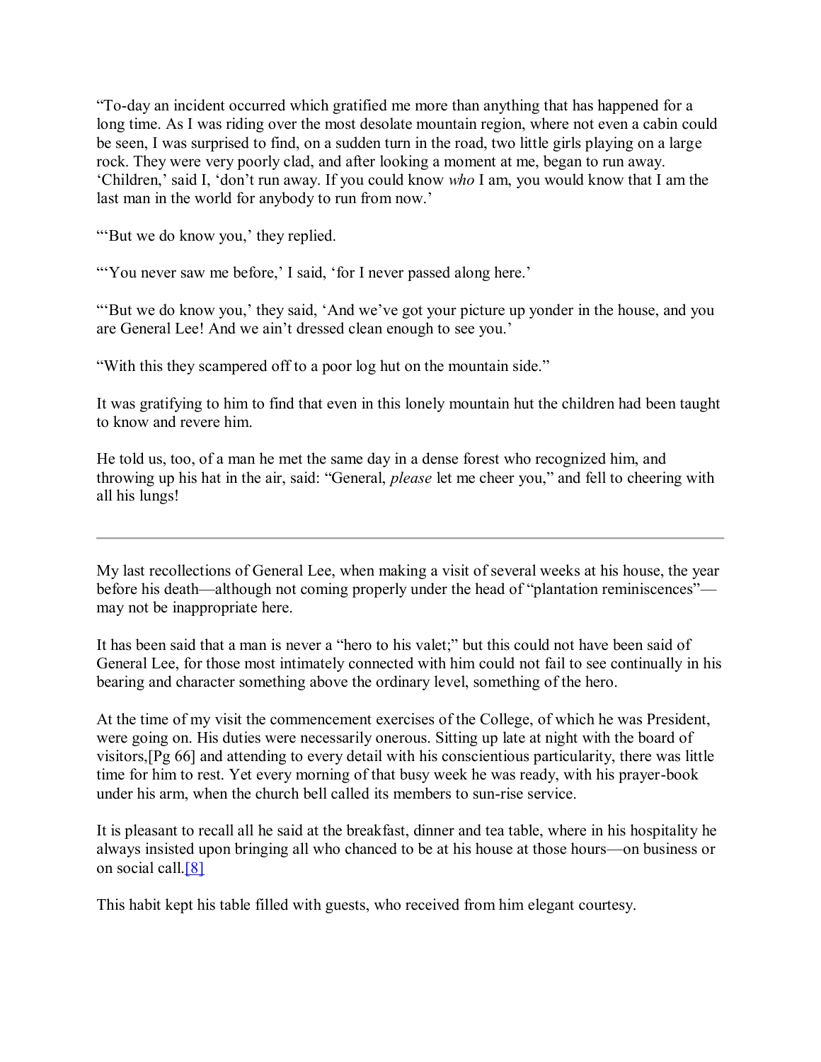"To-day an incident occurred which gratified me more than anything that has happened for a long time. As I was riding over the most desolate mountain region, where not even a cabin could be seen, I was surprised to find, on a sudden turn in the road, two little girls playing on a large rock. They were very poorly clad, and after looking a moment at me, began to run away. 'Children,' said I, 'don't run away. If you could know *who* I am, you would know that I am the last man in the world for anybody to run from now.'

"'But we do know you,' they replied.

"'You never saw me before,' I said, 'for I never passed along here.'

"'But we do know you,' they said, 'And we've got your picture up yonder in the house, and you are General Lee! And we ain't dressed clean enough to see you.'

"With this they scampered off to a poor log hut on the mountain side."

It was gratifying to him to find that even in this lonely mountain hut the children had been taught to know and revere him.

He told us, too, of a man he met the same day in a dense forest who recognized him, and throwing up his hat in the air, said: "General, *please* let me cheer you," and fell to cheering with all his lungs!

---

My last recollections of General Lee, when making a visit of several weeks at his house, the year before his death—although not coming properly under the head of "plantation reminiscences"—may not be inappropriate here.

It has been said that a man is never a "hero to his valet;" but this could not have been said of General Lee, for those most intimately connected with him could not fail to see continually in his bearing and character something above the ordinary level, something of the hero.

At the time of my visit the commencement exercises of the College, of which he was President, were going on. His duties were necessarily onerous. Sitting up late at night with the board of visitors,[Pg 66] and attending to every detail with his conscientious particularity, there was little time for him to rest. Yet every morning of that busy week he was ready, with his prayer-book under his arm, when the church bell called its members to sun-rise service.

It is pleasant to recall all he said at the breakfast, dinner and tea table, where in his hospitality he always insisted upon bringing all who chanced to be at his house at those hours—on business or on social call.[8]

This habit kept his table filled with guests, who received from him elegant courtesy.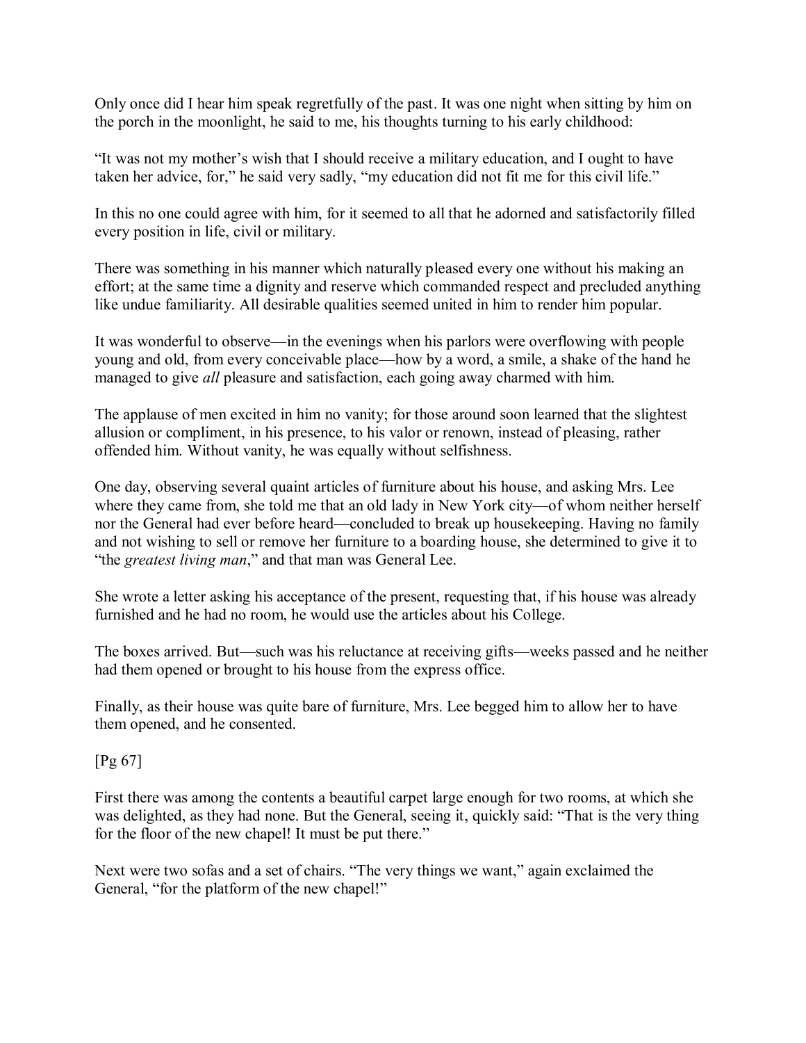Only once did I hear him speak regretfully of the past. It was one night when sitting by him on the porch in the moonlight, he said to me, his thoughts turning to his early childhood:

“It was not my mother’s wish that I should receive a military education, and I ought to have taken her advice, for,” he said very sadly, “my education did not fit me for this civil life.”

In this no one could agree with him, for it seemed to all that he adorned and satisfactorily filled every position in life, civil or military.

There was something in his manner which naturally pleased every one without his making an effort; at the same time a dignity and reserve which commanded respect and precluded anything like undue familiarity. All desirable qualities seemed united in him to render him popular.

It was wonderful to observe—in the evenings when his parlors were overflowing with people young and old, from every conceivable place—how by a word, a smile, a shake of the hand he managed to give *all* pleasure and satisfaction, each going away charmed with him.

The applause of men excited in him no vanity; for those around soon learned that the slightest allusion or compliment, in his presence, to his valor or renown, instead of pleasing, rather offended him. Without vanity, he was equally without selfishness.

One day, observing several quaint articles of furniture about his house, and asking Mrs. Lee where they came from, she told me that an old lady in New York city—of whom neither herself nor the General had ever before heard—concluded to break up housekeeping. Having no family and not wishing to sell or remove her furniture to a boarding house, she determined to give it to “the *greatest living man*,” and that man was General Lee.

She wrote a letter asking his acceptance of the present, requesting that, if his house was already furnished and he had no room, he would use the articles about his College.

The boxes arrived. But—such was his reluctance at receiving gifts—weeks passed and he neither had them opened or brought to his house from the express office.

Finally, as their house was quite bare of furniture, Mrs. Lee begged him to allow her to have them opened, and he consented.

[Pg 67]

First there was among the contents a beautiful carpet large enough for two rooms, at which she was delighted, as they had none. But the General, seeing it, quickly said: “That is the very thing for the floor of the new chapel! It must be put there.”

Next were two sofas and a set of chairs. “The very things we want,” again exclaimed the General, “for the platform of the new chapel!”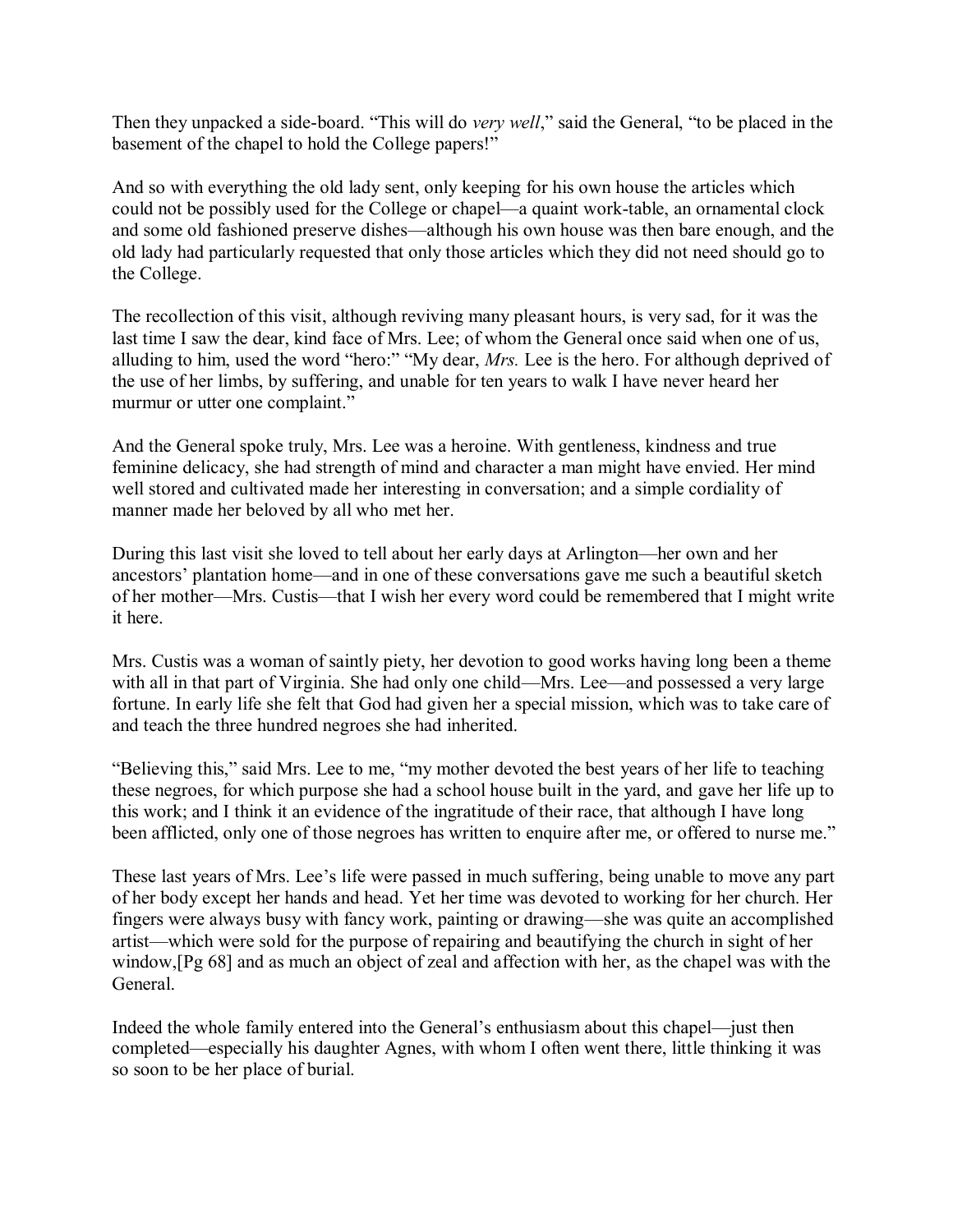Then they unpacked a side-board. “This will do *very well*,” said the General, “to be placed in the basement of the chapel to hold the College papers!”

And so with everything the old lady sent, only keeping for his own house the articles which could not be possibly used for the College or chapel—a quaint work-table, an ornamental clock and some old fashioned preserve dishes—although his own house was then bare enough, and the old lady had particularly requested that only those articles which they did not need should go to the College.

The recollection of this visit, although reviving many pleasant hours, is very sad, for it was the last time I saw the dear, kind face of Mrs. Lee; of whom the General once said when one of us, alluding to him, used the word “hero:” “My dear, *Mrs.* Lee is the hero. For although deprived of the use of her limbs, by suffering, and unable for ten years to walk I have never heard her murmur or utter one complaint.”

And the General spoke truly, Mrs. Lee was a heroine. With gentleness, kindness and true feminine delicacy, she had strength of mind and character a man might have envied. Her mind well stored and cultivated made her interesting in conversation; and a simple cordiality of manner made her beloved by all who met her.

During this last visit she loved to tell about her early days at Arlington—her own and her ancestors’ plantation home—and in one of these conversations gave me such a beautiful sketch of her mother—Mrs. Custis—that I wish her every word could be remembered that I might write it here.

Mrs. Custis was a woman of saintly piety, her devotion to good works having long been a theme with all in that part of Virginia. She had only one child—Mrs. Lee—and possessed a very large fortune. In early life she felt that God had given her a special mission, which was to take care of and teach the three hundred negroes she had inherited.

“Believing this,” said Mrs. Lee to me, “my mother devoted the best years of her life to teaching these negroes, for which purpose she had a school house built in the yard, and gave her life up to this work; and I think it an evidence of the ingratitude of their race, that although I have long been afflicted, only one of those negroes has written to enquire after me, or offered to nurse me.”

These last years of Mrs. Lee’s life were passed in much suffering, being unable to move any part of her body except her hands and head. Yet her time was devoted to working for her church. Her fingers were always busy with fancy work, painting or drawing—she was quite an accomplished artist—which were sold for the purpose of repairing and beautifying the church in sight of her window,[Pg 68] and as much an object of zeal and affection with her, as the chapel was with the General.

Indeed the whole family entered into the General’s enthusiasm about this chapel—just then completed—especially his daughter Agnes, with whom I often went there, little thinking it was so soon to be her place of burial.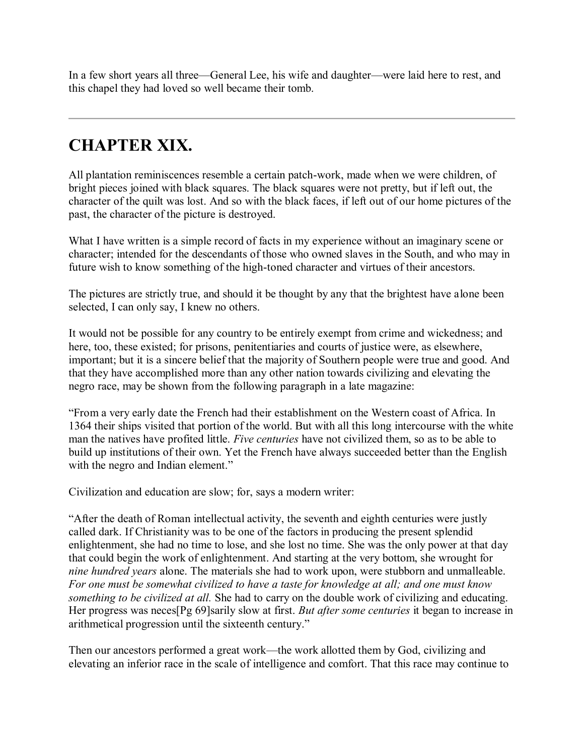In a few short years all three—General Lee, his wife and daughter—were laid here to rest, and this chapel they had loved so well became their tomb.

---

## CHAPTER XIX.

All plantation reminiscences resemble a certain patch-work, made when we were children, of bright pieces joined with black squares. The black squares were not pretty, but if left out, the character of the quilt was lost. And so with the black faces, if left out of our home pictures of the past, the character of the picture is destroyed.

What I have written is a simple record of facts in my experience without an imaginary scene or character; intended for the descendants of those who owned slaves in the South, and who may in future wish to know something of the high-toned character and virtues of their ancestors.

The pictures are strictly true, and should it be thought by any that the brightest have alone been selected, I can only say, I knew no others.

It would not be possible for any country to be entirely exempt from crime and wickedness; and here, too, these existed; for prisons, penitentiaries and courts of justice were, as elsewhere, important; but it is a sincere belief that the majority of Southern people were true and good. And that they have accomplished more than any other nation towards civilizing and elevating the negro race, may be shown from the following paragraph in a late magazine:

"From a very early date the French had their establishment on the Western coast of Africa. In 1364 their ships visited that portion of the world. But with all this long intercourse with the white man the natives have profited little. *Five centuries* have not civilized them, so as to be able to build up institutions of their own. Yet the French have always succeeded better than the English with the negro and Indian element."

Civilization and education are slow; for, says a modern writer:

"After the death of Roman intellectual activity, the seventh and eighth centuries were justly called dark. If Christianity was to be one of the factors in producing the present splendid enlightenment, she had no time to lose, and she lost no time. She was the only power at that day that could begin the work of enlightenment. And starting at the very bottom, she wrought for *nine hundred years* alone. The materials she had to work upon, were stubborn and unmalleable. *For one must be somewhat civilized to have a taste for knowledge at all; and one must know something to be civilized at all.* She had to carry on the double work of civilizing and educating. Her progress was neces[Pg 69]sarily slow at first. *But after some centuries* it began to increase in arithmetical progression until the sixteenth century."

Then our ancestors performed a great work—the work allotted them by God, civilizing and elevating an inferior race in the scale of intelligence and comfort. That this race may continue to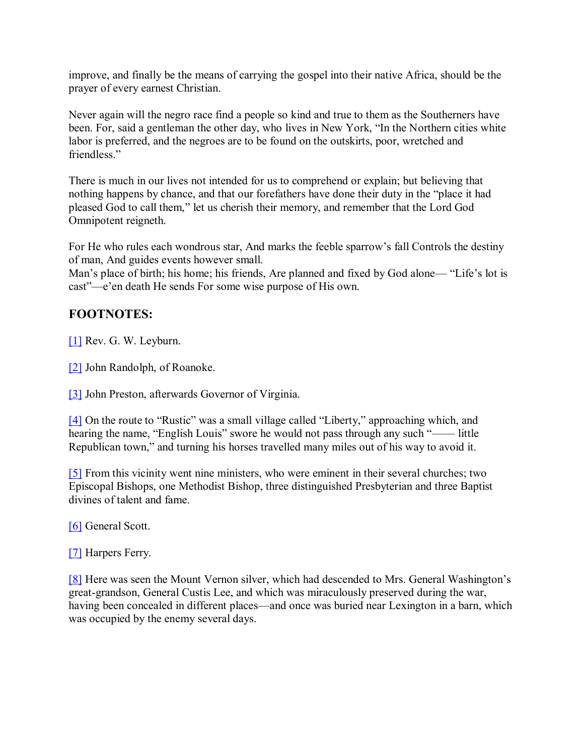improve, and finally be the means of carrying the gospel into their native Africa, should be the prayer of every earnest Christian.

Never again will the negro race find a people so kind and true to them as the Southerners have been. For, said a gentleman the other day, who lives in New York, "In the Northern cities white labor is preferred, and the negroes are to be found on the outskirts, poor, wretched and friendless."

There is much in our lives not intended for us to comprehend or explain; but believing that nothing happens by chance, and that our forefathers have done their duty in the "place it had pleased God to call them," let us cherish their memory, and remember that the Lord God Omnipotent reigneth.

For He who rules each wondrous star, And marks the feeble sparrow's fall Controls the destiny of man, And guides events however small.
Man's place of birth; his home; his friends, Are planned and fixed by God alone— "Life's lot is cast"—e'en death He sends For some wise purpose of His own.

### FOOTNOTES:

[1] Rev. G. W. Leyburn.

[2] John Randolph, of Roanoke.

[3] John Preston, afterwards Governor of Virginia.

[4] On the route to "Rustic" was a small village called "Liberty," approaching which, and hearing the name, "English Louis" swore he would not pass through any such "—— little Republican town," and turning his horses travelled many miles out of his way to avoid it.

[5] From this vicinity went nine ministers, who were eminent in their several churches; two Episcopal Bishops, one Methodist Bishop, three distinguished Presbyterian and three Baptist divines of talent and fame.

[6] General Scott.

[7] Harpers Ferry.

[8] Here was seen the Mount Vernon silver, which had descended to Mrs. General Washington's great-grandson, General Custis Lee, and which was miraculously preserved during the war, having been concealed in different places—and once was buried near Lexington in a barn, which was occupied by the enemy several days.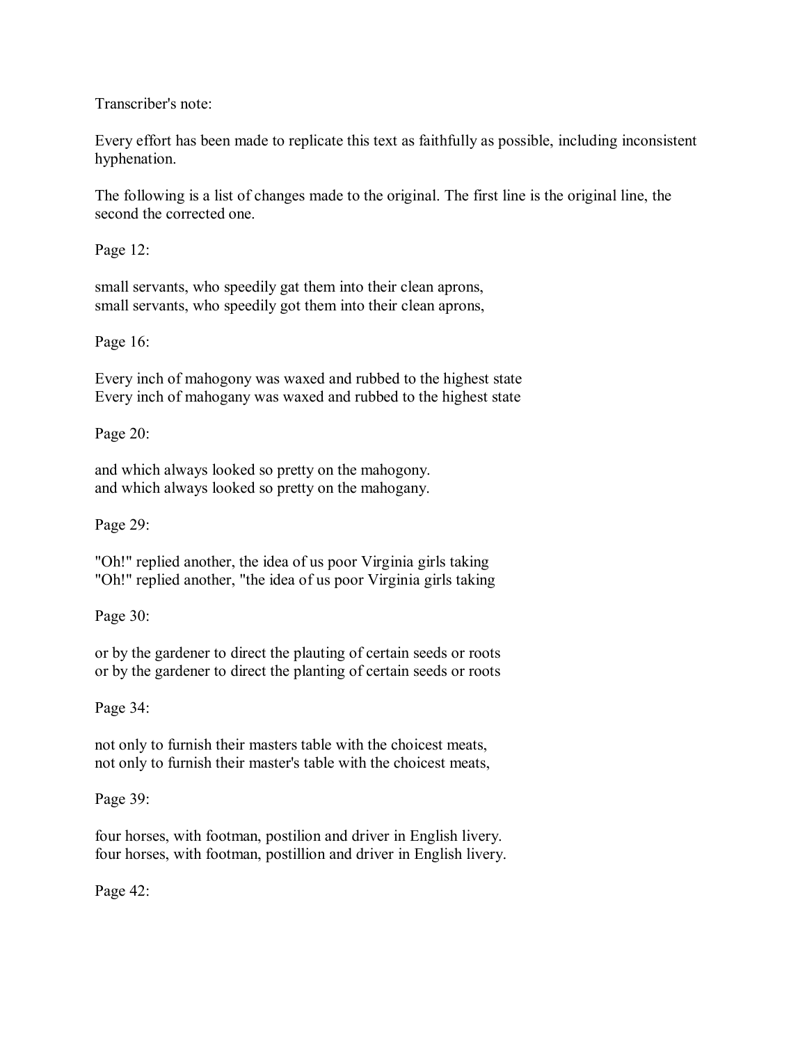Transcriber's note:

Every effort has been made to replicate this text as faithfully as possible, including inconsistent hyphenation.

The following is a list of changes made to the original. The first line is the original line, the second the corrected one.

Page 12:

small servants, who speedily gat them into their clean aprons,
small servants, who speedily got them into their clean aprons,

Page 16:

Every inch of mahogony was waxed and rubbed to the highest state
Every inch of mahogany was waxed and rubbed to the highest state

Page 20:

and which always looked so pretty on the mahogony.
and which always looked so pretty on the mahogany.

Page 29:

"Oh!" replied another, the idea of us poor Virginia girls taking
"Oh!" replied another, "the idea of us poor Virginia girls taking

Page 30:

or by the gardener to direct the plauting of certain seeds or roots
or by the gardener to direct the planting of certain seeds or roots

Page 34:

not only to furnish their masters table with the choicest meats,
not only to furnish their master's table with the choicest meats,

Page 39:

four horses, with footman, postilion and driver in English livery.
four horses, with footman, postillion and driver in English livery.

Page 42: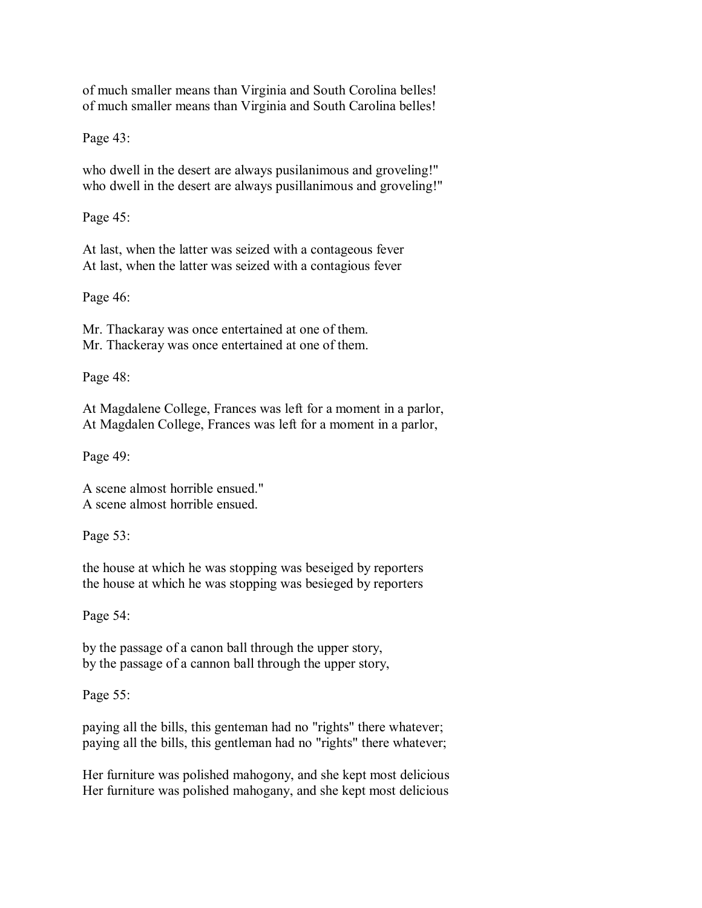of much smaller means than Virginia and South Corolina belles!
of much smaller means than Virginia and South Carolina belles!

Page 43:

who dwell in the desert are always pusilanimous and groveling!"
who dwell in the desert are always pusillanimous and groveling!"

Page 45:

At last, when the latter was seized with a contageous fever
At last, when the latter was seized with a contagious fever

Page 46:

Mr. Thackaray was once entertained at one of them.
Mr. Thackeray was once entertained at one of them.

Page 48:

At Magdalene College, Frances was left for a moment in a parlor,
At Magdalen College, Frances was left for a moment in a parlor,

Page 49:

A scene almost horrible ensued."
A scene almost horrible ensued.

Page 53:

the house at which he was stopping was beseiged by reporters
the house at which he was stopping was besieged by reporters

Page 54:

by the passage of a canon ball through the upper story,
by the passage of a cannon ball through the upper story,

Page 55:

paying all the bills, this genteman had no "rights" there whatever;
paying all the bills, this gentleman had no "rights" there whatever;

Her furniture was polished mahogony, and she kept most delicious
Her furniture was polished mahogany, and she kept most delicious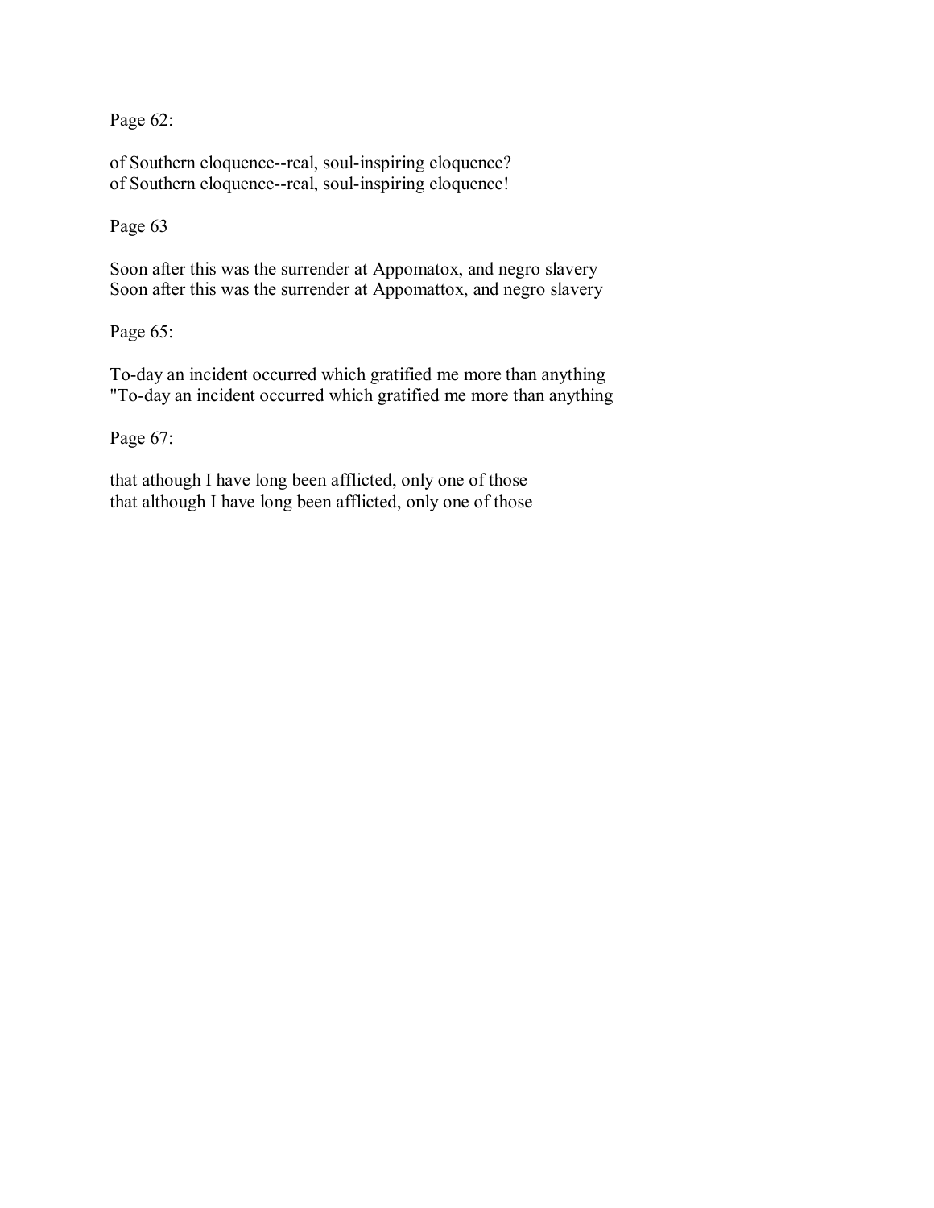Page 62:

of Southern eloquence--real, soul-inspiring eloquence?
of Southern eloquence--real, soul-inspiring eloquence!

Page 63

Soon after this was the surrender at Appomatox, and negro slavery
Soon after this was the surrender at Appomattox, and negro slavery

Page 65:

To-day an incident occurred which gratified me more than anything
"To-day an incident occurred which gratified me more than anything

Page 67:

that athough I have long been afflicted, only one of those
that although I have long been afflicted, only one of those